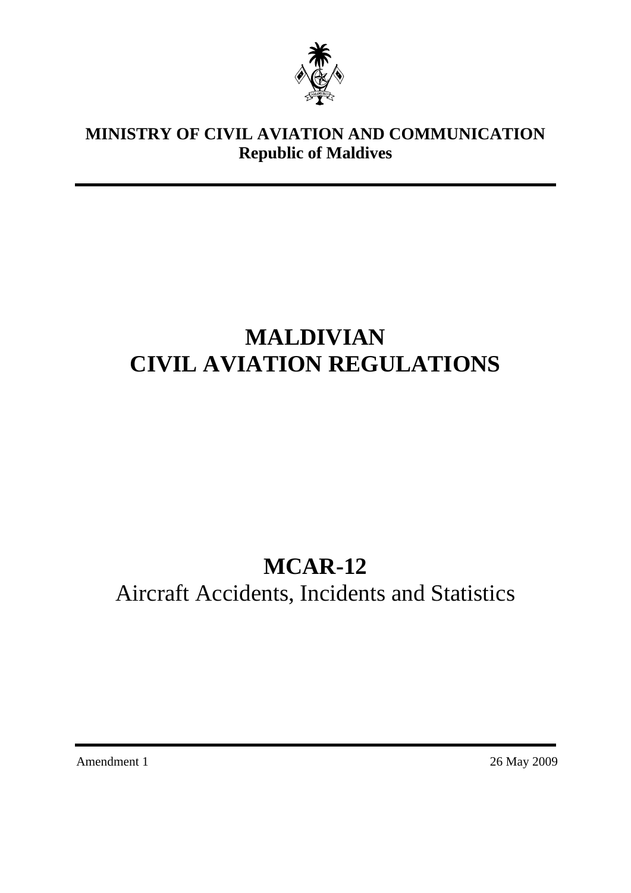**MINISTRY OF CIVIL AVIATION AND COMMUNICATION**
**Republic of Maldives**

# MALDIVIAN CIVIL AVIATION REGULATIONS

# MCAR-12

## Aircraft Accidents, Incidents and Statistics

Amendment 1

26 May 2009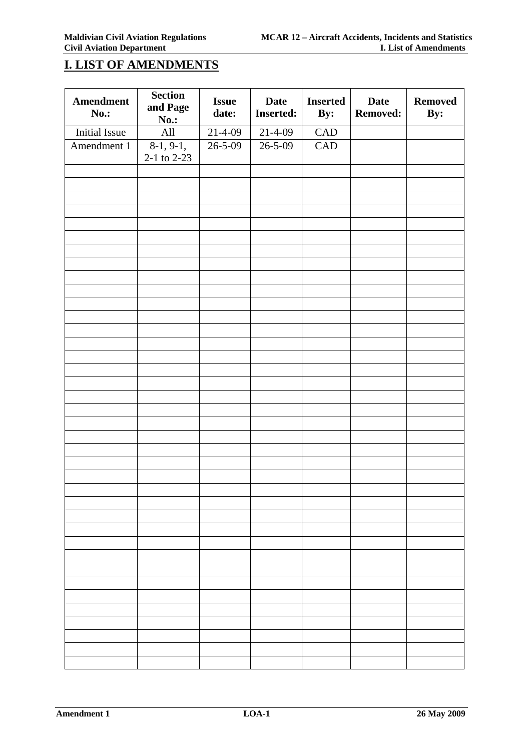# I. LIST OF AMENDMENTS

| Amendment No.: | Section and Page No.: | Issue date: | Date Inserted: | Inserted By: | Date Removed: | Removed By: |
|---|---|---|---|---|---|---|
| Initial Issue | All | 21-4-09 | 21-4-09 | CAD | | |
| Amendment 1 | 8-1, 9-1, 2-1 to 2-23 | 26-5-09 | 26-5-09 | CAD | | |
| | | | | | | |
| | | | | | | |
| | | | | | | |
| | | | | | | |
| | | | | | | |
| | | | | | | |
| | | | | | | |
| | | | | | | |
| | | | | | | |
| | | | | | | |
| | | | | | | |
| | | | | | | |
| | | | | | | |
| | | | | | | |
| | | | | | | |
| | | | | | | |
| | | | | | | |
| | | | | | | |
| | | | | | | |
| | | | | | | |
| | | | | | | |
| | | | | | | |
| | | | | | | |
| | | | | | | |
| | | | | | | |
| | | | | | | |
| | | | | | | |
| | | | | | | |
| | | | | | | |
| | | | | | | |
| | | | | | | |
| | | | | | | |
| | | | | | | |
| | | | | | | |
| | | | | | | |
| | | | | | | |
| | | | | | | |
| | | | | | | |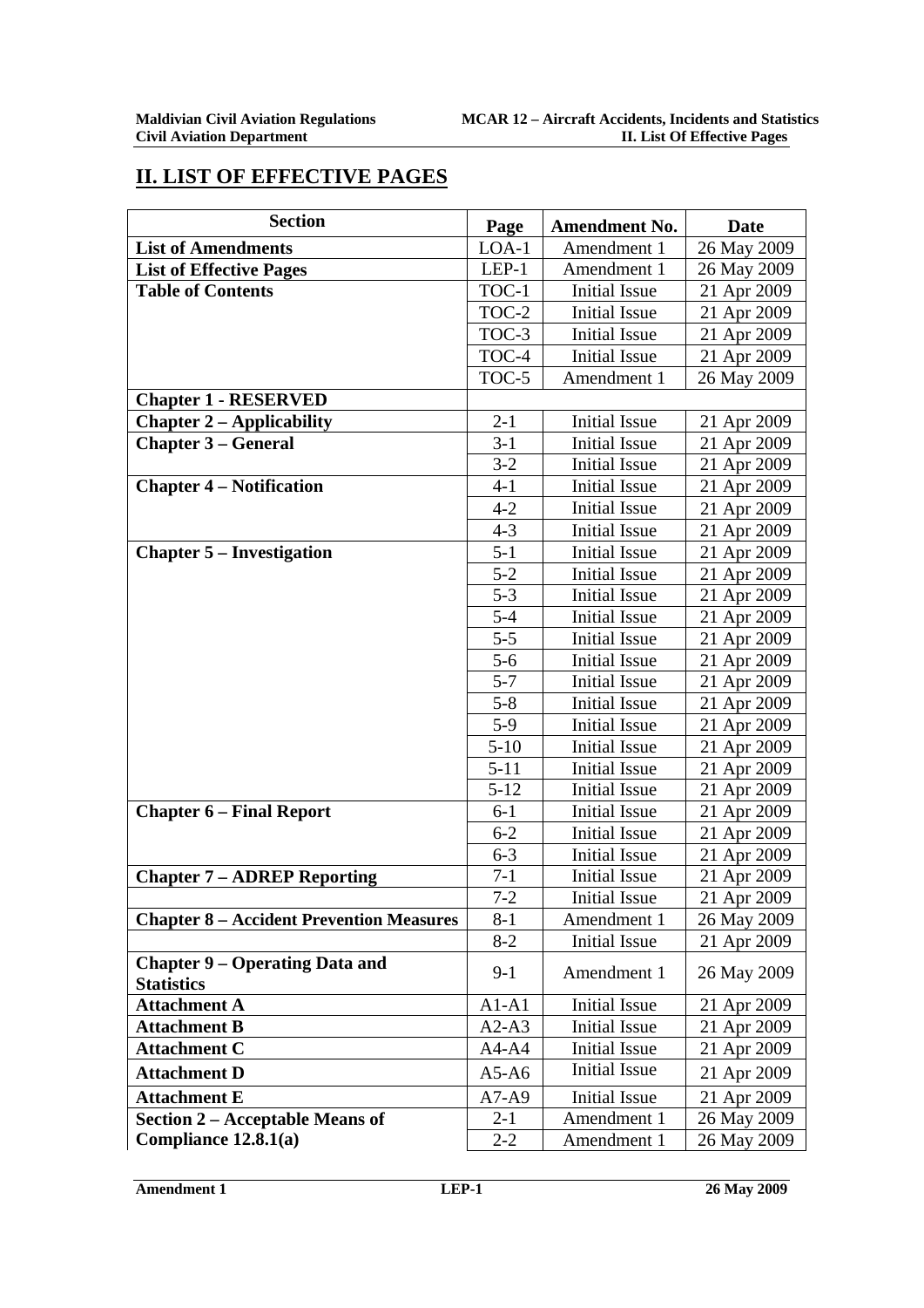## II. LIST OF EFFECTIVE PAGES

| Section | Page | Amendment No. | Date |
|---|---|---|---|
| **List of Amendments** | LOA-1 | Amendment 1 | 26 May 2009 |
| **List of Effective Pages** | LEP-1 | Amendment 1 | 26 May 2009 |
| **Table of Contents** | TOC-1 | Initial Issue | 21 Apr 2009 |
| | TOC-2 | Initial Issue | 21 Apr 2009 |
| | TOC-3 | Initial Issue | 21 Apr 2009 |
| | TOC-4 | Initial Issue | 21 Apr 2009 |
| | TOC-5 | Amendment 1 | 26 May 2009 |
| **Chapter 1 - RESERVED** | | | |
| **Chapter 2 – Applicability** | 2-1 | Initial Issue | 21 Apr 2009 |
| **Chapter 3 – General** | 3-1 | Initial Issue | 21 Apr 2009 |
| | 3-2 | Initial Issue | 21 Apr 2009 |
| **Chapter 4 – Notification** | 4-1 | Initial Issue | 21 Apr 2009 |
| | 4-2 | Initial Issue | 21 Apr 2009 |
| | 4-3 | Initial Issue | 21 Apr 2009 |
| **Chapter 5 – Investigation** | 5-1 | Initial Issue | 21 Apr 2009 |
| | 5-2 | Initial Issue | 21 Apr 2009 |
| | 5-3 | Initial Issue | 21 Apr 2009 |
| | 5-4 | Initial Issue | 21 Apr 2009 |
| | 5-5 | Initial Issue | 21 Apr 2009 |
| | 5-6 | Initial Issue | 21 Apr 2009 |
| | 5-7 | Initial Issue | 21 Apr 2009 |
| | 5-8 | Initial Issue | 21 Apr 2009 |
| | 5-9 | Initial Issue | 21 Apr 2009 |
| | 5-10 | Initial Issue | 21 Apr 2009 |
| | 5-11 | Initial Issue | 21 Apr 2009 |
| | 5-12 | Initial Issue | 21 Apr 2009 |
| **Chapter 6 – Final Report** | 6-1 | Initial Issue | 21 Apr 2009 |
| | 6-2 | Initial Issue | 21 Apr 2009 |
| | 6-3 | Initial Issue | 21 Apr 2009 |
| **Chapter 7 – ADREP Reporting** | 7-1 | Initial Issue | 21 Apr 2009 |
| | 7-2 | Initial Issue | 21 Apr 2009 |
| **Chapter 8 – Accident Prevention Measures** | 8-1 | Amendment 1 | 26 May 2009 |
| | 8-2 | Initial Issue | 21 Apr 2009 |
| **Chapter 9 – Operating Data and Statistics** | 9-1 | Amendment 1 | 26 May 2009 |
| **Attachment A** | A1-A1 | Initial Issue | 21 Apr 2009 |
| **Attachment B** | A2-A3 | Initial Issue | 21 Apr 2009 |
| **Attachment C** | A4-A4 | Initial Issue | 21 Apr 2009 |
| **Attachment D** | A5-A6 | Initial Issue | 21 Apr 2009 |
| **Attachment E** | A7-A9 | Initial Issue | 21 Apr 2009 |
| **Section 2 – Acceptable Means of Compliance 12.8.1(a)** | 2-1 | Amendment 1 | 26 May 2009 |
| | 2-2 | Amendment 1 | 26 May 2009 |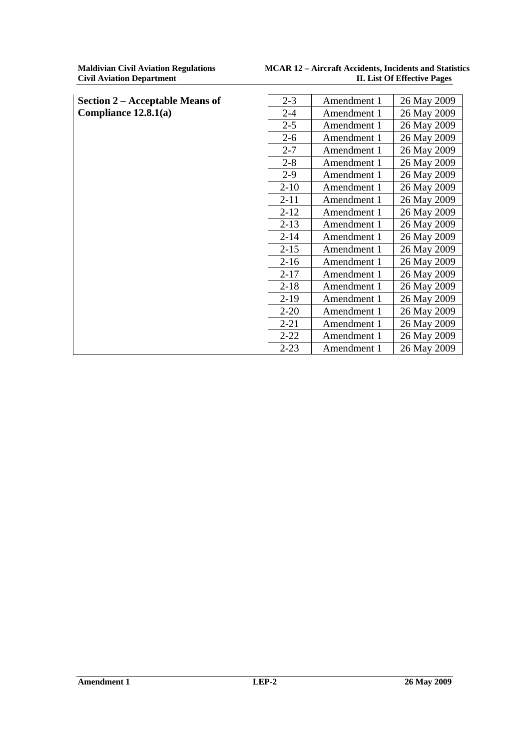| Section 2 – Acceptable Means of Compliance 12.8.1(a) | 2-3 | Amendment 1 | 26 May 2009 |
| --- | --- | --- | --- |
| | 2-4 | Amendment 1 | 26 May 2009 |
| | 2-5 | Amendment 1 | 26 May 2009 |
| | 2-6 | Amendment 1 | 26 May 2009 |
| | 2-7 | Amendment 1 | 26 May 2009 |
| | 2-8 | Amendment 1 | 26 May 2009 |
| | 2-9 | Amendment 1 | 26 May 2009 |
| | 2-10 | Amendment 1 | 26 May 2009 |
| | 2-11 | Amendment 1 | 26 May 2009 |
| | 2-12 | Amendment 1 | 26 May 2009 |
| | 2-13 | Amendment 1 | 26 May 2009 |
| | 2-14 | Amendment 1 | 26 May 2009 |
| | 2-15 | Amendment 1 | 26 May 2009 |
| | 2-16 | Amendment 1 | 26 May 2009 |
| | 2-17 | Amendment 1 | 26 May 2009 |
| | 2-18 | Amendment 1 | 26 May 2009 |
| | 2-19 | Amendment 1 | 26 May 2009 |
| | 2-20 | Amendment 1 | 26 May 2009 |
| | 2-21 | Amendment 1 | 26 May 2009 |
| | 2-22 | Amendment 1 | 26 May 2009 |
| | 2-23 | Amendment 1 | 26 May 2009 |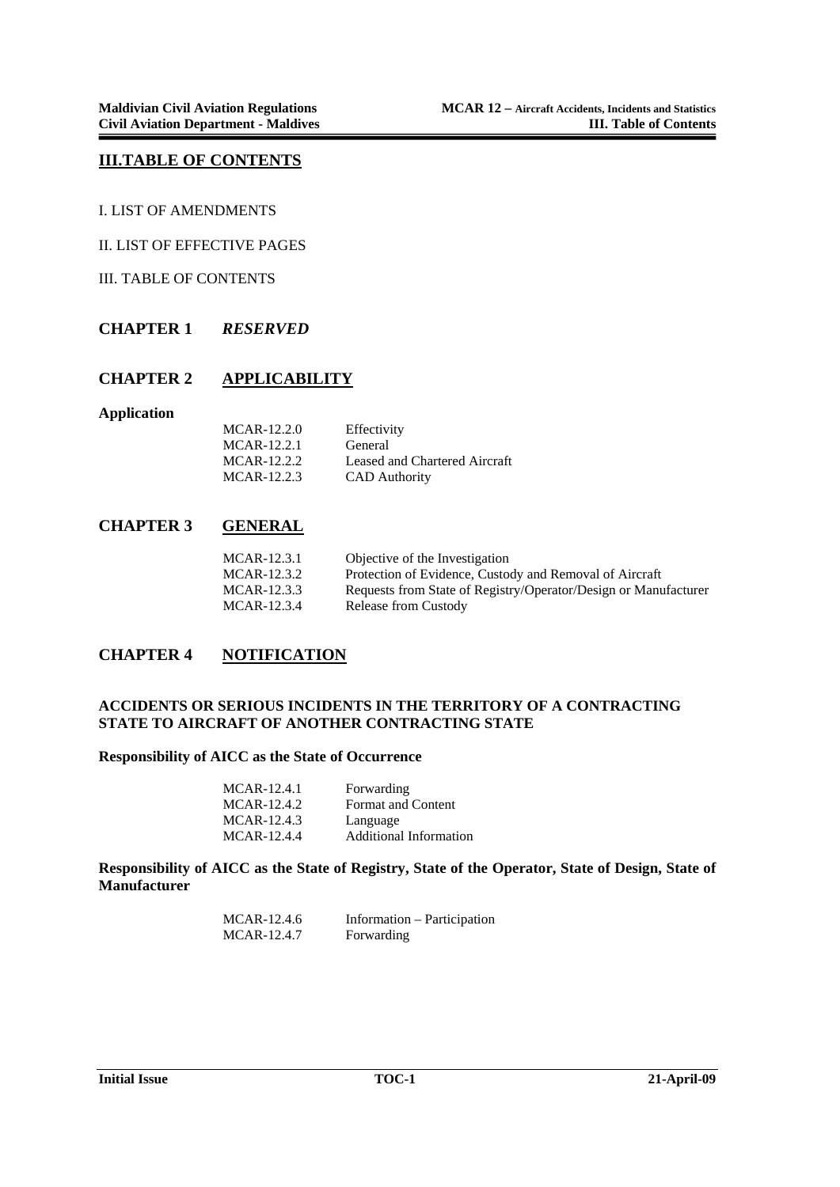## III.TABLE OF CONTENTS

I. LIST OF AMENDMENTS

II. LIST OF EFFECTIVE PAGES

III. TABLE OF CONTENTS

## CHAPTER 1 *RESERVED*

## CHAPTER 2 APPLICABILITY

**Application**

| | |
|---|---|
| MCAR-12.2.0 | Effectivity |
| MCAR-12.2.1 | General |
| MCAR-12.2.2 | Leased and Chartered Aircraft |
| MCAR-12.2.3 | CAD Authority |

## CHAPTER 3 GENERAL

| | |
|---|---|
| MCAR-12.3.1 | Objective of the Investigation |
| MCAR-12.3.2 | Protection of Evidence, Custody and Removal of Aircraft |
| MCAR-12.3.3 | Requests from State of Registry/Operator/Design or Manufacturer |
| MCAR-12.3.4 | Release from Custody |

## CHAPTER 4 NOTIFICATION

**ACCIDENTS OR SERIOUS INCIDENTS IN THE TERRITORY OF A CONTRACTING STATE TO AIRCRAFT OF ANOTHER CONTRACTING STATE**

**Responsibility of AICC as the State of Occurrence**

| | |
|---|---|
| MCAR-12.4.1 | Forwarding |
| MCAR-12.4.2 | Format and Content |
| MCAR-12.4.3 | Language |
| MCAR-12.4.4 | Additional Information |

**Responsibility of AICC as the State of Registry, State of the Operator, State of Design, State of Manufacturer**

| | |
|---|---|
| MCAR-12.4.6 | Information – Participation |
| MCAR-12.4.7 | Forwarding |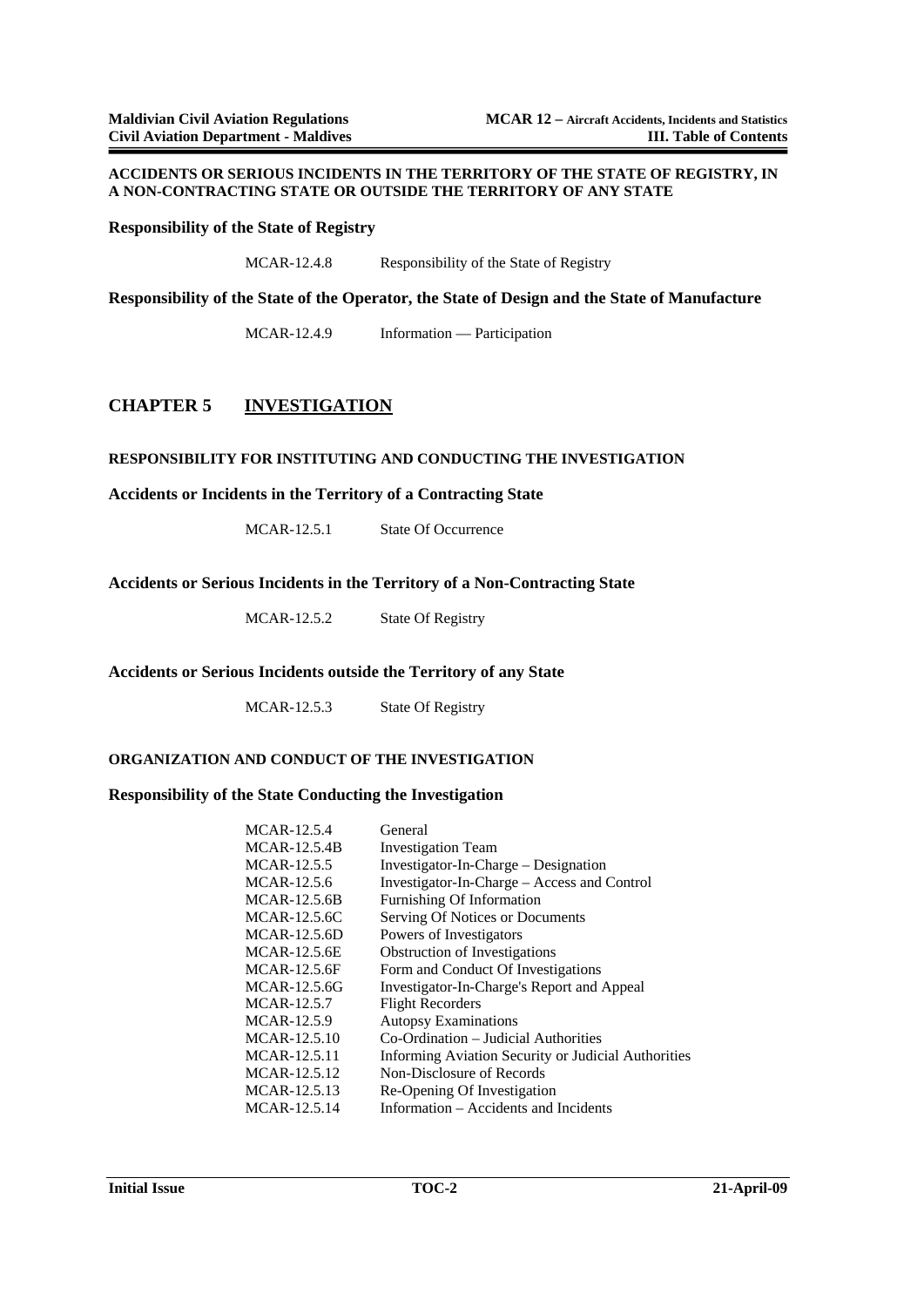**ACCIDENTS OR SERIOUS INCIDENTS IN THE TERRITORY OF THE STATE OF REGISTRY, IN A NON-CONTRACTING STATE OR OUTSIDE THE TERRITORY OF ANY STATE**

**Responsibility of the State of Registry**

MCAR-12.4.8 Responsibility of the State of Registry

**Responsibility of the State of the Operator, the State of Design and the State of Manufacture**

MCAR-12.4.9 Information — Participation

## CHAPTER 5 INVESTIGATION

**RESPONSIBILITY FOR INSTITUTING AND CONDUCTING THE INVESTIGATION**

**Accidents or Incidents in the Territory of a Contracting State**

MCAR-12.5.1 State Of Occurrence

**Accidents or Serious Incidents in the Territory of a Non-Contracting State**

MCAR-12.5.2 State Of Registry

**Accidents or Serious Incidents outside the Territory of any State**

MCAR-12.5.3 State Of Registry

**ORGANIZATION AND CONDUCT OF THE INVESTIGATION**

**Responsibility of the State Conducting the Investigation**

| | |
|---|---|
| MCAR-12.5.4 | General |
| MCAR-12.5.4B | Investigation Team |
| MCAR-12.5.5 | Investigator-In-Charge – Designation |
| MCAR-12.5.6 | Investigator-In-Charge – Access and Control |
| MCAR-12.5.6B | Furnishing Of Information |
| MCAR-12.5.6C | Serving Of Notices or Documents |
| MCAR-12.5.6D | Powers of Investigators |
| MCAR-12.5.6E | Obstruction of Investigations |
| MCAR-12.5.6F | Form and Conduct Of Investigations |
| MCAR-12.5.6G | Investigator-In-Charge's Report and Appeal |
| MCAR-12.5.7 | Flight Recorders |
| MCAR-12.5.9 | Autopsy Examinations |
| MCAR-12.5.10 | Co-Ordination – Judicial Authorities |
| MCAR-12.5.11 | Informing Aviation Security or Judicial Authorities |
| MCAR-12.5.12 | Non-Disclosure of Records |
| MCAR-12.5.13 | Re-Opening Of Investigation |
| MCAR-12.5.14 | Information – Accidents and Incidents |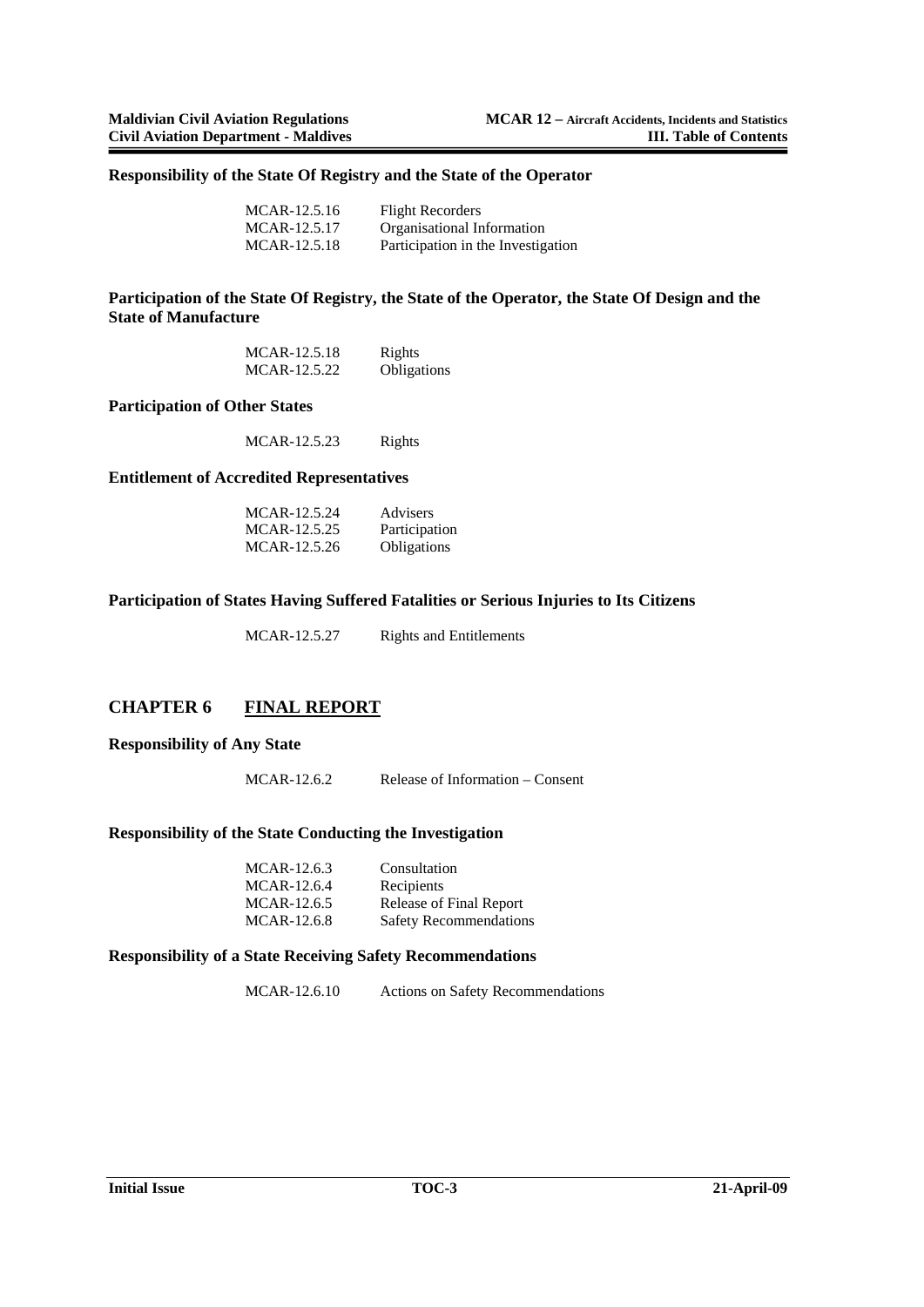**Responsibility of the State Of Registry and the State of the Operator**

| | |
|---|---|
| MCAR-12.5.16 | Flight Recorders |
| MCAR-12.5.17 | Organisational Information |
| MCAR-12.5.18 | Participation in the Investigation |

**Participation of the State Of Registry, the State of the Operator, the State Of Design and the State of Manufacture**

| | |
|---|---|
| MCAR-12.5.18 | Rights |
| MCAR-12.5.22 | Obligations |

**Participation of Other States**

| | |
|---|---|
| MCAR-12.5.23 | Rights |

**Entitlement of Accredited Representatives**

| | |
|---|---|
| MCAR-12.5.24 | Advisers |
| MCAR-12.5.25 | Participation |
| MCAR-12.5.26 | Obligations |

**Participation of States Having Suffered Fatalities or Serious Injuries to Its Citizens**

| | |
|---|---|
| MCAR-12.5.27 | Rights and Entitlements |

## CHAPTER 6 FINAL REPORT

**Responsibility of Any State**

| | |
|---|---|
| MCAR-12.6.2 | Release of Information – Consent |

**Responsibility of the State Conducting the Investigation**

| | |
|---|---|
| MCAR-12.6.3 | Consultation |
| MCAR-12.6.4 | Recipients |
| MCAR-12.6.5 | Release of Final Report |
| MCAR-12.6.8 | Safety Recommendations |

**Responsibility of a State Receiving Safety Recommendations**

| | |
|---|---|
| MCAR-12.6.10 | Actions on Safety Recommendations |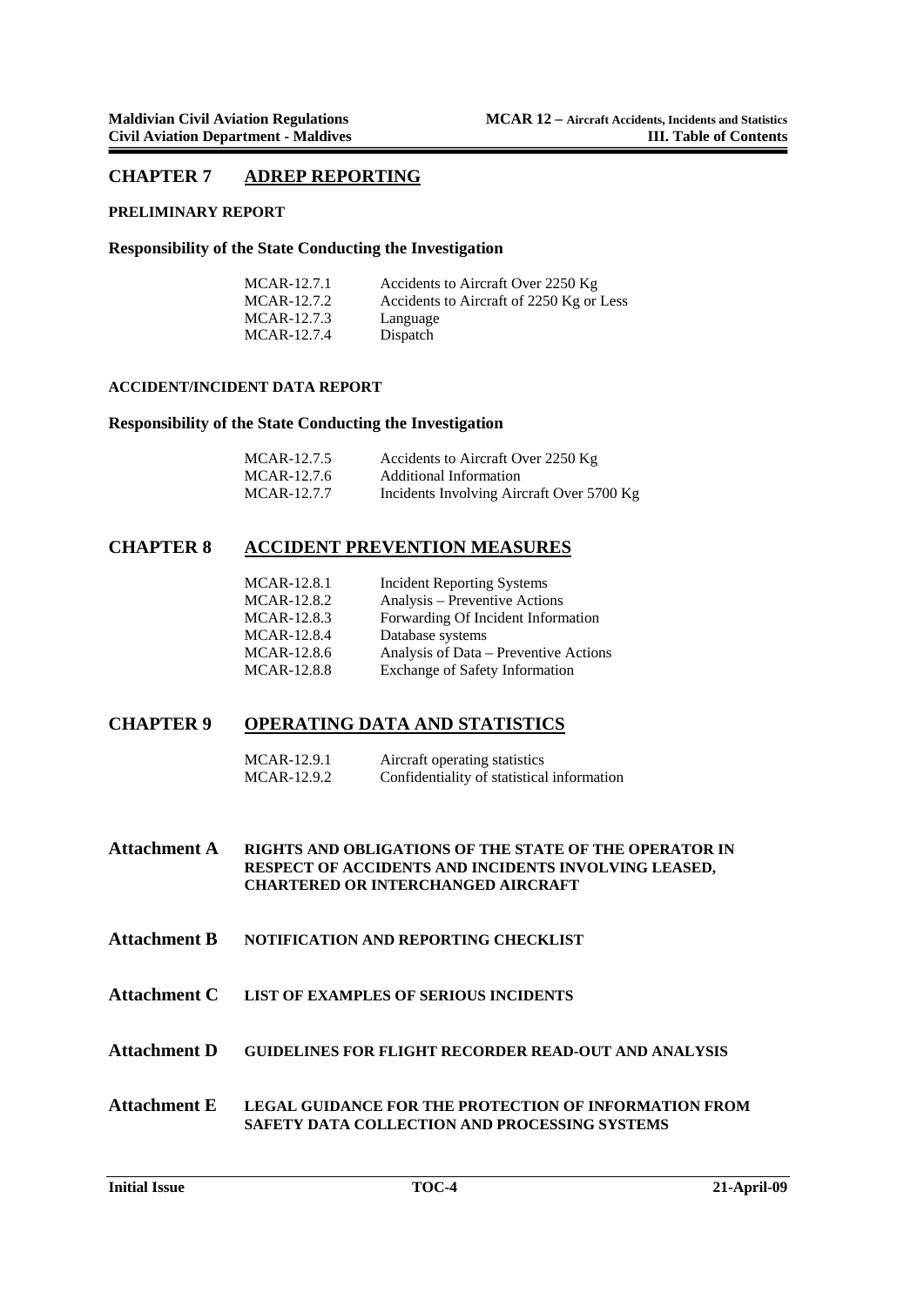## CHAPTER 7 ADREP REPORTING

**PRELIMINARY REPORT**

**Responsibility of the State Conducting the Investigation**

| | |
|---|---|
| MCAR-12.7.1 | Accidents to Aircraft Over 2250 Kg |
| MCAR-12.7.2 | Accidents to Aircraft of 2250 Kg or Less |
| MCAR-12.7.3 | Language |
| MCAR-12.7.4 | Dispatch |

**ACCIDENT/INCIDENT DATA REPORT**

**Responsibility of the State Conducting the Investigation**

| | |
|---|---|
| MCAR-12.7.5 | Accidents to Aircraft Over 2250 Kg |
| MCAR-12.7.6 | Additional Information |
| MCAR-12.7.7 | Incidents Involving Aircraft Over 5700 Kg |

## CHAPTER 8 ACCIDENT PREVENTION MEASURES

| | |
|---|---|
| MCAR-12.8.1 | Incident Reporting Systems |
| MCAR-12.8.2 | Analysis – Preventive Actions |
| MCAR-12.8.3 | Forwarding Of Incident Information |
| MCAR-12.8.4 | Database systems |
| MCAR-12.8.6 | Analysis of Data – Preventive Actions |
| MCAR-12.8.8 | Exchange of Safety Information |

## CHAPTER 9 OPERATING DATA AND STATISTICS

| | |
|---|---|
| MCAR-12.9.1 | Aircraft operating statistics |
| MCAR-12.9.2 | Confidentiality of statistical information |

## Attachment A RIGHTS AND OBLIGATIONS OF THE STATE OF THE OPERATOR IN RESPECT OF ACCIDENTS AND INCIDENTS INVOLVING LEASED, CHARTERED OR INTERCHANGED AIRCRAFT

## Attachment B NOTIFICATION AND REPORTING CHECKLIST

## Attachment C LIST OF EXAMPLES OF SERIOUS INCIDENTS

## Attachment D GUIDELINES FOR FLIGHT RECORDER READ-OUT AND ANALYSIS

## Attachment E LEGAL GUIDANCE FOR THE PROTECTION OF INFORMATION FROM SAFETY DATA COLLECTION AND PROCESSING SYSTEMS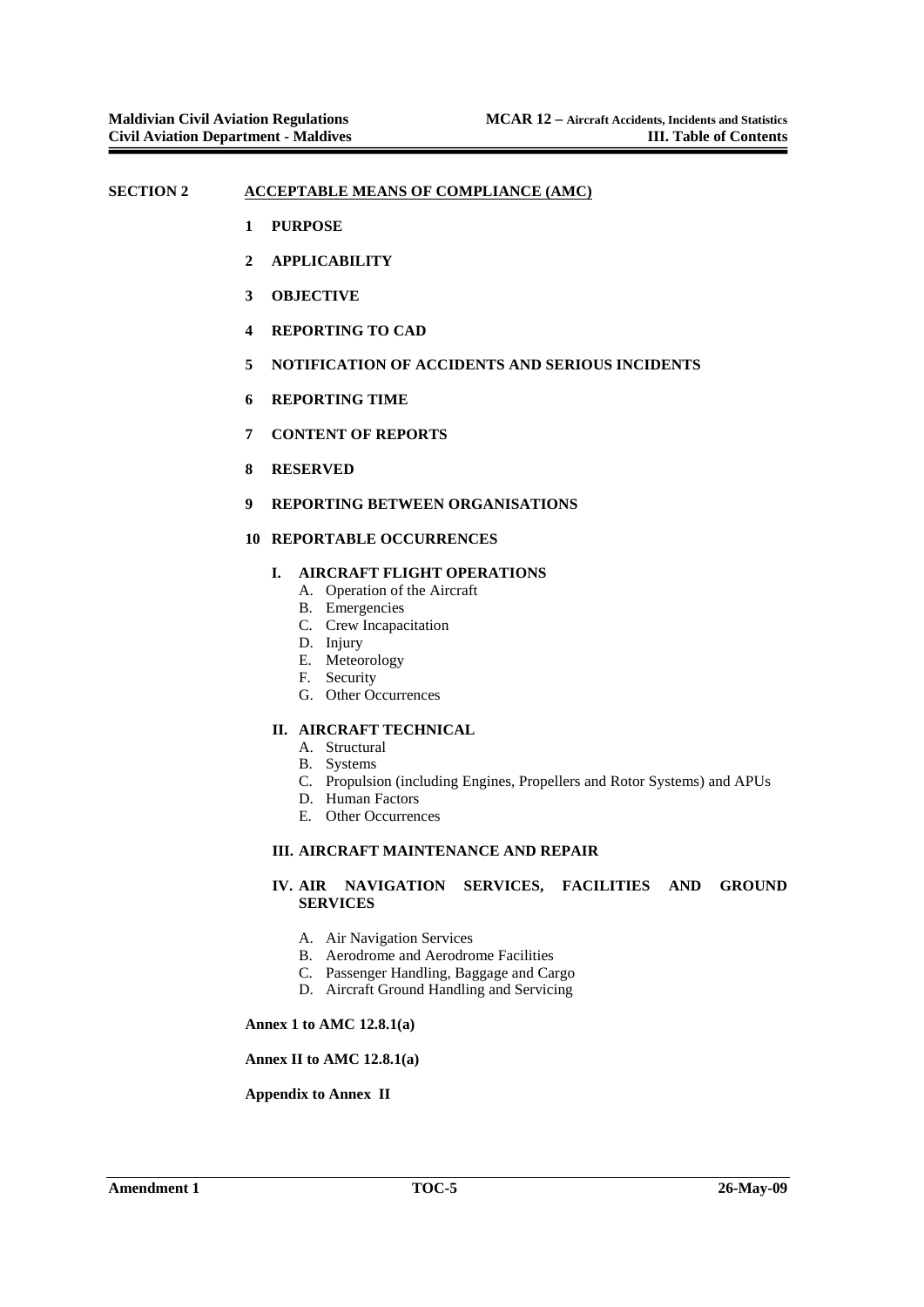**SECTION 2 ACCEPTABLE MEANS OF COMPLIANCE (AMC)**

**1 PURPOSE**

**2 APPLICABILITY**

**3 OBJECTIVE**

**4 REPORTING TO CAD**

**5 NOTIFICATION OF ACCIDENTS AND SERIOUS INCIDENTS**

**6 REPORTING TIME**

**7 CONTENT OF REPORTS**

**8 RESERVED**

**9 REPORTING BETWEEN ORGANISATIONS**

**10 REPORTABLE OCCURRENCES**

**I. AIRCRAFT FLIGHT OPERATIONS**

- A. Operation of the Aircraft
- B. Emergencies
- C. Crew Incapacitation
- D. Injury
- E. Meteorology
- F. Security
- G. Other Occurrences

**II. AIRCRAFT TECHNICAL**

- A. Structural
- B. Systems
- C. Propulsion (including Engines, Propellers and Rotor Systems) and APUs
- D. Human Factors
- E. Other Occurrences

**III. AIRCRAFT MAINTENANCE AND REPAIR**

**IV. AIR NAVIGATION SERVICES, FACILITIES AND GROUND SERVICES**

- A. Air Navigation Services
- B. Aerodrome and Aerodrome Facilities
- C. Passenger Handling, Baggage and Cargo
- D. Aircraft Ground Handling and Servicing

**Annex 1 to AMC 12.8.1(a)**

**Annex II to AMC 12.8.1(a)**

**Appendix to Annex II**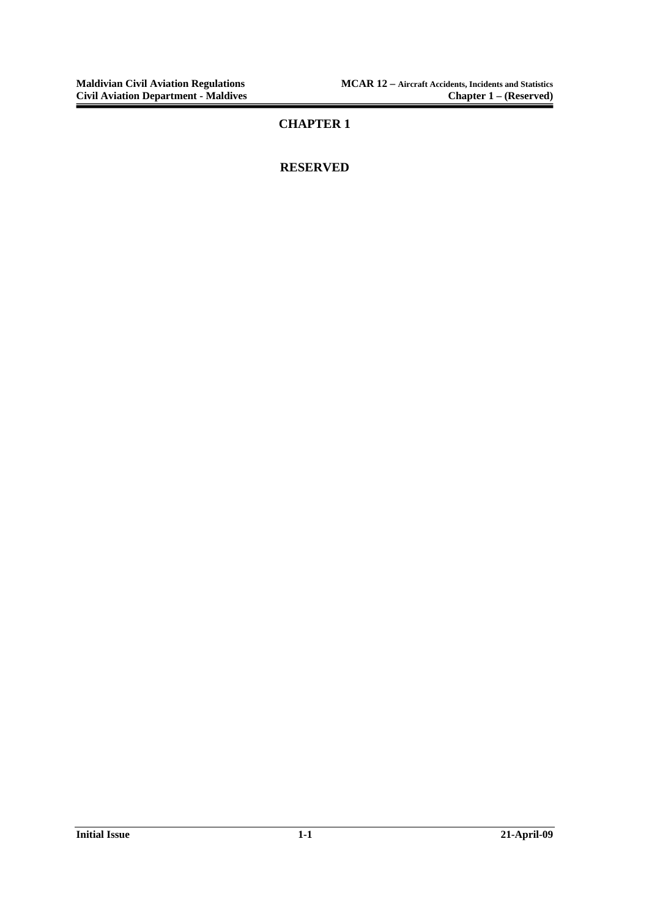# CHAPTER 1

## RESERVED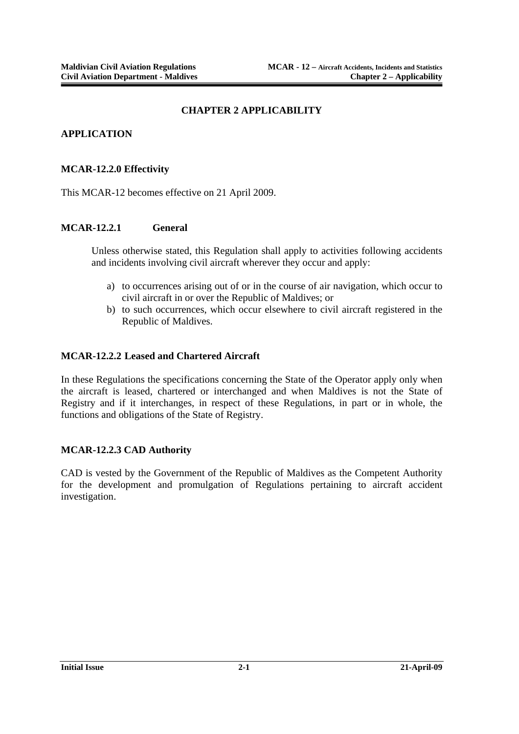# CHAPTER 2 APPLICABILITY

## APPLICATION

### MCAR-12.2.0 Effectivity

This MCAR-12 becomes effective on 21 April 2009.

### MCAR-12.2.1 General

Unless otherwise stated, this Regulation shall apply to activities following accidents and incidents involving civil aircraft wherever they occur and apply:

a) to occurrences arising out of or in the course of air navigation, which occur to civil aircraft in or over the Republic of Maldives; or
b) to such occurrences, which occur elsewhere to civil aircraft registered in the Republic of Maldives.

### MCAR-12.2.2 Leased and Chartered Aircraft

In these Regulations the specifications concerning the State of the Operator apply only when the aircraft is leased, chartered or interchanged and when Maldives is not the State of Registry and if it interchanges, in respect of these Regulations, in part or in whole, the functions and obligations of the State of Registry.

### MCAR-12.2.3 CAD Authority

CAD is vested by the Government of the Republic of Maldives as the Competent Authority for the development and promulgation of Regulations pertaining to aircraft accident investigation.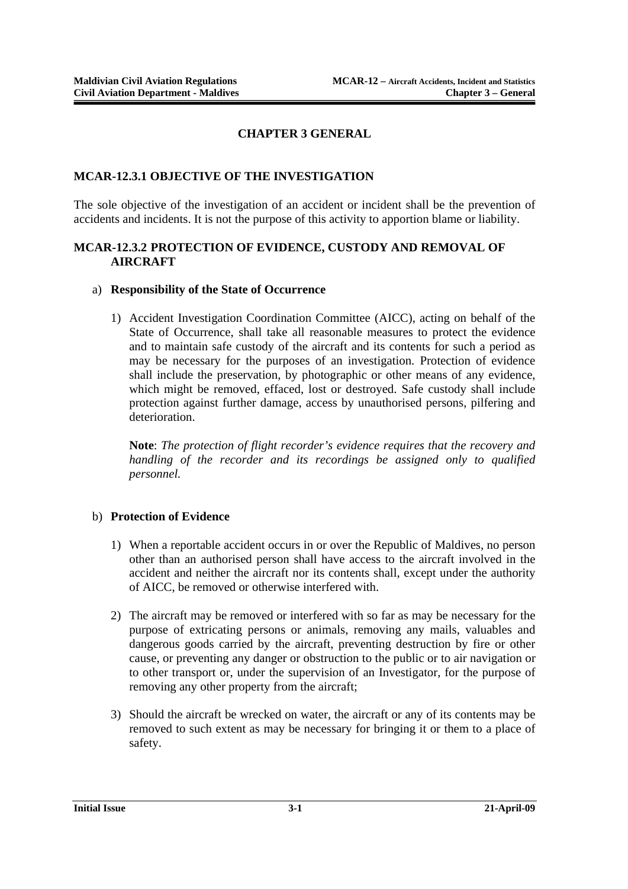# CHAPTER 3 GENERAL

## MCAR-12.3.1 OBJECTIVE OF THE INVESTIGATION

The sole objective of the investigation of an accident or incident shall be the prevention of accidents and incidents. It is not the purpose of this activity to apportion blame or liability.

## MCAR-12.3.2 PROTECTION OF EVIDENCE, CUSTODY AND REMOVAL OF AIRCRAFT

a) **Responsibility of the State of Occurrence**

1) Accident Investigation Coordination Committee (AICC), acting on behalf of the State of Occurrence, shall take all reasonable measures to protect the evidence and to maintain safe custody of the aircraft and its contents for such a period as may be necessary for the purposes of an investigation. Protection of evidence shall include the preservation, by photographic or other means of any evidence, which might be removed, effaced, lost or destroyed. Safe custody shall include protection against further damage, access by unauthorised persons, pilfering and deterioration.

   **Note**: *The protection of flight recorder's evidence requires that the recovery and handling of the recorder and its recordings be assigned only to qualified personnel.*

b) **Protection of Evidence**

1) When a reportable accident occurs in or over the Republic of Maldives, no person other than an authorised person shall have access to the aircraft involved in the accident and neither the aircraft nor its contents shall, except under the authority of AICC, be removed or otherwise interfered with.

2) The aircraft may be removed or interfered with so far as may be necessary for the purpose of extricating persons or animals, removing any mails, valuables and dangerous goods carried by the aircraft, preventing destruction by fire or other cause, or preventing any danger or obstruction to the public or to air navigation or to other transport or, under the supervision of an Investigator, for the purpose of removing any other property from the aircraft;

3) Should the aircraft be wrecked on water, the aircraft or any of its contents may be removed to such extent as may be necessary for bringing it or them to a place of safety.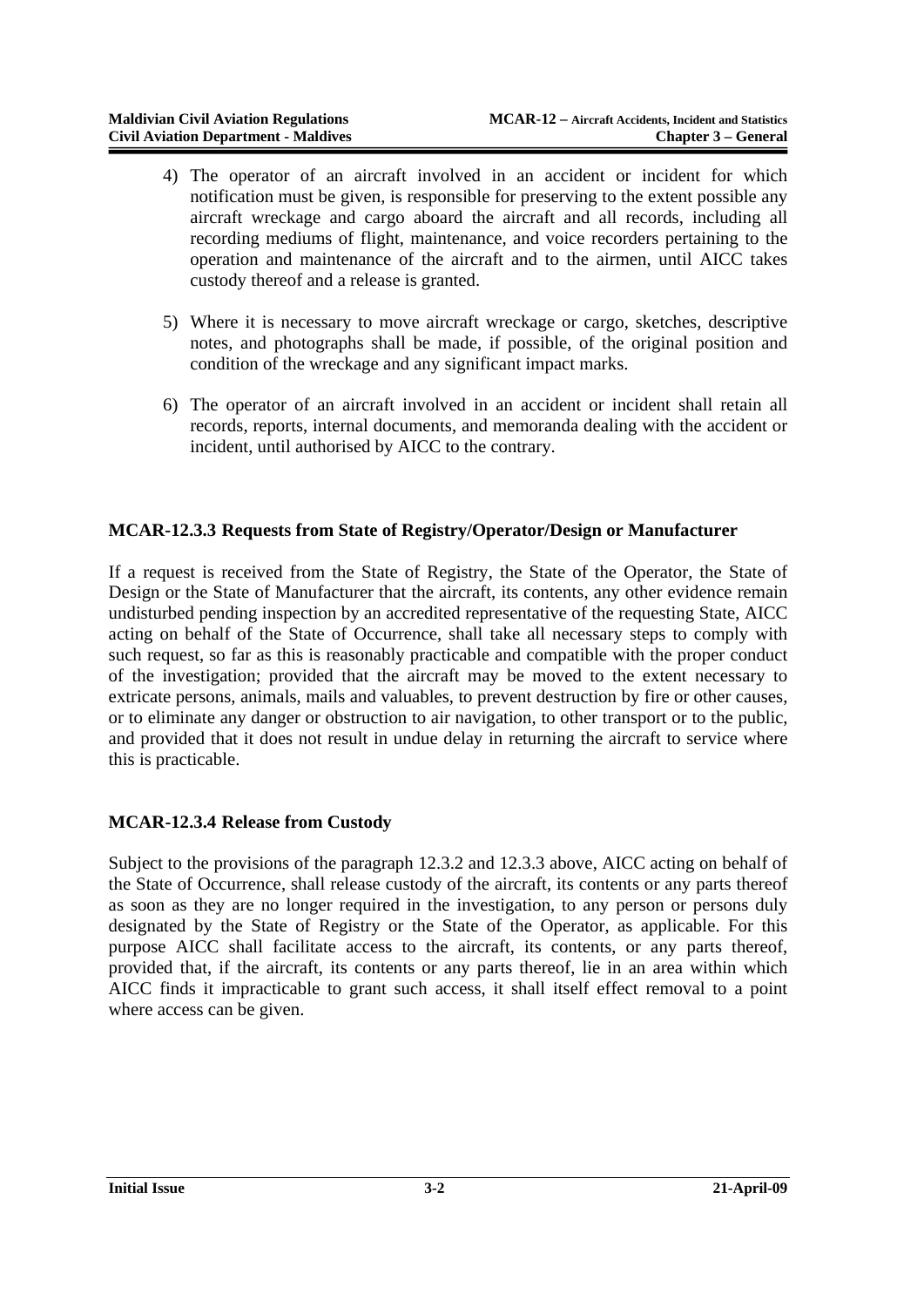4) The operator of an aircraft involved in an accident or incident for which notification must be given, is responsible for preserving to the extent possible any aircraft wreckage and cargo aboard the aircraft and all records, including all recording mediums of flight, maintenance, and voice recorders pertaining to the operation and maintenance of the aircraft and to the airmen, until AICC takes custody thereof and a release is granted.

5) Where it is necessary to move aircraft wreckage or cargo, sketches, descriptive notes, and photographs shall be made, if possible, of the original position and condition of the wreckage and any significant impact marks.

6) The operator of an aircraft involved in an accident or incident shall retain all records, reports, internal documents, and memoranda dealing with the accident or incident, until authorised by AICC to the contrary.

### MCAR-12.3.3 Requests from State of Registry/Operator/Design or Manufacturer

If a request is received from the State of Registry, the State of the Operator, the State of Design or the State of Manufacturer that the aircraft, its contents, any other evidence remain undisturbed pending inspection by an accredited representative of the requesting State, AICC acting on behalf of the State of Occurrence, shall take all necessary steps to comply with such request, so far as this is reasonably practicable and compatible with the proper conduct of the investigation; provided that the aircraft may be moved to the extent necessary to extricate persons, animals, mails and valuables, to prevent destruction by fire or other causes, or to eliminate any danger or obstruction to air navigation, to other transport or to the public, and provided that it does not result in undue delay in returning the aircraft to service where this is practicable.

### MCAR-12.3.4 Release from Custody

Subject to the provisions of the paragraph 12.3.2 and 12.3.3 above, AICC acting on behalf of the State of Occurrence, shall release custody of the aircraft, its contents or any parts thereof as soon as they are no longer required in the investigation, to any person or persons duly designated by the State of Registry or the State of the Operator, as applicable. For this purpose AICC shall facilitate access to the aircraft, its contents, or any parts thereof, provided that, if the aircraft, its contents or any parts thereof, lie in an area within which AICC finds it impracticable to grant such access, it shall itself effect removal to a point where access can be given.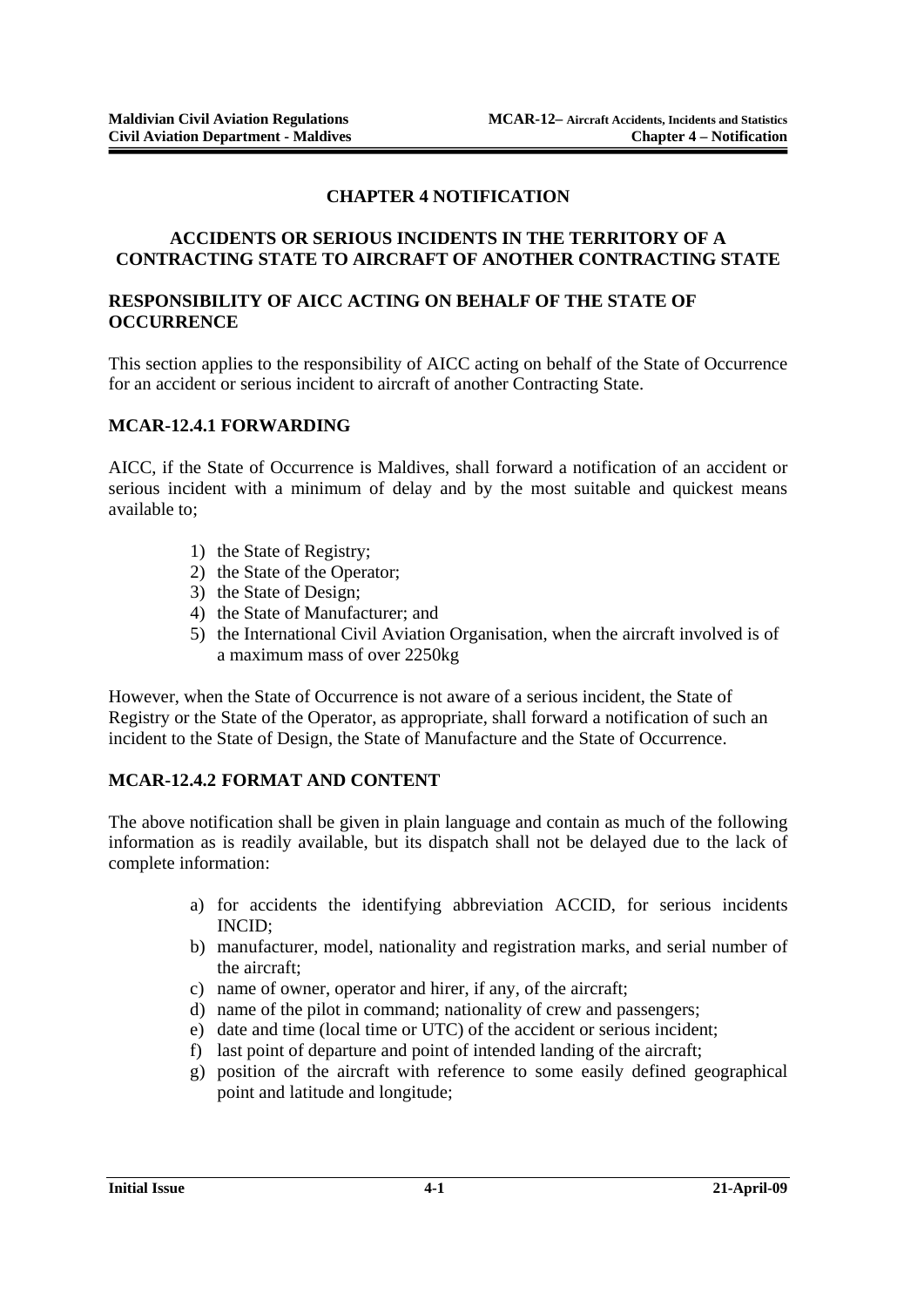# CHAPTER 4 NOTIFICATION

## ACCIDENTS OR SERIOUS INCIDENTS IN THE TERRITORY OF A CONTRACTING STATE TO AIRCRAFT OF ANOTHER CONTRACTING STATE

### RESPONSIBILITY OF AICC ACTING ON BEHALF OF THE STATE OF OCCURRENCE

This section applies to the responsibility of AICC acting on behalf of the State of Occurrence for an accident or serious incident to aircraft of another Contracting State.

### MCAR-12.4.1 FORWARDING

AICC, if the State of Occurrence is Maldives, shall forward a notification of an accident or serious incident with a minimum of delay and by the most suitable and quickest means available to;

1) the State of Registry;
2) the State of the Operator;
3) the State of Design;
4) the State of Manufacturer; and
5) the International Civil Aviation Organisation, when the aircraft involved is of a maximum mass of over 2250kg

However, when the State of Occurrence is not aware of a serious incident, the State of Registry or the State of the Operator, as appropriate, shall forward a notification of such an incident to the State of Design, the State of Manufacture and the State of Occurrence.

### MCAR-12.4.2 FORMAT AND CONTENT

The above notification shall be given in plain language and contain as much of the following information as is readily available, but its dispatch shall not be delayed due to the lack of complete information:

a) for accidents the identifying abbreviation ACCID, for serious incidents INCID;
b) manufacturer, model, nationality and registration marks, and serial number of the aircraft;
c) name of owner, operator and hirer, if any, of the aircraft;
d) name of the pilot in command; nationality of crew and passengers;
e) date and time (local time or UTC) of the accident or serious incident;
f) last point of departure and point of intended landing of the aircraft;
g) position of the aircraft with reference to some easily defined geographical point and latitude and longitude;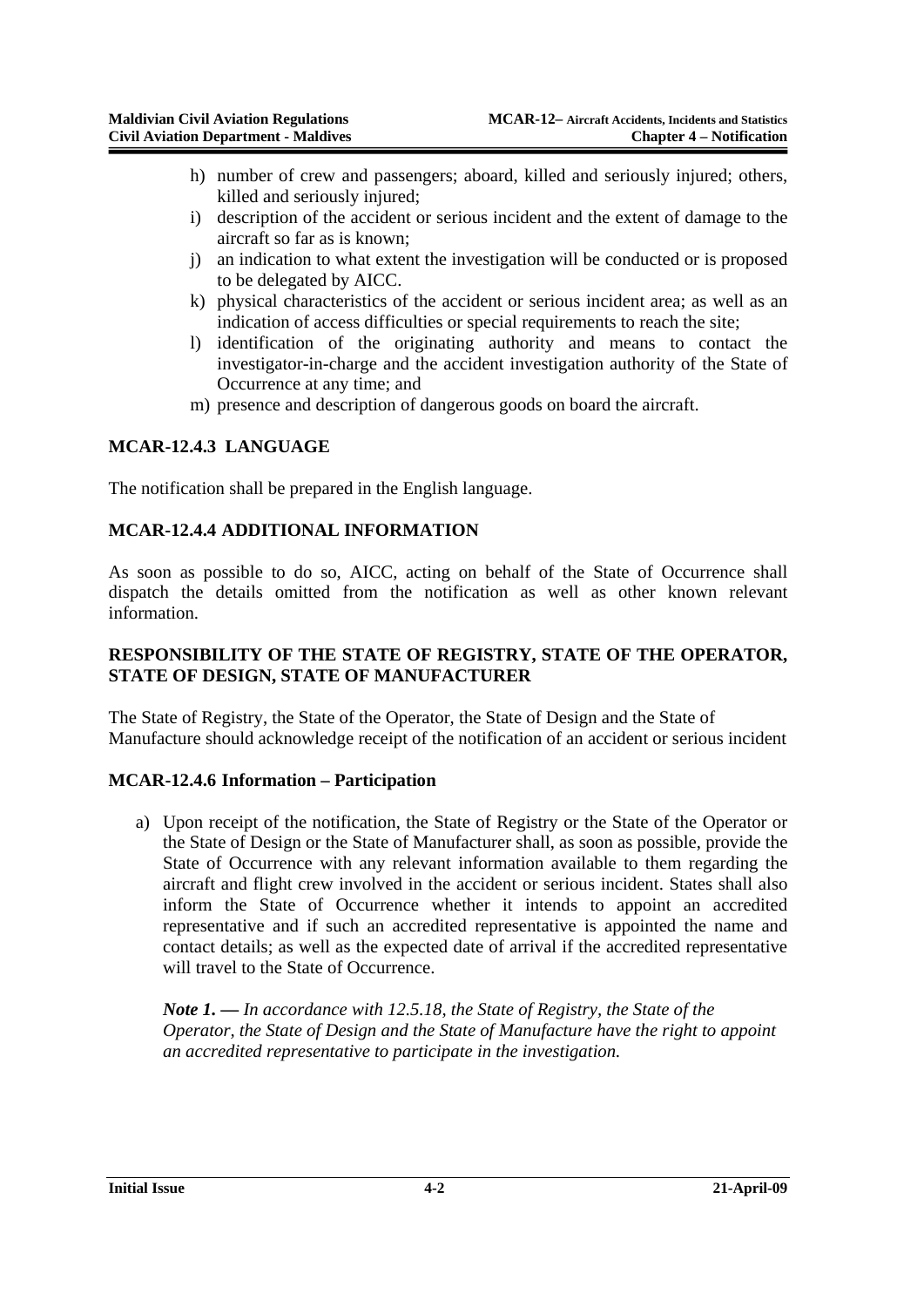h) number of crew and passengers; aboard, killed and seriously injured; others, killed and seriously injured;
i) description of the accident or serious incident and the extent of damage to the aircraft so far as is known;
j) an indication to what extent the investigation will be conducted or is proposed to be delegated by AICC.
k) physical characteristics of the accident or serious incident area; as well as an indication of access difficulties or special requirements to reach the site;
l) identification of the originating authority and means to contact the investigator-in-charge and the accident investigation authority of the State of Occurrence at any time; and
m) presence and description of dangerous goods on board the aircraft.

### MCAR-12.4.3 LANGUAGE

The notification shall be prepared in the English language.

### MCAR-12.4.4 ADDITIONAL INFORMATION

As soon as possible to do so, AICC, acting on behalf of the State of Occurrence shall dispatch the details omitted from the notification as well as other known relevant information.

### RESPONSIBILITY OF THE STATE OF REGISTRY, STATE OF THE OPERATOR, STATE OF DESIGN, STATE OF MANUFACTURER

The State of Registry, the State of the Operator, the State of Design and the State of Manufacture should acknowledge receipt of the notification of an accident or serious incident

### MCAR-12.4.6 Information – Participation

a) Upon receipt of the notification, the State of Registry or the State of the Operator or the State of Design or the State of Manufacturer shall, as soon as possible, provide the State of Occurrence with any relevant information available to them regarding the aircraft and flight crew involved in the accident or serious incident. States shall also inform the State of Occurrence whether it intends to appoint an accredited representative and if such an accredited representative is appointed the name and contact details; as well as the expected date of arrival if the accredited representative will travel to the State of Occurrence.

   ***Note 1. —*** *In accordance with 12.5.18, the State of Registry, the State of the Operator, the State of Design and the State of Manufacture have the right to appoint an accredited representative to participate in the investigation.*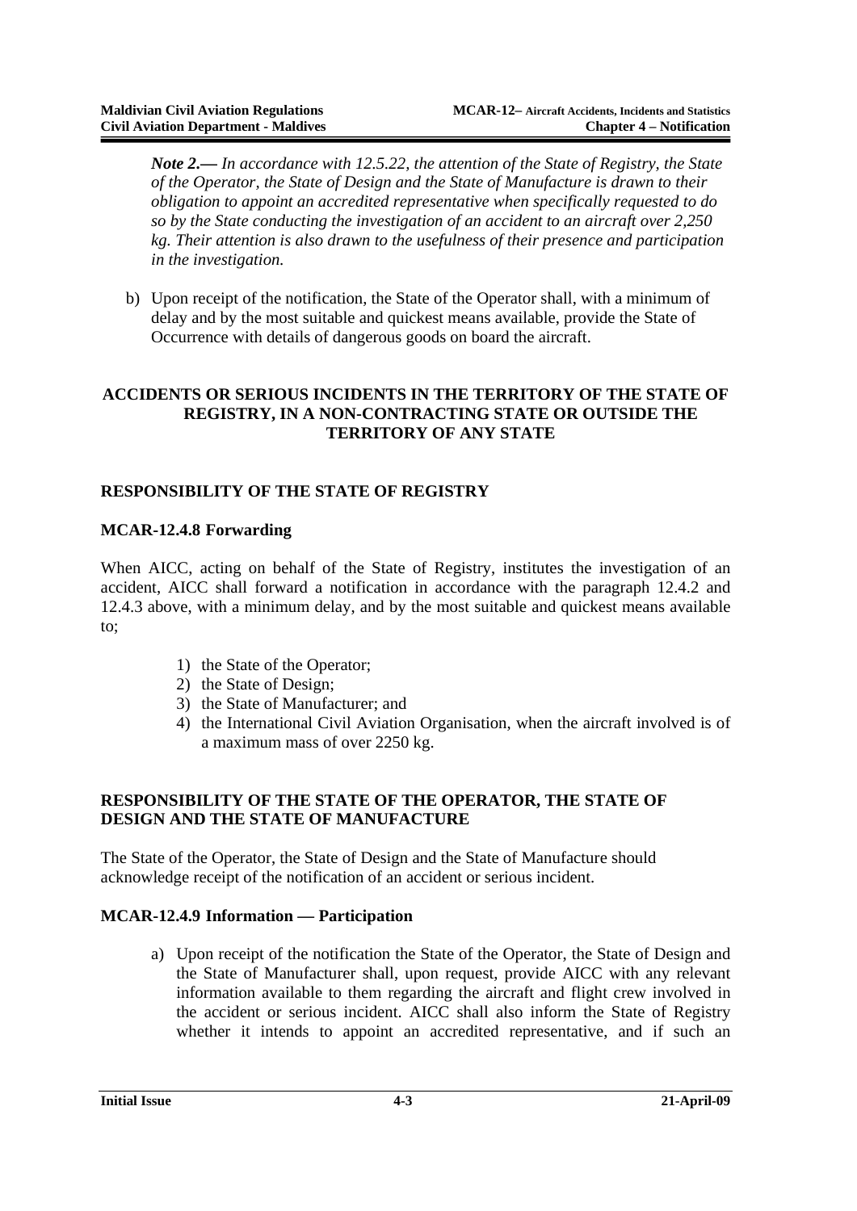*Note 2.— In accordance with 12.5.22, the attention of the State of Registry, the State of the Operator, the State of Design and the State of Manufacture is drawn to their obligation to appoint an accredited representative when specifically requested to do so by the State conducting the investigation of an accident to an aircraft over 2,250 kg. Their attention is also drawn to the usefulness of their presence and participation in the investigation.*

b) Upon receipt of the notification, the State of the Operator shall, with a minimum of delay and by the most suitable and quickest means available, provide the State of Occurrence with details of dangerous goods on board the aircraft.

## ACCIDENTS OR SERIOUS INCIDENTS IN THE TERRITORY OF THE STATE OF REGISTRY, IN A NON-CONTRACTING STATE OR OUTSIDE THE TERRITORY OF ANY STATE

### RESPONSIBILITY OF THE STATE OF REGISTRY

#### MCAR-12.4.8 Forwarding

When AICC, acting on behalf of the State of Registry, institutes the investigation of an accident, AICC shall forward a notification in accordance with the paragraph 12.4.2 and 12.4.3 above, with a minimum delay, and by the most suitable and quickest means available to;

1) the State of the Operator;
2) the State of Design;
3) the State of Manufacturer; and
4) the International Civil Aviation Organisation, when the aircraft involved is of a maximum mass of over 2250 kg.

### RESPONSIBILITY OF THE STATE OF THE OPERATOR, THE STATE OF DESIGN AND THE STATE OF MANUFACTURE

The State of the Operator, the State of Design and the State of Manufacture should acknowledge receipt of the notification of an accident or serious incident.

#### MCAR-12.4.9 Information — Participation

a) Upon receipt of the notification the State of the Operator, the State of Design and the State of Manufacturer shall, upon request, provide AICC with any relevant information available to them regarding the aircraft and flight crew involved in the accident or serious incident. AICC shall also inform the State of Registry whether it intends to appoint an accredited representative, and if such an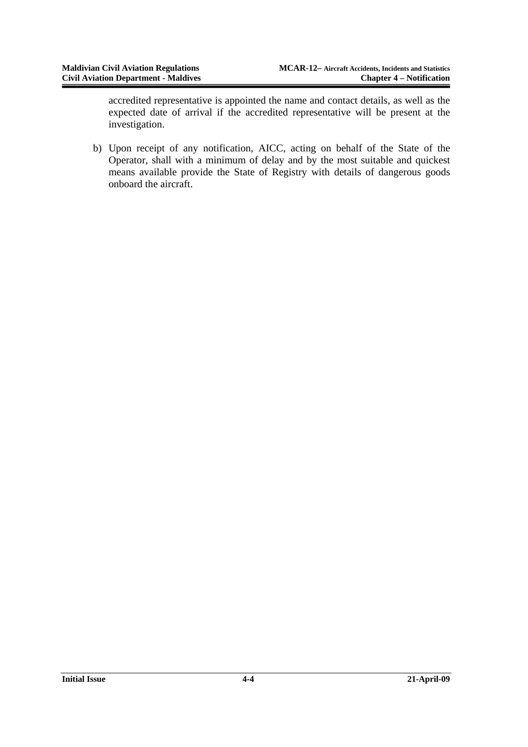accredited representative is appointed the name and contact details, as well as the expected date of arrival if the accredited representative will be present at the investigation.

b) Upon receipt of any notification, AICC, acting on behalf of the State of the Operator, shall with a minimum of delay and by the most suitable and quickest means available provide the State of Registry with details of dangerous goods onboard the aircraft.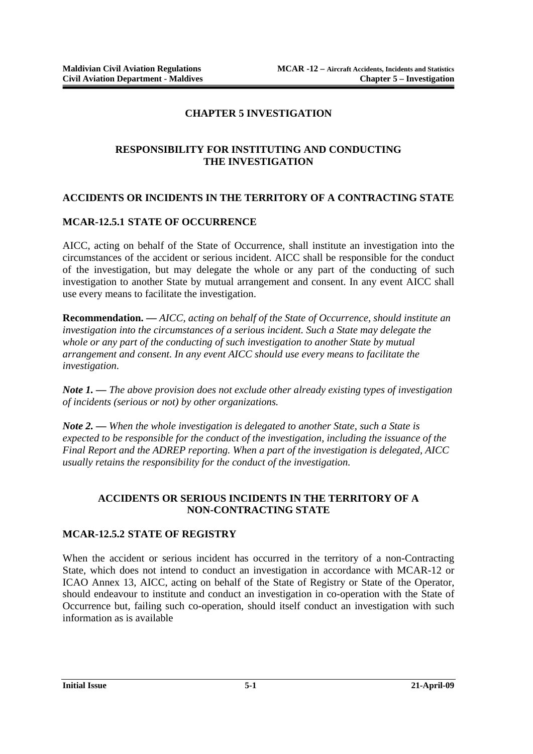# CHAPTER 5 INVESTIGATION

## RESPONSIBILITY FOR INSTITUTING AND CONDUCTING THE INVESTIGATION

### ACCIDENTS OR INCIDENTS IN THE TERRITORY OF A CONTRACTING STATE

### MCAR-12.5.1 STATE OF OCCURRENCE

AICC, acting on behalf of the State of Occurrence, shall institute an investigation into the circumstances of the accident or serious incident. AICC shall be responsible for the conduct of the investigation, but may delegate the whole or any part of the conducting of such investigation to another State by mutual arrangement and consent. In any event AICC shall use every means to facilitate the investigation.

**Recommendation. —** *AICC, acting on behalf of the State of Occurrence, should institute an investigation into the circumstances of a serious incident. Such a State may delegate the whole or any part of the conducting of such investigation to another State by mutual arrangement and consent. In any event AICC should use every means to facilitate the investigation.*

***Note 1. —*** *The above provision does not exclude other already existing types of investigation of incidents (serious or not) by other organizations.*

***Note 2. —*** *When the whole investigation is delegated to another State, such a State is expected to be responsible for the conduct of the investigation, including the issuance of the Final Report and the ADREP reporting. When a part of the investigation is delegated, AICC usually retains the responsibility for the conduct of the investigation.*

### ACCIDENTS OR SERIOUS INCIDENTS IN THE TERRITORY OF A NON-CONTRACTING STATE

### MCAR-12.5.2 STATE OF REGISTRY

When the accident or serious incident has occurred in the territory of a non-Contracting State, which does not intend to conduct an investigation in accordance with MCAR-12 or ICAO Annex 13, AICC, acting on behalf of the State of Registry or State of the Operator, should endeavour to institute and conduct an investigation in co-operation with the State of Occurrence but, failing such co-operation, should itself conduct an investigation with such information as is available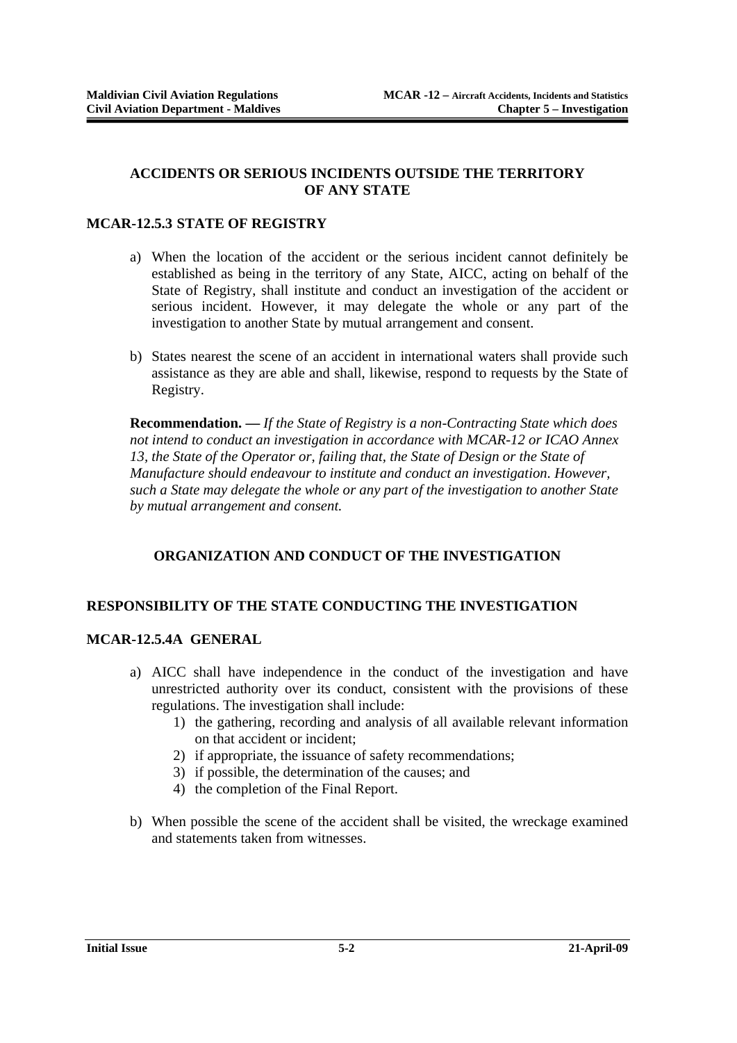## ACCIDENTS OR SERIOUS INCIDENTS OUTSIDE THE TERRITORY OF ANY STATE

### MCAR-12.5.3 STATE OF REGISTRY

a) When the location of the accident or the serious incident cannot definitely be established as being in the territory of any State, AICC, acting on behalf of the State of Registry, shall institute and conduct an investigation of the accident or serious incident. However, it may delegate the whole or any part of the investigation to another State by mutual arrangement and consent.

b) States nearest the scene of an accident in international waters shall provide such assistance as they are able and shall, likewise, respond to requests by the State of Registry.

**Recommendation. —** *If the State of Registry is a non-Contracting State which does not intend to conduct an investigation in accordance with MCAR-12 or ICAO Annex 13, the State of the Operator or, failing that, the State of Design or the State of Manufacture should endeavour to institute and conduct an investigation. However, such a State may delegate the whole or any part of the investigation to another State by mutual arrangement and consent.*

## ORGANIZATION AND CONDUCT OF THE INVESTIGATION

## RESPONSIBILITY OF THE STATE CONDUCTING THE INVESTIGATION

### MCAR-12.5.4A GENERAL

a) AICC shall have independence in the conduct of the investigation and have unrestricted authority over its conduct, consistent with the provisions of these regulations. The investigation shall include:
   1) the gathering, recording and analysis of all available relevant information on that accident or incident;
   2) if appropriate, the issuance of safety recommendations;
   3) if possible, the determination of the causes; and
   4) the completion of the Final Report.

b) When possible the scene of the accident shall be visited, the wreckage examined and statements taken from witnesses.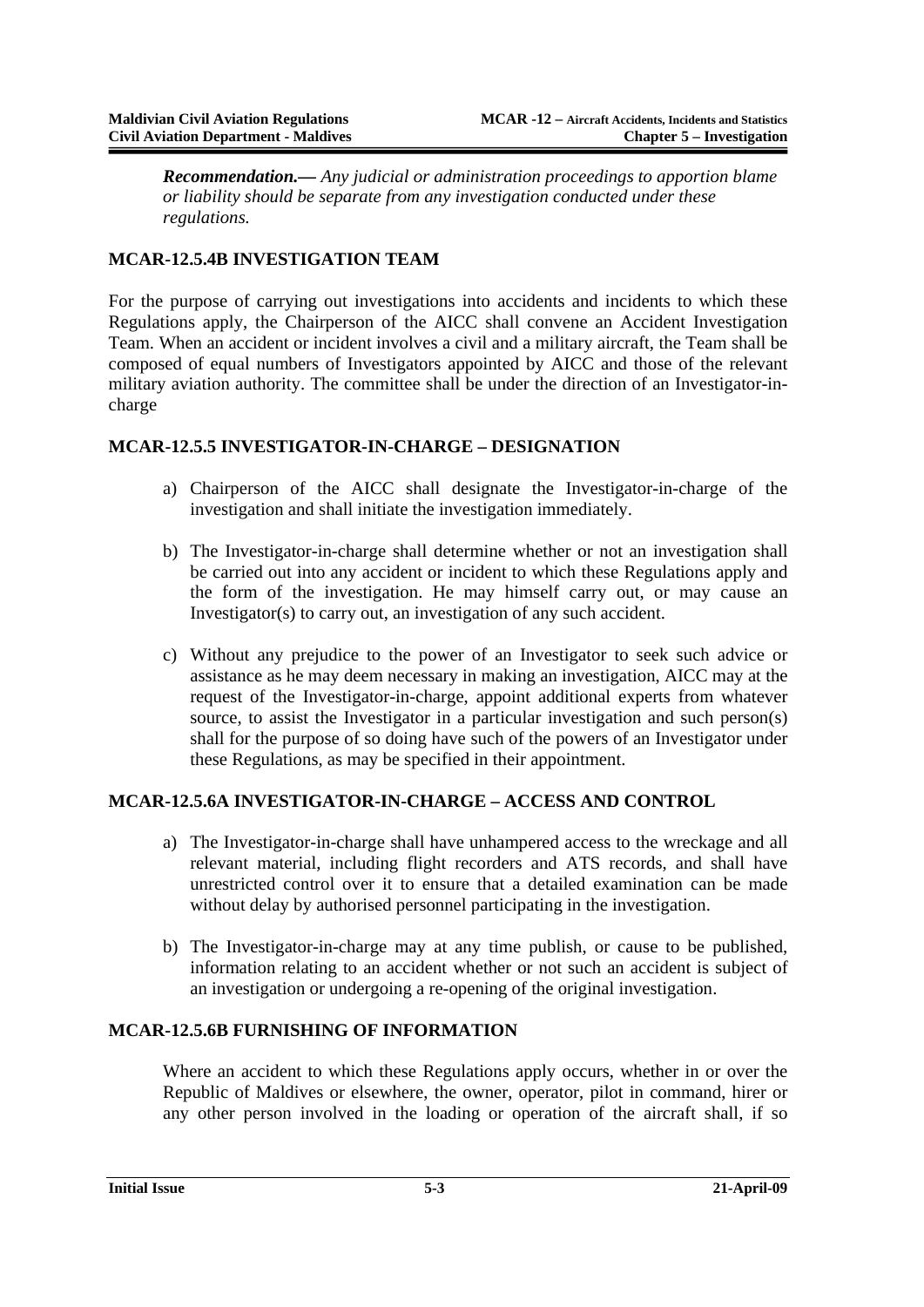***Recommendation.—*** *Any judicial or administration proceedings to apportion blame or liability should be separate from any investigation conducted under these regulations.*

## MCAR-12.5.4B INVESTIGATION TEAM

For the purpose of carrying out investigations into accidents and incidents to which these Regulations apply, the Chairperson of the AICC shall convene an Accident Investigation Team. When an accident or incident involves a civil and a military aircraft, the Team shall be composed of equal numbers of Investigators appointed by AICC and those of the relevant military aviation authority. The committee shall be under the direction of an Investigator-in-charge

## MCAR-12.5.5 INVESTIGATOR-IN-CHARGE – DESIGNATION

a) Chairperson of the AICC shall designate the Investigator-in-charge of the investigation and shall initiate the investigation immediately.

b) The Investigator-in-charge shall determine whether or not an investigation shall be carried out into any accident or incident to which these Regulations apply and the form of the investigation. He may himself carry out, or may cause an Investigator(s) to carry out, an investigation of any such accident.

c) Without any prejudice to the power of an Investigator to seek such advice or assistance as he may deem necessary in making an investigation, AICC may at the request of the Investigator-in-charge, appoint additional experts from whatever source, to assist the Investigator in a particular investigation and such person(s) shall for the purpose of so doing have such of the powers of an Investigator under these Regulations, as may be specified in their appointment.

## MCAR-12.5.6A INVESTIGATOR-IN-CHARGE – ACCESS AND CONTROL

a) The Investigator-in-charge shall have unhampered access to the wreckage and all relevant material, including flight recorders and ATS records, and shall have unrestricted control over it to ensure that a detailed examination can be made without delay by authorised personnel participating in the investigation.

b) The Investigator-in-charge may at any time publish, or cause to be published, information relating to an accident whether or not such an accident is subject of an investigation or undergoing a re-opening of the original investigation.

## MCAR-12.5.6B FURNISHING OF INFORMATION

Where an accident to which these Regulations apply occurs, whether in or over the Republic of Maldives or elsewhere, the owner, operator, pilot in command, hirer or any other person involved in the loading or operation of the aircraft shall, if so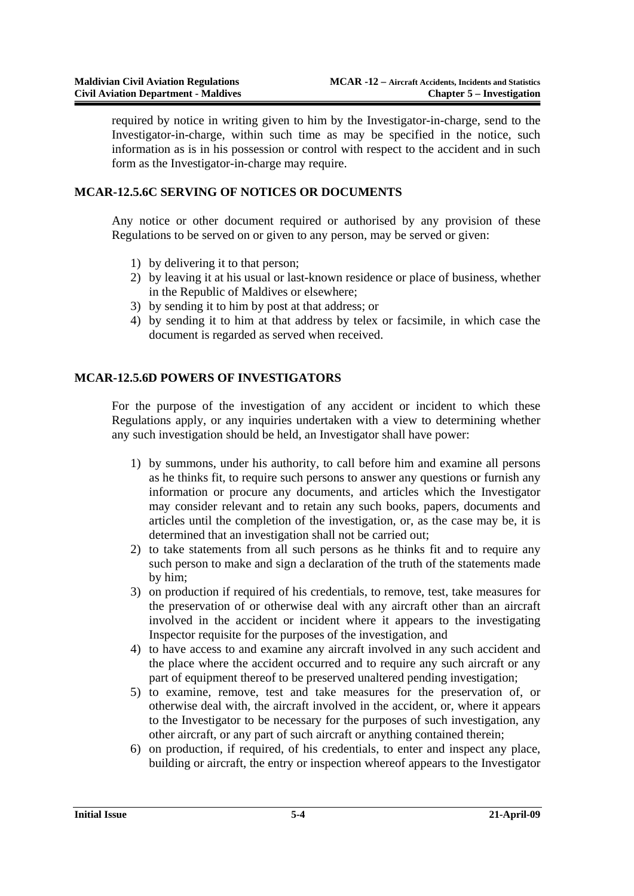required by notice in writing given to him by the Investigator-in-charge, send to the Investigator-in-charge, within such time as may be specified in the notice, such information as is in his possession or control with respect to the accident and in such form as the Investigator-in-charge may require.

### MCAR-12.5.6C SERVING OF NOTICES OR DOCUMENTS

Any notice or other document required or authorised by any provision of these Regulations to be served on or given to any person, may be served or given:

1) by delivering it to that person;
2) by leaving it at his usual or last-known residence or place of business, whether in the Republic of Maldives or elsewhere;
3) by sending it to him by post at that address; or
4) by sending it to him at that address by telex or facsimile, in which case the document is regarded as served when received.

### MCAR-12.5.6D POWERS OF INVESTIGATORS

For the purpose of the investigation of any accident or incident to which these Regulations apply, or any inquiries undertaken with a view to determining whether any such investigation should be held, an Investigator shall have power:

1) by summons, under his authority, to call before him and examine all persons as he thinks fit, to require such persons to answer any questions or furnish any information or procure any documents, and articles which the Investigator may consider relevant and to retain any such books, papers, documents and articles until the completion of the investigation, or, as the case may be, it is determined that an investigation shall not be carried out;
2) to take statements from all such persons as he thinks fit and to require any such person to make and sign a declaration of the truth of the statements made by him;
3) on production if required of his credentials, to remove, test, take measures for the preservation of or otherwise deal with any aircraft other than an aircraft involved in the accident or incident where it appears to the investigating Inspector requisite for the purposes of the investigation, and
4) to have access to and examine any aircraft involved in any such accident and the place where the accident occurred and to require any such aircraft or any part of equipment thereof to be preserved unaltered pending investigation;
5) to examine, remove, test and take measures for the preservation of, or otherwise deal with, the aircraft involved in the accident, or, where it appears to the Investigator to be necessary for the purposes of such investigation, any other aircraft, or any part of such aircraft or anything contained therein;
6) on production, if required, of his credentials, to enter and inspect any place, building or aircraft, the entry or inspection whereof appears to the Investigator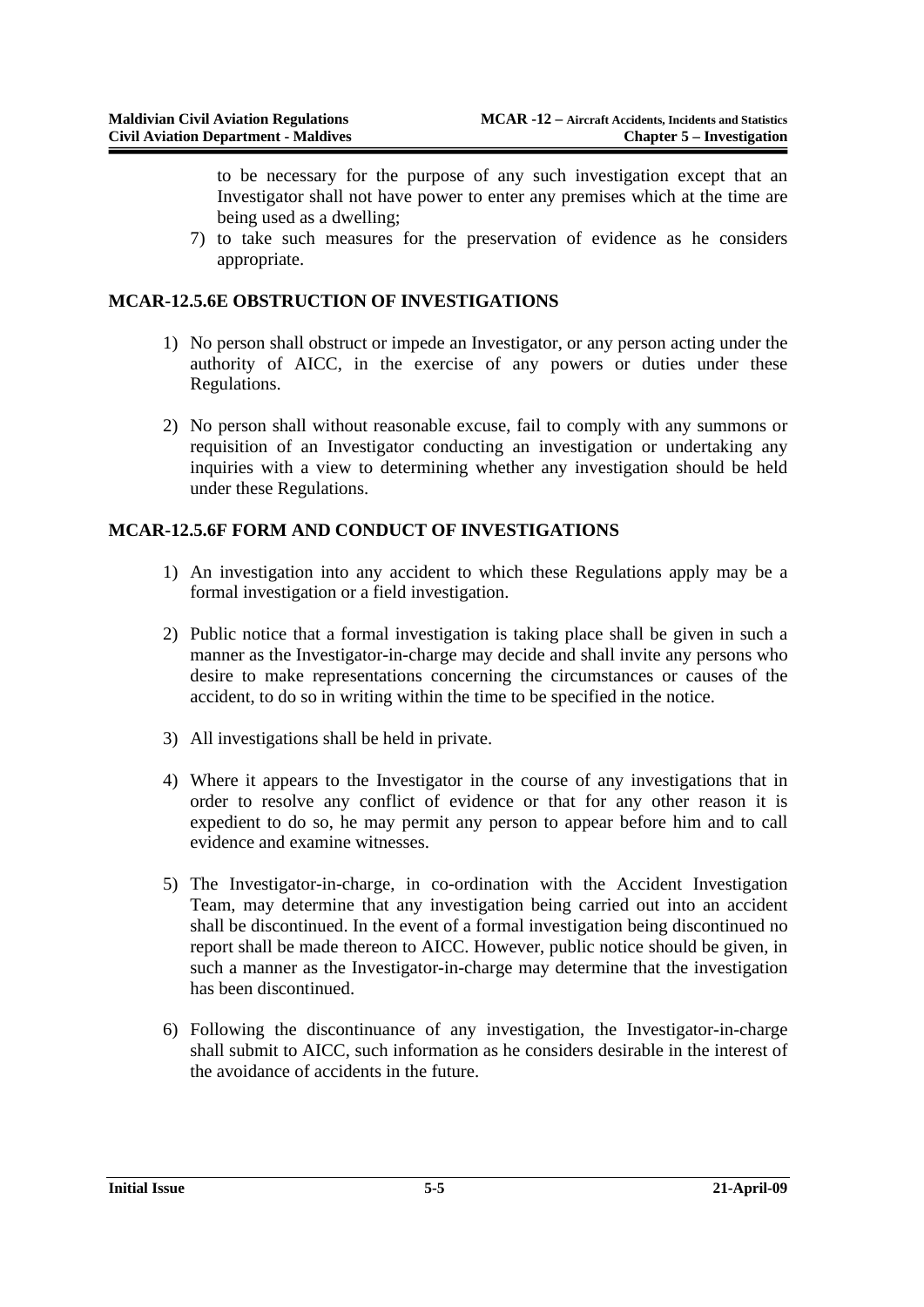to be necessary for the purpose of any such investigation except that an Investigator shall not have power to enter any premises which at the time are being used as a dwelling;

7) to take such measures for the preservation of evidence as he considers appropriate.

## MCAR-12.5.6E OBSTRUCTION OF INVESTIGATIONS

1) No person shall obstruct or impede an Investigator, or any person acting under the authority of AICC, in the exercise of any powers or duties under these Regulations.

2) No person shall without reasonable excuse, fail to comply with any summons or requisition of an Investigator conducting an investigation or undertaking any inquiries with a view to determining whether any investigation should be held under these Regulations.

## MCAR-12.5.6F FORM AND CONDUCT OF INVESTIGATIONS

1) An investigation into any accident to which these Regulations apply may be a formal investigation or a field investigation.

2) Public notice that a formal investigation is taking place shall be given in such a manner as the Investigator-in-charge may decide and shall invite any persons who desire to make representations concerning the circumstances or causes of the accident, to do so in writing within the time to be specified in the notice.

3) All investigations shall be held in private.

4) Where it appears to the Investigator in the course of any investigations that in order to resolve any conflict of evidence or that for any other reason it is expedient to do so, he may permit any person to appear before him and to call evidence and examine witnesses.

5) The Investigator-in-charge, in co-ordination with the Accident Investigation Team, may determine that any investigation being carried out into an accident shall be discontinued. In the event of a formal investigation being discontinued no report shall be made thereon to AICC. However, public notice should be given, in such a manner as the Investigator-in-charge may determine that the investigation has been discontinued.

6) Following the discontinuance of any investigation, the Investigator-in-charge shall submit to AICC, such information as he considers desirable in the interest of the avoidance of accidents in the future.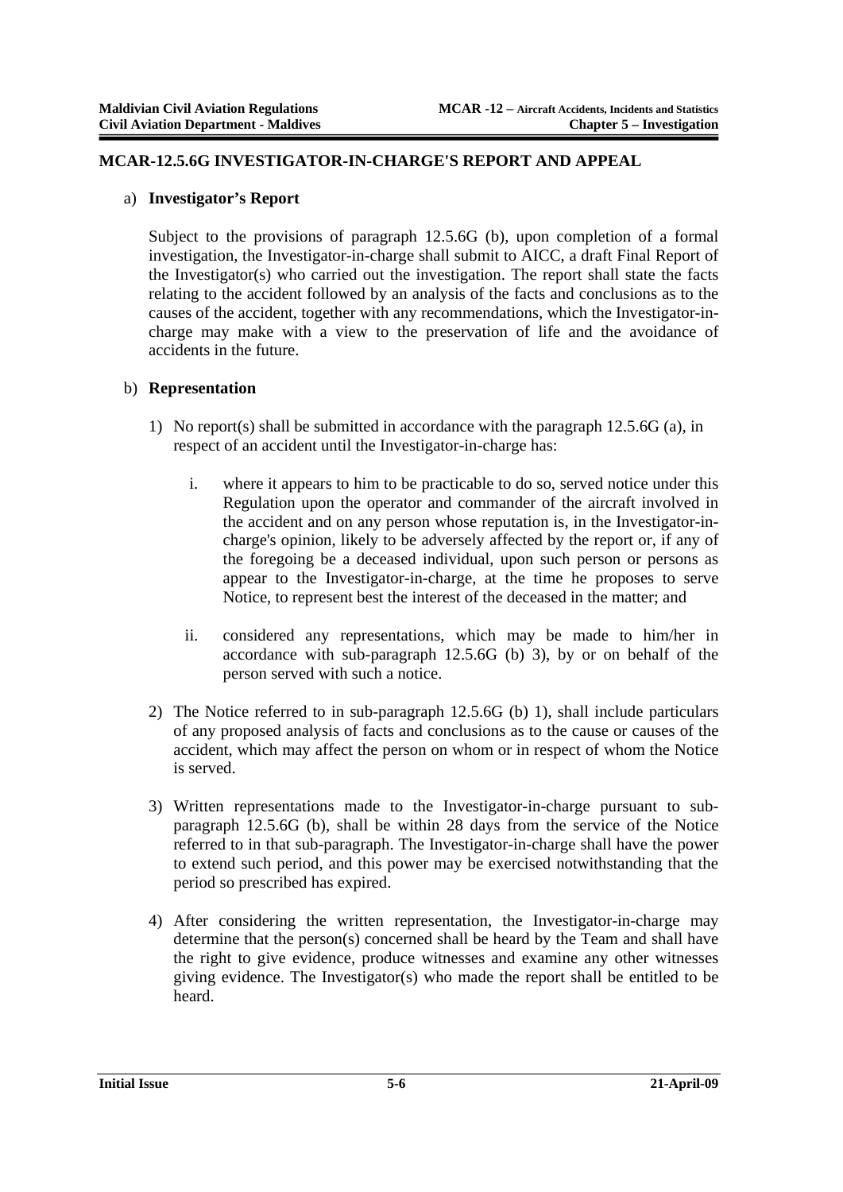## MCAR-12.5.6G INVESTIGATOR-IN-CHARGE'S REPORT AND APPEAL

a) **Investigator's Report**

Subject to the provisions of paragraph 12.5.6G (b), upon completion of a formal investigation, the Investigator-in-charge shall submit to AICC, a draft Final Report of the Investigator(s) who carried out the investigation. The report shall state the facts relating to the accident followed by an analysis of the facts and conclusions as to the causes of the accident, together with any recommendations, which the Investigator-in-charge may make with a view to the preservation of life and the avoidance of accidents in the future.

b) **Representation**

1) No report(s) shall be submitted in accordance with the paragraph 12.5.6G (a), in respect of an accident until the Investigator-in-charge has:

   i. where it appears to him to be practicable to do so, served notice under this Regulation upon the operator and commander of the aircraft involved in the accident and on any person whose reputation is, in the Investigator-in-charge's opinion, likely to be adversely affected by the report or, if any of the foregoing be a deceased individual, upon such person or persons as appear to the Investigator-in-charge, at the time he proposes to serve Notice, to represent best the interest of the deceased in the matter; and

   ii. considered any representations, which may be made to him/her in accordance with sub-paragraph 12.5.6G (b) 3), by or on behalf of the person served with such a notice.

2) The Notice referred to in sub-paragraph 12.5.6G (b) 1), shall include particulars of any proposed analysis of facts and conclusions as to the cause or causes of the accident, which may affect the person on whom or in respect of whom the Notice is served.

3) Written representations made to the Investigator-in-charge pursuant to sub-paragraph 12.5.6G (b), shall be within 28 days from the service of the Notice referred to in that sub-paragraph. The Investigator-in-charge shall have the power to extend such period, and this power may be exercised notwithstanding that the period so prescribed has expired.

4) After considering the written representation, the Investigator-in-charge may determine that the person(s) concerned shall be heard by the Team and shall have the right to give evidence, produce witnesses and examine any other witnesses giving evidence. The Investigator(s) who made the report shall be entitled to be heard.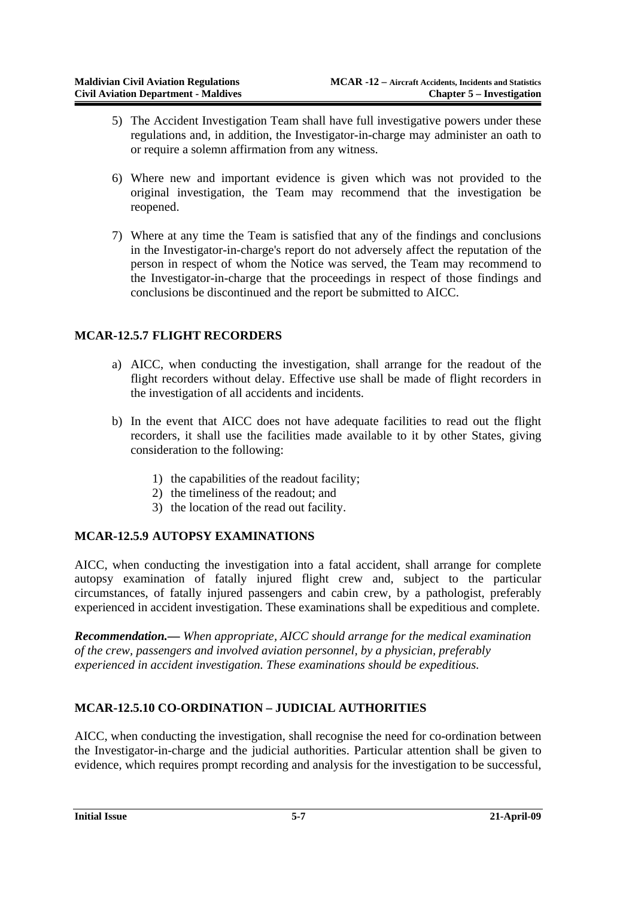5) The Accident Investigation Team shall have full investigative powers under these regulations and, in addition, the Investigator-in-charge may administer an oath to or require a solemn affirmation from any witness.

6) Where new and important evidence is given which was not provided to the original investigation, the Team may recommend that the investigation be reopened.

7) Where at any time the Team is satisfied that any of the findings and conclusions in the Investigator-in-charge's report do not adversely affect the reputation of the person in respect of whom the Notice was served, the Team may recommend to the Investigator-in-charge that the proceedings in respect of those findings and conclusions be discontinued and the report be submitted to AICC.

## MCAR-12.5.7 FLIGHT RECORDERS

a) AICC, when conducting the investigation, shall arrange for the readout of the flight recorders without delay. Effective use shall be made of flight recorders in the investigation of all accidents and incidents.

b) In the event that AICC does not have adequate facilities to read out the flight recorders, it shall use the facilities made available to it by other States, giving consideration to the following:

   1) the capabilities of the readout facility;
   2) the timeliness of the readout; and
   3) the location of the read out facility.

## MCAR-12.5.9 AUTOPSY EXAMINATIONS

AICC, when conducting the investigation into a fatal accident, shall arrange for complete autopsy examination of fatally injured flight crew and, subject to the particular circumstances, of fatally injured passengers and cabin crew, by a pathologist, preferably experienced in accident investigation. These examinations shall be expeditious and complete.

***Recommendation.—*** *When appropriate, AICC should arrange for the medical examination of the crew, passengers and involved aviation personnel, by a physician, preferably experienced in accident investigation. These examinations should be expeditious.*

## MCAR-12.5.10 CO-ORDINATION – JUDICIAL AUTHORITIES

AICC, when conducting the investigation, shall recognise the need for co-ordination between the Investigator-in-charge and the judicial authorities. Particular attention shall be given to evidence, which requires prompt recording and analysis for the investigation to be successful,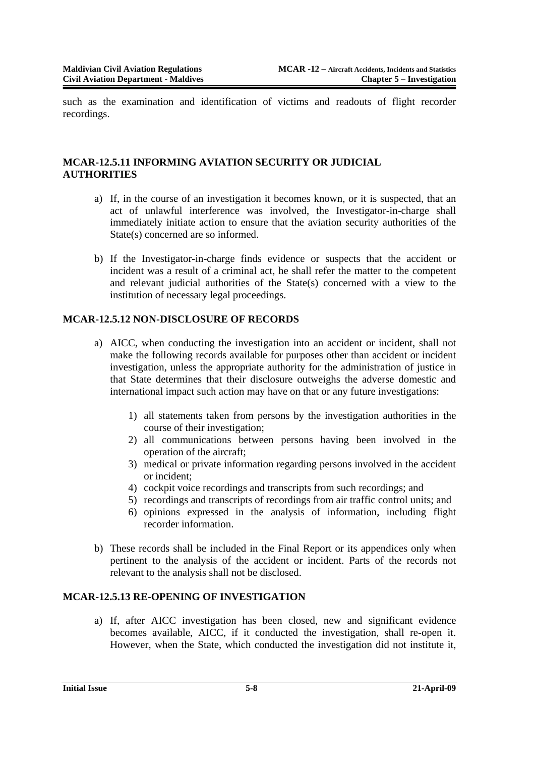such as the examination and identification of victims and readouts of flight recorder recordings.

### MCAR-12.5.11 INFORMING AVIATION SECURITY OR JUDICIAL AUTHORITIES

a) If, in the course of an investigation it becomes known, or it is suspected, that an act of unlawful interference was involved, the Investigator-in-charge shall immediately initiate action to ensure that the aviation security authorities of the State(s) concerned are so informed.

b) If the Investigator-in-charge finds evidence or suspects that the accident or incident was a result of a criminal act, he shall refer the matter to the competent and relevant judicial authorities of the State(s) concerned with a view to the institution of necessary legal proceedings.

### MCAR-12.5.12 NON-DISCLOSURE OF RECORDS

a) AICC, when conducting the investigation into an accident or incident, shall not make the following records available for purposes other than accident or incident investigation, unless the appropriate authority for the administration of justice in that State determines that their disclosure outweighs the adverse domestic and international impact such action may have on that or any future investigations:

   1) all statements taken from persons by the investigation authorities in the course of their investigation;
   2) all communications between persons having been involved in the operation of the aircraft;
   3) medical or private information regarding persons involved in the accident or incident;
   4) cockpit voice recordings and transcripts from such recordings; and
   5) recordings and transcripts of recordings from air traffic control units; and
   6) opinions expressed in the analysis of information, including flight recorder information.

b) These records shall be included in the Final Report or its appendices only when pertinent to the analysis of the accident or incident. Parts of the records not relevant to the analysis shall not be disclosed.

### MCAR-12.5.13 RE-OPENING OF INVESTIGATION

a) If, after AICC investigation has been closed, new and significant evidence becomes available, AICC, if it conducted the investigation, shall re-open it. However, when the State, which conducted the investigation did not institute it,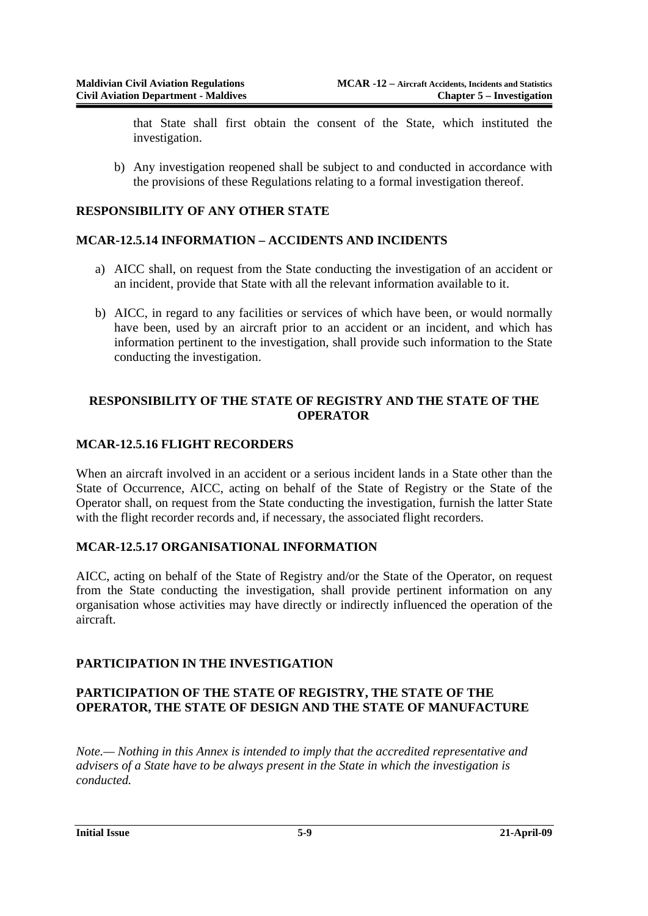that State shall first obtain the consent of the State, which instituted the investigation.

b) Any investigation reopened shall be subject to and conducted in accordance with the provisions of these Regulations relating to a formal investigation thereof.

## RESPONSIBILITY OF ANY OTHER STATE

### MCAR-12.5.14 INFORMATION – ACCIDENTS AND INCIDENTS

a) AICC shall, on request from the State conducting the investigation of an accident or an incident, provide that State with all the relevant information available to it.

b) AICC, in regard to any facilities or services of which have been, or would normally have been, used by an aircraft prior to an accident or an incident, and which has information pertinent to the investigation, shall provide such information to the State conducting the investigation.

## RESPONSIBILITY OF THE STATE OF REGISTRY AND THE STATE OF THE OPERATOR

### MCAR-12.5.16 FLIGHT RECORDERS

When an aircraft involved in an accident or a serious incident lands in a State other than the State of Occurrence, AICC, acting on behalf of the State of Registry or the State of the Operator shall, on request from the State conducting the investigation, furnish the latter State with the flight recorder records and, if necessary, the associated flight recorders.

### MCAR-12.5.17 ORGANISATIONAL INFORMATION

AICC, acting on behalf of the State of Registry and/or the State of the Operator, on request from the State conducting the investigation, shall provide pertinent information on any organisation whose activities may have directly or indirectly influenced the operation of the aircraft.

## PARTICIPATION IN THE INVESTIGATION

## PARTICIPATION OF THE STATE OF REGISTRY, THE STATE OF THE OPERATOR, THE STATE OF DESIGN AND THE STATE OF MANUFACTURE

*Note.— Nothing in this Annex is intended to imply that the accredited representative and advisers of a State have to be always present in the State in which the investigation is conducted.*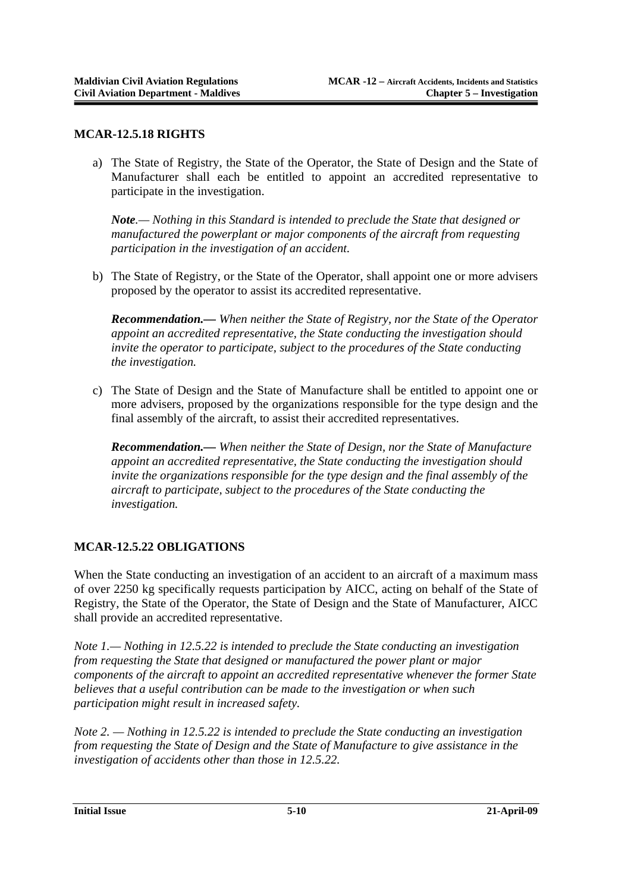## MCAR-12.5.18 RIGHTS

a) The State of Registry, the State of the Operator, the State of Design and the State of Manufacturer shall each be entitled to appoint an accredited representative to participate in the investigation.

   ***Note***.*— Nothing in this Standard is intended to preclude the State that designed or manufactured the powerplant or major components of the aircraft from requesting participation in the investigation of an accident.*

b) The State of Registry, or the State of the Operator, shall appoint one or more advisers proposed by the operator to assist its accredited representative.

   ***Recommendation.—*** *When neither the State of Registry, nor the State of the Operator appoint an accredited representative, the State conducting the investigation should invite the operator to participate, subject to the procedures of the State conducting the investigation.*

c) The State of Design and the State of Manufacture shall be entitled to appoint one or more advisers, proposed by the organizations responsible for the type design and the final assembly of the aircraft, to assist their accredited representatives.

   ***Recommendation.—*** *When neither the State of Design, nor the State of Manufacture appoint an accredited representative, the State conducting the investigation should invite the organizations responsible for the type design and the final assembly of the aircraft to participate, subject to the procedures of the State conducting the investigation.*

## MCAR-12.5.22 OBLIGATIONS

When the State conducting an investigation of an accident to an aircraft of a maximum mass of over 2250 kg specifically requests participation by AICC, acting on behalf of the State of Registry, the State of the Operator, the State of Design and the State of Manufacturer, AICC shall provide an accredited representative.

*Note 1.— Nothing in 12.5.22 is intended to preclude the State conducting an investigation from requesting the State that designed or manufactured the power plant or major components of the aircraft to appoint an accredited representative whenever the former State believes that a useful contribution can be made to the investigation or when such participation might result in increased safety.*

*Note 2. — Nothing in 12.5.22 is intended to preclude the State conducting an investigation from requesting the State of Design and the State of Manufacture to give assistance in the investigation of accidents other than those in 12.5.22.*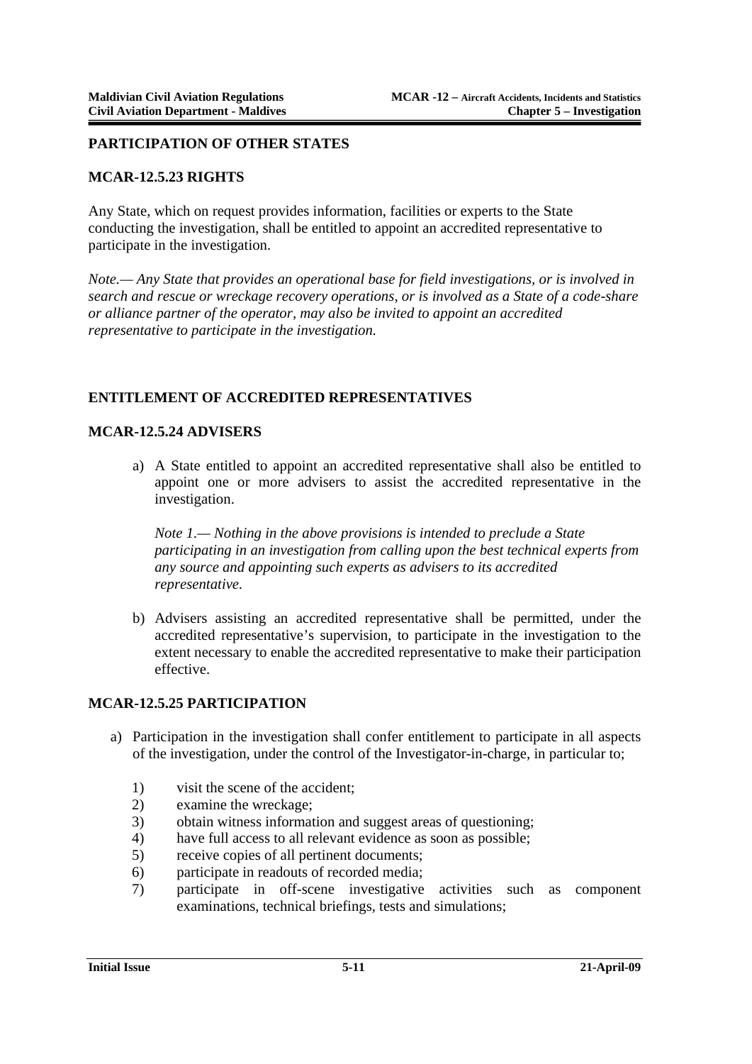## PARTICIPATION OF OTHER STATES

### MCAR-12.5.23 RIGHTS

Any State, which on request provides information, facilities or experts to the State conducting the investigation, shall be entitled to appoint an accredited representative to participate in the investigation.

*Note.— Any State that provides an operational base for field investigations, or is involved in search and rescue or wreckage recovery operations, or is involved as a State of a code-share or alliance partner of the operator, may also be invited to appoint an accredited representative to participate in the investigation.*

## ENTITLEMENT OF ACCREDITED REPRESENTATIVES

### MCAR-12.5.24 ADVISERS

a) A State entitled to appoint an accredited representative shall also be entitled to appoint one or more advisers to assist the accredited representative in the investigation.

   *Note 1.— Nothing in the above provisions is intended to preclude a State participating in an investigation from calling upon the best technical experts from any source and appointing such experts as advisers to its accredited representative.*

b) Advisers assisting an accredited representative shall be permitted, under the accredited representative's supervision, to participate in the investigation to the extent necessary to enable the accredited representative to make their participation effective.

### MCAR-12.5.25 PARTICIPATION

a) Participation in the investigation shall confer entitlement to participate in all aspects of the investigation, under the control of the Investigator-in-charge, in particular to;

   1) visit the scene of the accident;
   2) examine the wreckage;
   3) obtain witness information and suggest areas of questioning;
   4) have full access to all relevant evidence as soon as possible;
   5) receive copies of all pertinent documents;
   6) participate in readouts of recorded media;
   7) participate in off-scene investigative activities such as component examinations, technical briefings, tests and simulations;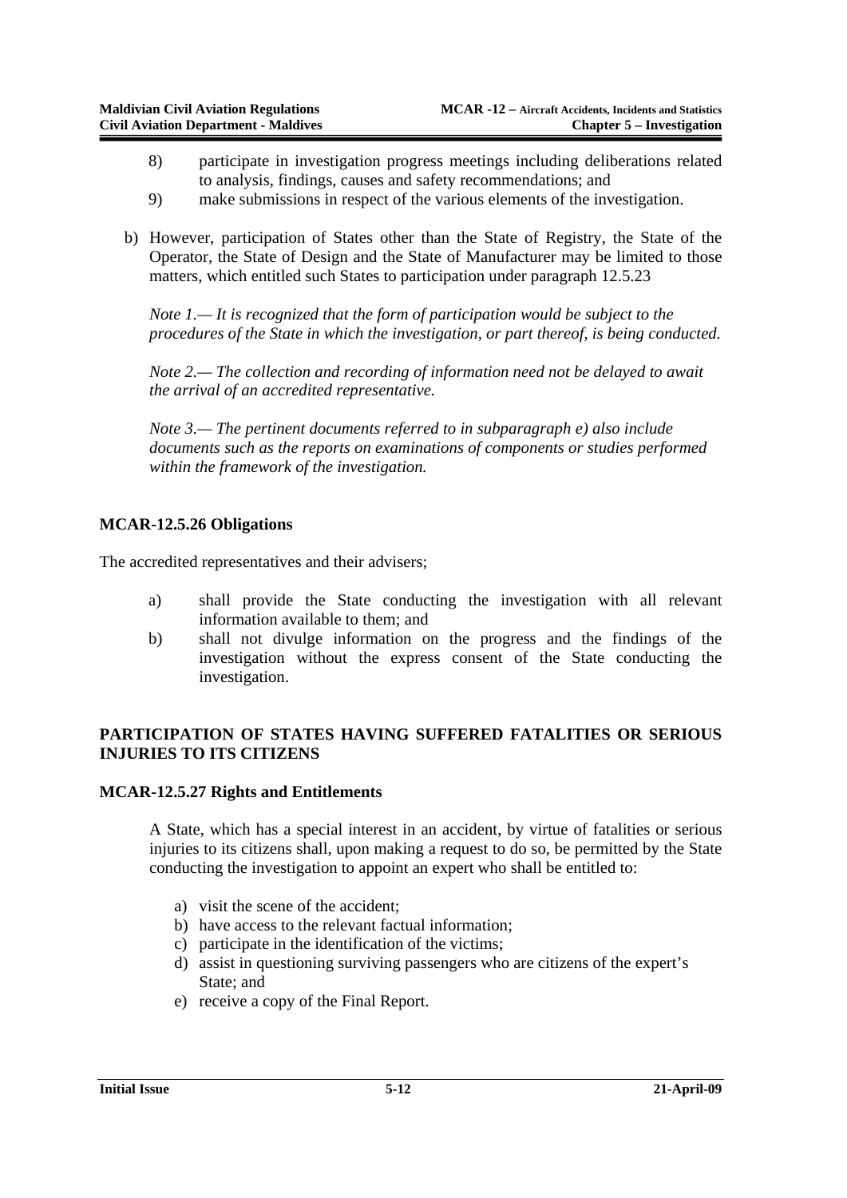8) participate in investigation progress meetings including deliberations related to analysis, findings, causes and safety recommendations; and
9) make submissions in respect of the various elements of the investigation.

b) However, participation of States other than the State of Registry, the State of the Operator, the State of Design and the State of Manufacturer may be limited to those matters, which entitled such States to participation under paragraph 12.5.23

*Note 1.— It is recognized that the form of participation would be subject to the procedures of the State in which the investigation, or part thereof, is being conducted.*

*Note 2.— The collection and recording of information need not be delayed to await the arrival of an accredited representative.*

*Note 3.— The pertinent documents referred to in subparagraph e) also include documents such as the reports on examinations of components or studies performed within the framework of the investigation.*

### MCAR-12.5.26 Obligations

The accredited representatives and their advisers;

a) shall provide the State conducting the investigation with all relevant information available to them; and
b) shall not divulge information on the progress and the findings of the investigation without the express consent of the State conducting the investigation.

## PARTICIPATION OF STATES HAVING SUFFERED FATALITIES OR SERIOUS INJURIES TO ITS CITIZENS

### MCAR-12.5.27 Rights and Entitlements

A State, which has a special interest in an accident, by virtue of fatalities or serious injuries to its citizens shall, upon making a request to do so, be permitted by the State conducting the investigation to appoint an expert who shall be entitled to:

a) visit the scene of the accident;
b) have access to the relevant factual information;
c) participate in the identification of the victims;
d) assist in questioning surviving passengers who are citizens of the expert's State; and
e) receive a copy of the Final Report.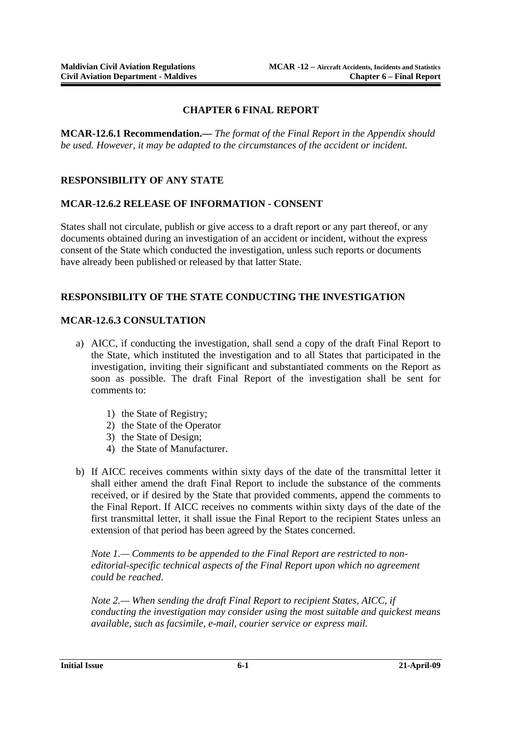# CHAPTER 6 FINAL REPORT

**MCAR-12.6.1 Recommendation.—** *The format of the Final Report in the Appendix should be used. However, it may be adapted to the circumstances of the accident or incident.*

## RESPONSIBILITY OF ANY STATE

### MCAR-12.6.2 RELEASE OF INFORMATION - CONSENT

States shall not circulate, publish or give access to a draft report or any part thereof, or any documents obtained during an investigation of an accident or incident, without the express consent of the State which conducted the investigation, unless such reports or documents have already been published or released by that latter State.

## RESPONSIBILITY OF THE STATE CONDUCTING THE INVESTIGATION

### MCAR-12.6.3 CONSULTATION

a) AICC, if conducting the investigation, shall send a copy of the draft Final Report to the State, which instituted the investigation and to all States that participated in the investigation, inviting their significant and substantiated comments on the Report as soon as possible. The draft Final Report of the investigation shall be sent for comments to:

   1) the State of Registry;
   2) the State of the Operator
   3) the State of Design;
   4) the State of Manufacturer.

b) If AICC receives comments within sixty days of the date of the transmittal letter it shall either amend the draft Final Report to include the substance of the comments received, or if desired by the State that provided comments, append the comments to the Final Report. If AICC receives no comments within sixty days of the date of the first transmittal letter, it shall issue the Final Report to the recipient States unless an extension of that period has been agreed by the States concerned.

   *Note 1.— Comments to be appended to the Final Report are restricted to non-editorial-specific technical aspects of the Final Report upon which no agreement could be reached.*

   *Note 2.— When sending the draft Final Report to recipient States, AICC, if conducting the investigation may consider using the most suitable and quickest means available, such as facsimile, e-mail, courier service or express mail.*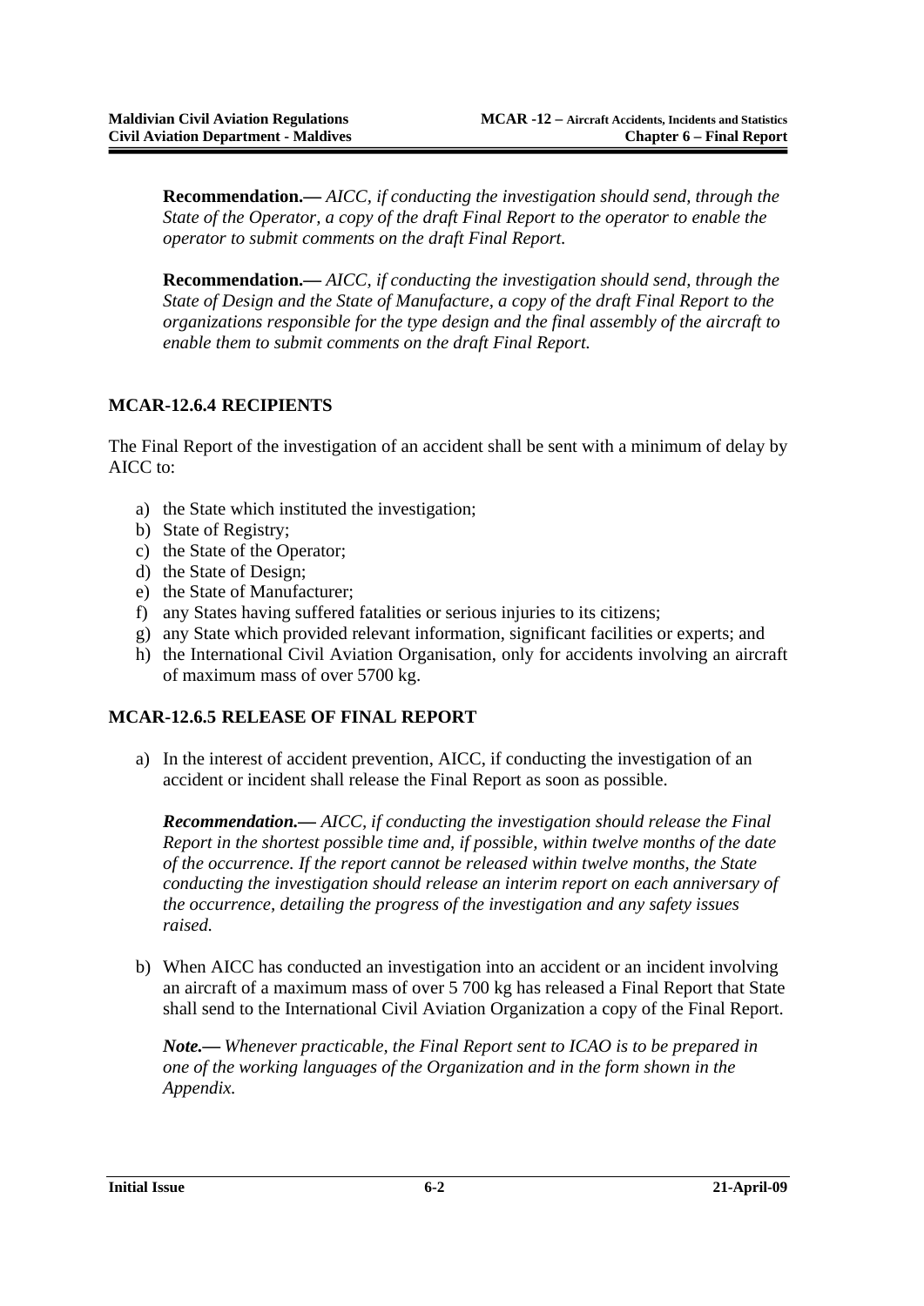**Recommendation.—** *AICC, if conducting the investigation should send, through the State of the Operator, a copy of the draft Final Report to the operator to enable the operator to submit comments on the draft Final Report.*

**Recommendation.—** *AICC, if conducting the investigation should send, through the State of Design and the State of Manufacture, a copy of the draft Final Report to the organizations responsible for the type design and the final assembly of the aircraft to enable them to submit comments on the draft Final Report.*

### MCAR-12.6.4 RECIPIENTS

The Final Report of the investigation of an accident shall be sent with a minimum of delay by AICC to:

a) the State which instituted the investigation;
b) State of Registry;
c) the State of the Operator;
d) the State of Design;
e) the State of Manufacturer;
f) any States having suffered fatalities or serious injuries to its citizens;
g) any State which provided relevant information, significant facilities or experts; and
h) the International Civil Aviation Organisation, only for accidents involving an aircraft of maximum mass of over 5700 kg.

### MCAR-12.6.5 RELEASE OF FINAL REPORT

a) In the interest of accident prevention, AICC, if conducting the investigation of an accident or incident shall release the Final Report as soon as possible.

   ***Recommendation.—*** *AICC, if conducting the investigation should release the Final Report in the shortest possible time and, if possible, within twelve months of the date of the occurrence. If the report cannot be released within twelve months, the State conducting the investigation should release an interim report on each anniversary of the occurrence, detailing the progress of the investigation and any safety issues raised.*

b) When AICC has conducted an investigation into an accident or an incident involving an aircraft of a maximum mass of over 5 700 kg has released a Final Report that State shall send to the International Civil Aviation Organization a copy of the Final Report.

   ***Note.—*** *Whenever practicable, the Final Report sent to ICAO is to be prepared in one of the working languages of the Organization and in the form shown in the Appendix.*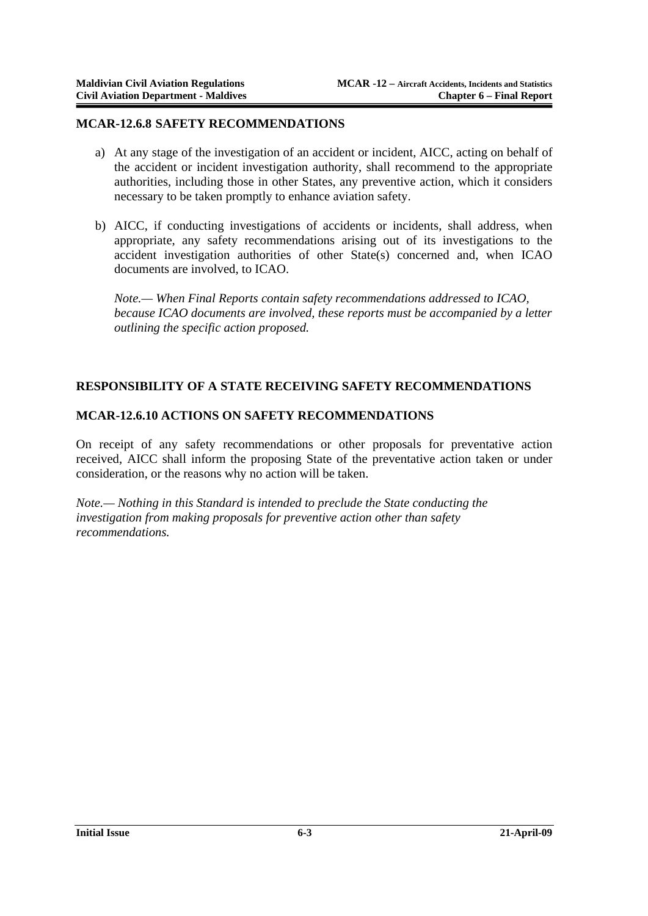## MCAR-12.6.8 SAFETY RECOMMENDATIONS

a) At any stage of the investigation of an accident or incident, AICC, acting on behalf of the accident or incident investigation authority, shall recommend to the appropriate authorities, including those in other States, any preventive action, which it considers necessary to be taken promptly to enhance aviation safety.

b) AICC, if conducting investigations of accidents or incidents, shall address, when appropriate, any safety recommendations arising out of its investigations to the accident investigation authorities of other State(s) concerned and, when ICAO documents are involved, to ICAO.

   *Note.— When Final Reports contain safety recommendations addressed to ICAO, because ICAO documents are involved, these reports must be accompanied by a letter outlining the specific action proposed.*

## RESPONSIBILITY OF A STATE RECEIVING SAFETY RECOMMENDATIONS

## MCAR-12.6.10 ACTIONS ON SAFETY RECOMMENDATIONS

On receipt of any safety recommendations or other proposals for preventative action received, AICC shall inform the proposing State of the preventative action taken or under consideration, or the reasons why no action will be taken.

*Note.— Nothing in this Standard is intended to preclude the State conducting the investigation from making proposals for preventive action other than safety recommendations.*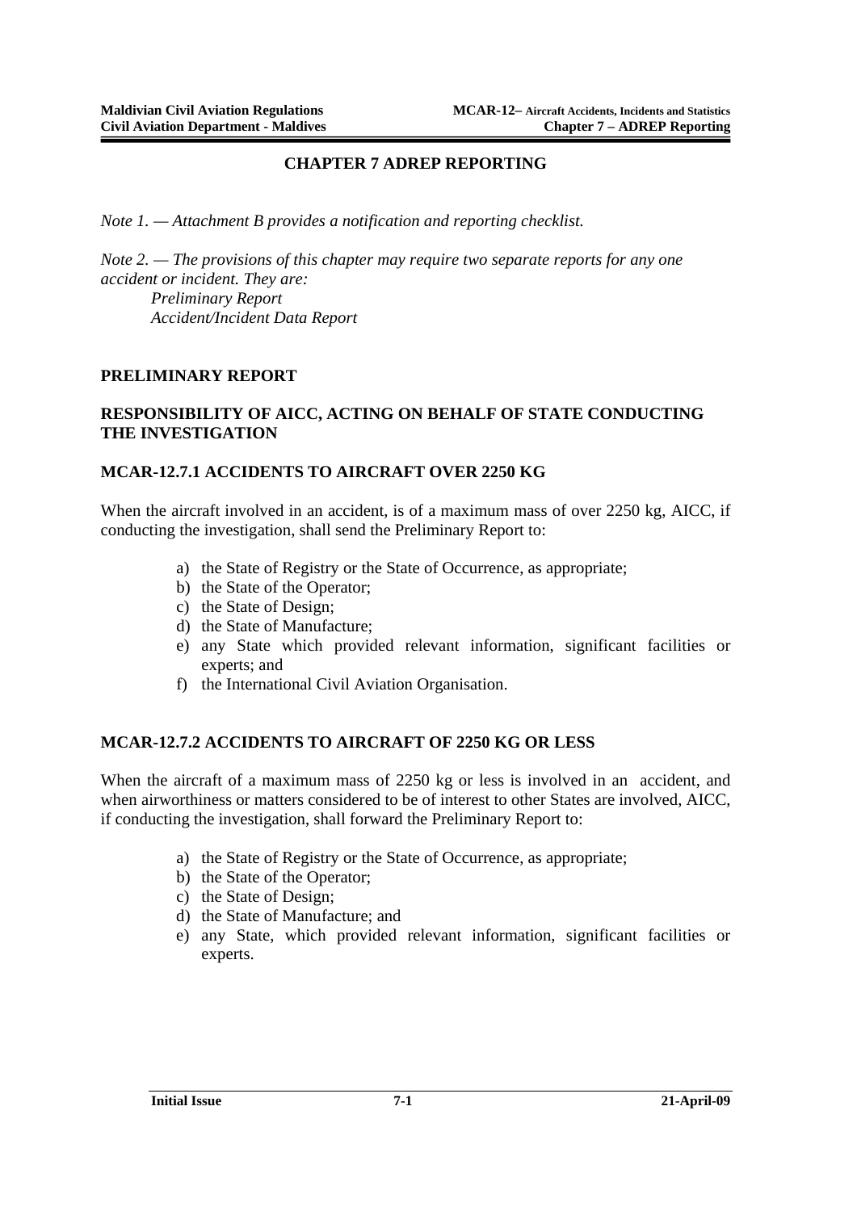# CHAPTER 7 ADREP REPORTING

*Note 1. — Attachment B provides a notification and reporting checklist.*

*Note 2. — The provisions of this chapter may require two separate reports for any one accident or incident. They are:*
*Preliminary Report*
*Accident/Incident Data Report*

## PRELIMINARY REPORT

## RESPONSIBILITY OF AICC, ACTING ON BEHALF OF STATE CONDUCTING THE INVESTIGATION

### MCAR-12.7.1 ACCIDENTS TO AIRCRAFT OVER 2250 KG

When the aircraft involved in an accident, is of a maximum mass of over 2250 kg, AICC, if conducting the investigation, shall send the Preliminary Report to:

a) the State of Registry or the State of Occurrence, as appropriate;
b) the State of the Operator;
c) the State of Design;
d) the State of Manufacture;
e) any State which provided relevant information, significant facilities or experts; and
f) the International Civil Aviation Organisation.

### MCAR-12.7.2 ACCIDENTS TO AIRCRAFT OF 2250 KG OR LESS

When the aircraft of a maximum mass of 2250 kg or less is involved in an accident, and when airworthiness or matters considered to be of interest to other States are involved, AICC, if conducting the investigation, shall forward the Preliminary Report to:

a) the State of Registry or the State of Occurrence, as appropriate;
b) the State of the Operator;
c) the State of Design;
d) the State of Manufacture; and
e) any State, which provided relevant information, significant facilities or experts.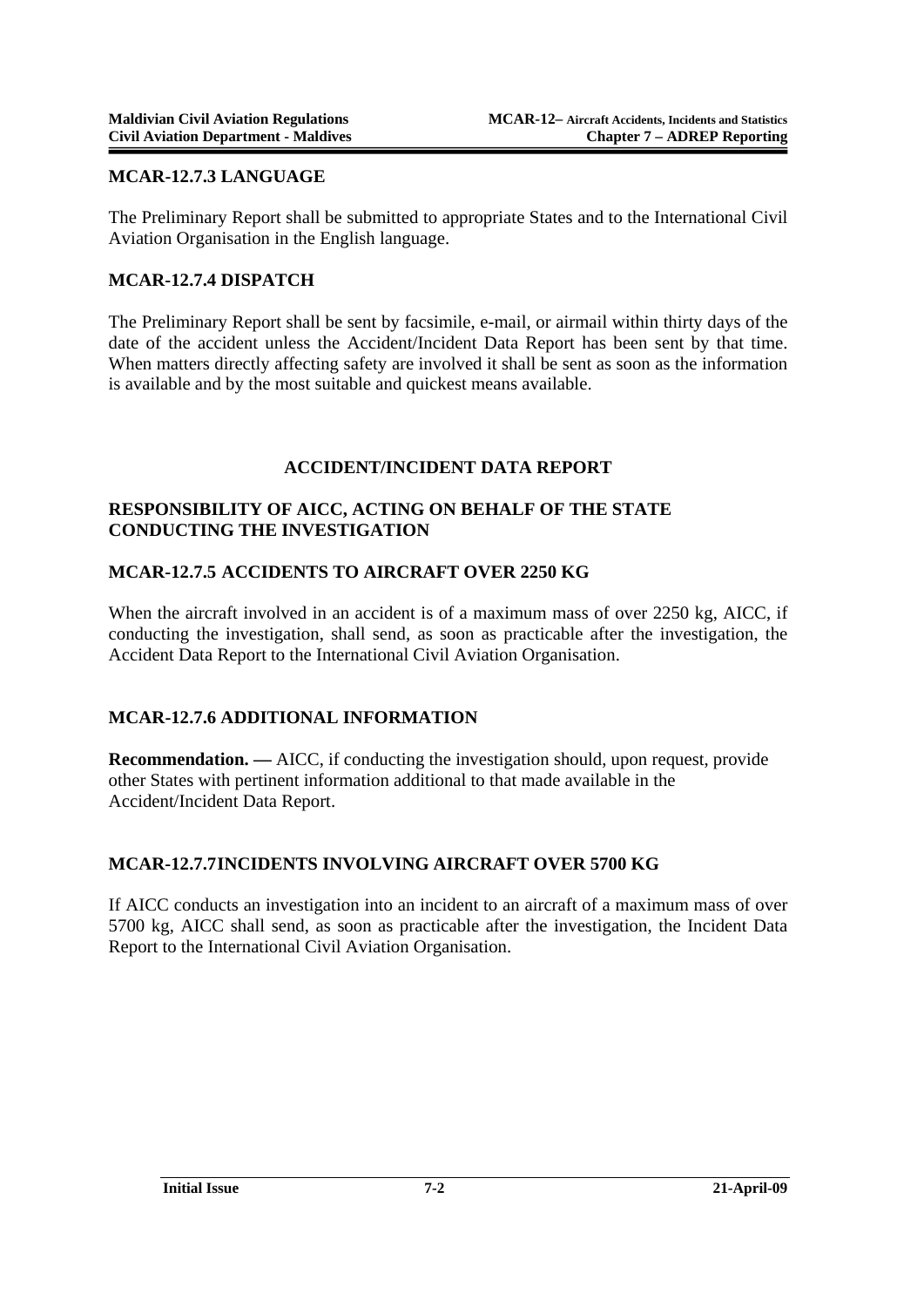## MCAR-12.7.3 LANGUAGE

The Preliminary Report shall be submitted to appropriate States and to the International Civil Aviation Organisation in the English language.

## MCAR-12.7.4 DISPATCH

The Preliminary Report shall be sent by facsimile, e-mail, or airmail within thirty days of the date of the accident unless the Accident/Incident Data Report has been sent by that time. When matters directly affecting safety are involved it shall be sent as soon as the information is available and by the most suitable and quickest means available.

## ACCIDENT/INCIDENT DATA REPORT

## RESPONSIBILITY OF AICC, ACTING ON BEHALF OF THE STATE CONDUCTING THE INVESTIGATION

## MCAR-12.7.5 ACCIDENTS TO AIRCRAFT OVER 2250 KG

When the aircraft involved in an accident is of a maximum mass of over 2250 kg, AICC, if conducting the investigation, shall send, as soon as practicable after the investigation, the Accident Data Report to the International Civil Aviation Organisation.

## MCAR-12.7.6 ADDITIONAL INFORMATION

**Recommendation. —** AICC, if conducting the investigation should, upon request, provide other States with pertinent information additional to that made available in the Accident/Incident Data Report.

## MCAR-12.7.7INCIDENTS INVOLVING AIRCRAFT OVER 5700 KG

If AICC conducts an investigation into an incident to an aircraft of a maximum mass of over 5700 kg, AICC shall send, as soon as practicable after the investigation, the Incident Data Report to the International Civil Aviation Organisation.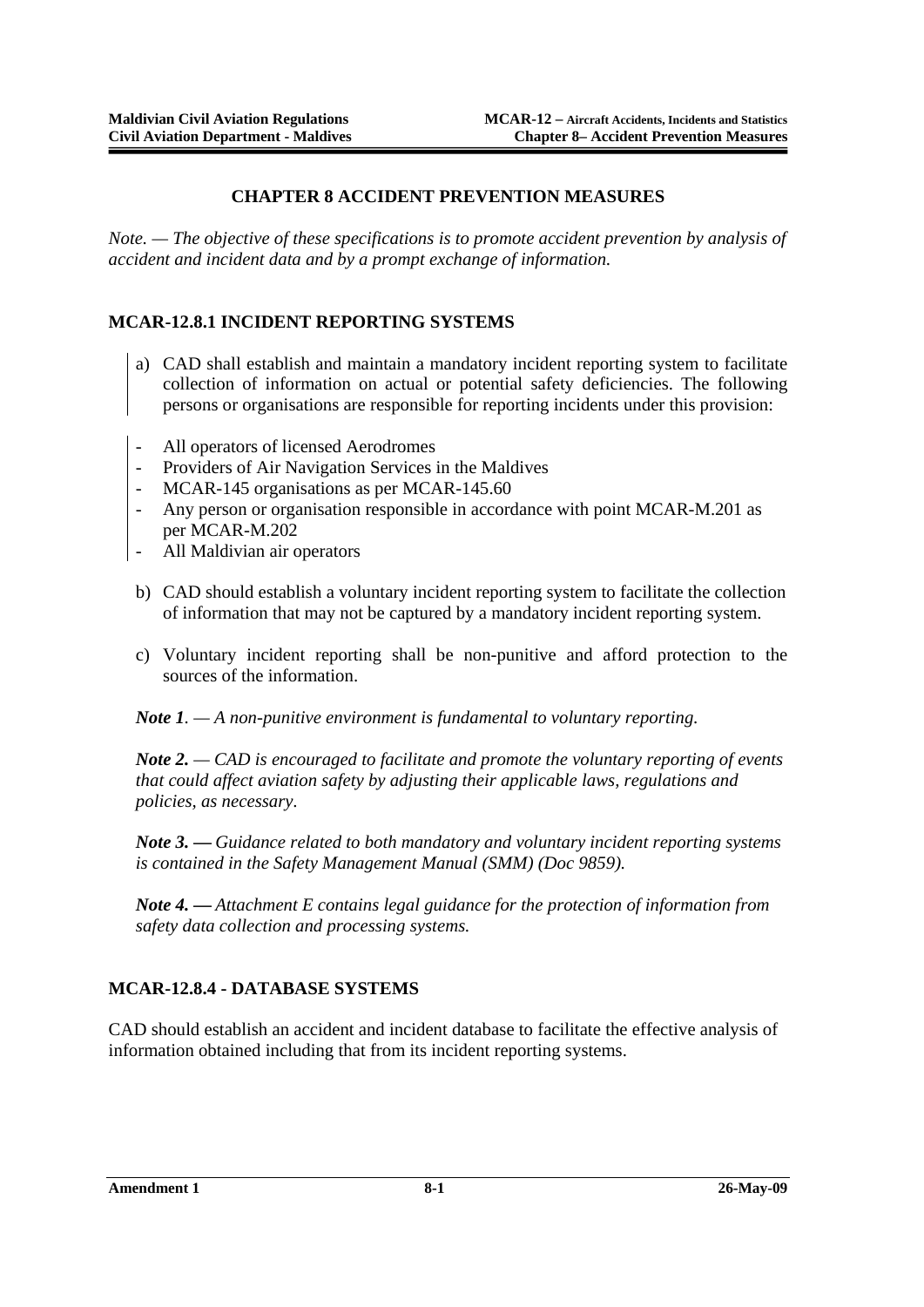# CHAPTER 8 ACCIDENT PREVENTION MEASURES

*Note. — The objective of these specifications is to promote accident prevention by analysis of accident and incident data and by a prompt exchange of information.*

## MCAR-12.8.1 INCIDENT REPORTING SYSTEMS

a) CAD shall establish and maintain a mandatory incident reporting system to facilitate collection of information on actual or potential safety deficiencies. The following persons or organisations are responsible for reporting incidents under this provision:

- All operators of licensed Aerodromes
- Providers of Air Navigation Services in the Maldives
- MCAR-145 organisations as per MCAR-145.60
- Any person or organisation responsible in accordance with point MCAR-M.201 as per MCAR-M.202
- All Maldivian air operators

b) CAD should establish a voluntary incident reporting system to facilitate the collection of information that may not be captured by a mandatory incident reporting system.

c) Voluntary incident reporting shall be non-punitive and afford protection to the sources of the information.

***Note 1**. — A non-punitive environment is fundamental to voluntary reporting.*

***Note 2.** — CAD is encouraged to facilitate and promote the voluntary reporting of events that could affect aviation safety by adjusting their applicable laws, regulations and policies, as necessary.*

***Note 3. —** Guidance related to both mandatory and voluntary incident reporting systems is contained in the Safety Management Manual (SMM) (Doc 9859).*

***Note 4. —** Attachment E contains legal guidance for the protection of information from safety data collection and processing systems.*

## MCAR-12.8.4 - DATABASE SYSTEMS

CAD should establish an accident and incident database to facilitate the effective analysis of information obtained including that from its incident reporting systems.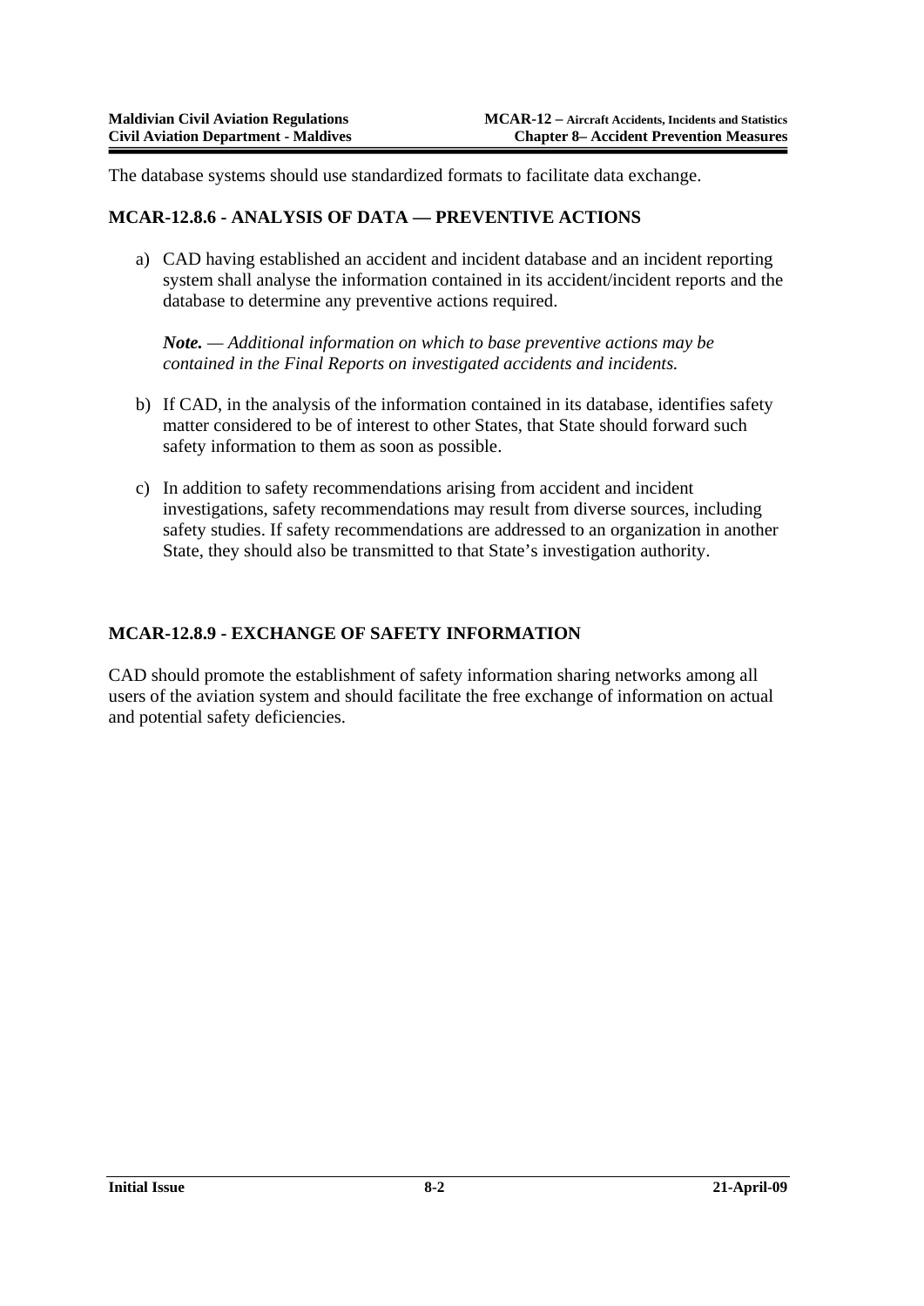The database systems should use standardized formats to facilitate data exchange.

## MCAR-12.8.6 - ANALYSIS OF DATA — PREVENTIVE ACTIONS

a) CAD having established an accident and incident database and an incident reporting system shall analyse the information contained in its accident/incident reports and the database to determine any preventive actions required.

   ***Note.*** *— Additional information on which to base preventive actions may be contained in the Final Reports on investigated accidents and incidents.*

b) If CAD, in the analysis of the information contained in its database, identifies safety matter considered to be of interest to other States, that State should forward such safety information to them as soon as possible.

c) In addition to safety recommendations arising from accident and incident investigations, safety recommendations may result from diverse sources, including safety studies. If safety recommendations are addressed to an organization in another State, they should also be transmitted to that State's investigation authority.

## MCAR-12.8.9 - EXCHANGE OF SAFETY INFORMATION

CAD should promote the establishment of safety information sharing networks among all users of the aviation system and should facilitate the free exchange of information on actual and potential safety deficiencies.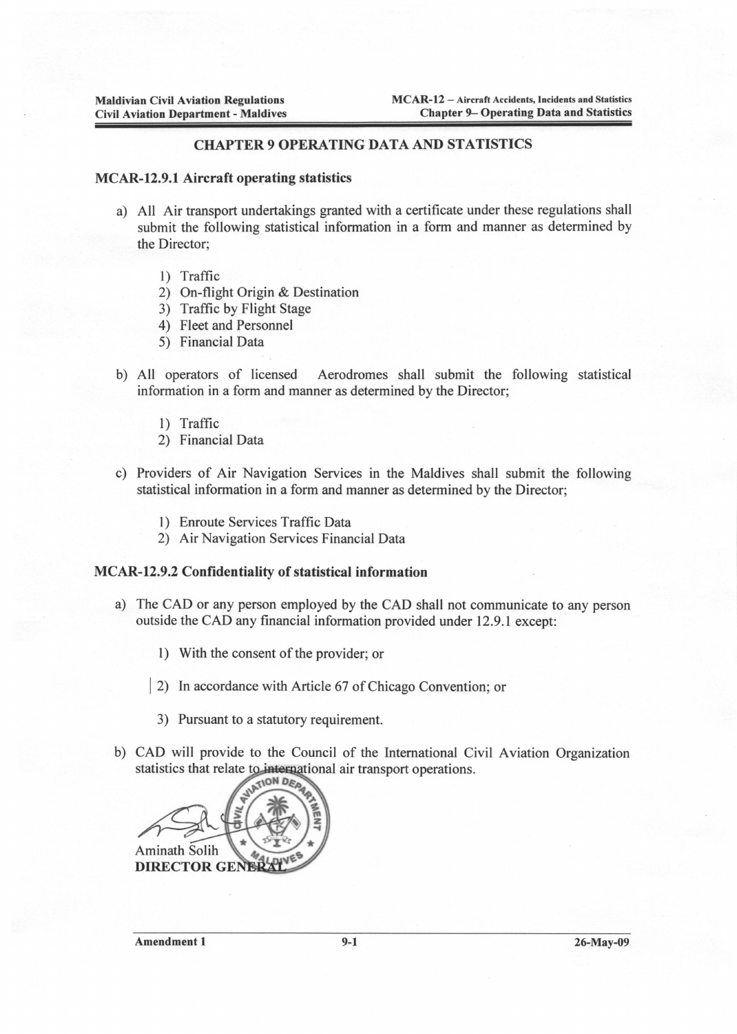# CHAPTER 9 OPERATING DATA AND STATISTICS

## MCAR-12.9.1 Aircraft operating statistics

a) All Air transport undertakings granted with a certificate under these regulations shall submit the following statistical information in a form and manner as determined by the Director;

1) Traffic
2) On-flight Origin & Destination
3) Traffic by Flight Stage
4) Fleet and Personnel
5) Financial Data

b) All operators of licensed Aerodromes shall submit the following statistical information in a form and manner as determined by the Director;

1) Traffic
2) Financial Data

c) Providers of Air Navigation Services in the Maldives shall submit the following statistical information in a form and manner as determined by the Director;

1) Enroute Services Traffic Data
2) Air Navigation Services Financial Data

## MCAR-12.9.2 Confidentiality of statistical information

a) The CAD or any person employed by the CAD shall not communicate to any person outside the CAD any financial information provided under 12.9.1 except:

1) With the consent of the provider; or
2) In accordance with Article 67 of Chicago Convention; or
3) Pursuant to a statutory requirement.

b) CAD will provide to the Council of the International Civil Aviation Organization statistics that relate to international air transport operations.

Aminath Solih
**DIRECTOR GENERAL**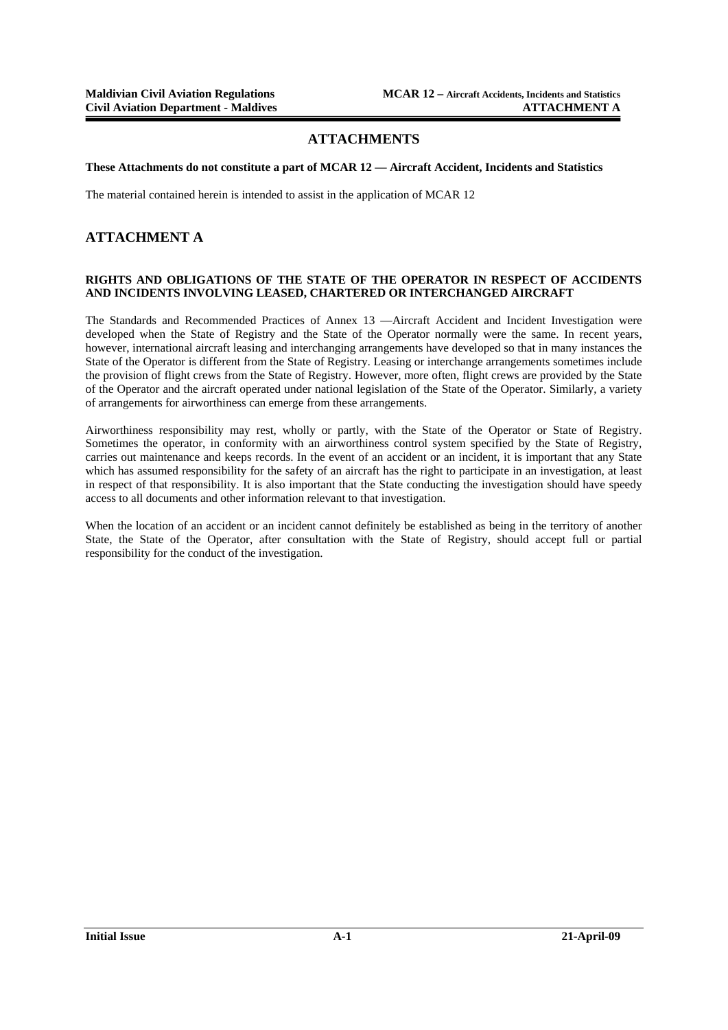# ATTACHMENTS

**These Attachments do not constitute a part of MCAR 12 — Aircraft Accident, Incidents and Statistics**

The material contained herein is intended to assist in the application of MCAR 12

## ATTACHMENT A

**RIGHTS AND OBLIGATIONS OF THE STATE OF THE OPERATOR IN RESPECT OF ACCIDENTS AND INCIDENTS INVOLVING LEASED, CHARTERED OR INTERCHANGED AIRCRAFT**

The Standards and Recommended Practices of Annex 13 —Aircraft Accident and Incident Investigation were developed when the State of Registry and the State of the Operator normally were the same. In recent years, however, international aircraft leasing and interchanging arrangements have developed so that in many instances the State of the Operator is different from the State of Registry. Leasing or interchange arrangements sometimes include the provision of flight crews from the State of Registry. However, more often, flight crews are provided by the State of the Operator and the aircraft operated under national legislation of the State of the Operator. Similarly, a variety of arrangements for airworthiness can emerge from these arrangements.

Airworthiness responsibility may rest, wholly or partly, with the State of the Operator or State of Registry. Sometimes the operator, in conformity with an airworthiness control system specified by the State of Registry, carries out maintenance and keeps records. In the event of an accident or an incident, it is important that any State which has assumed responsibility for the safety of an aircraft has the right to participate in an investigation, at least in respect of that responsibility. It is also important that the State conducting the investigation should have speedy access to all documents and other information relevant to that investigation.

When the location of an accident or an incident cannot definitely be established as being in the territory of another State, the State of the Operator, after consultation with the State of Registry, should accept full or partial responsibility for the conduct of the investigation.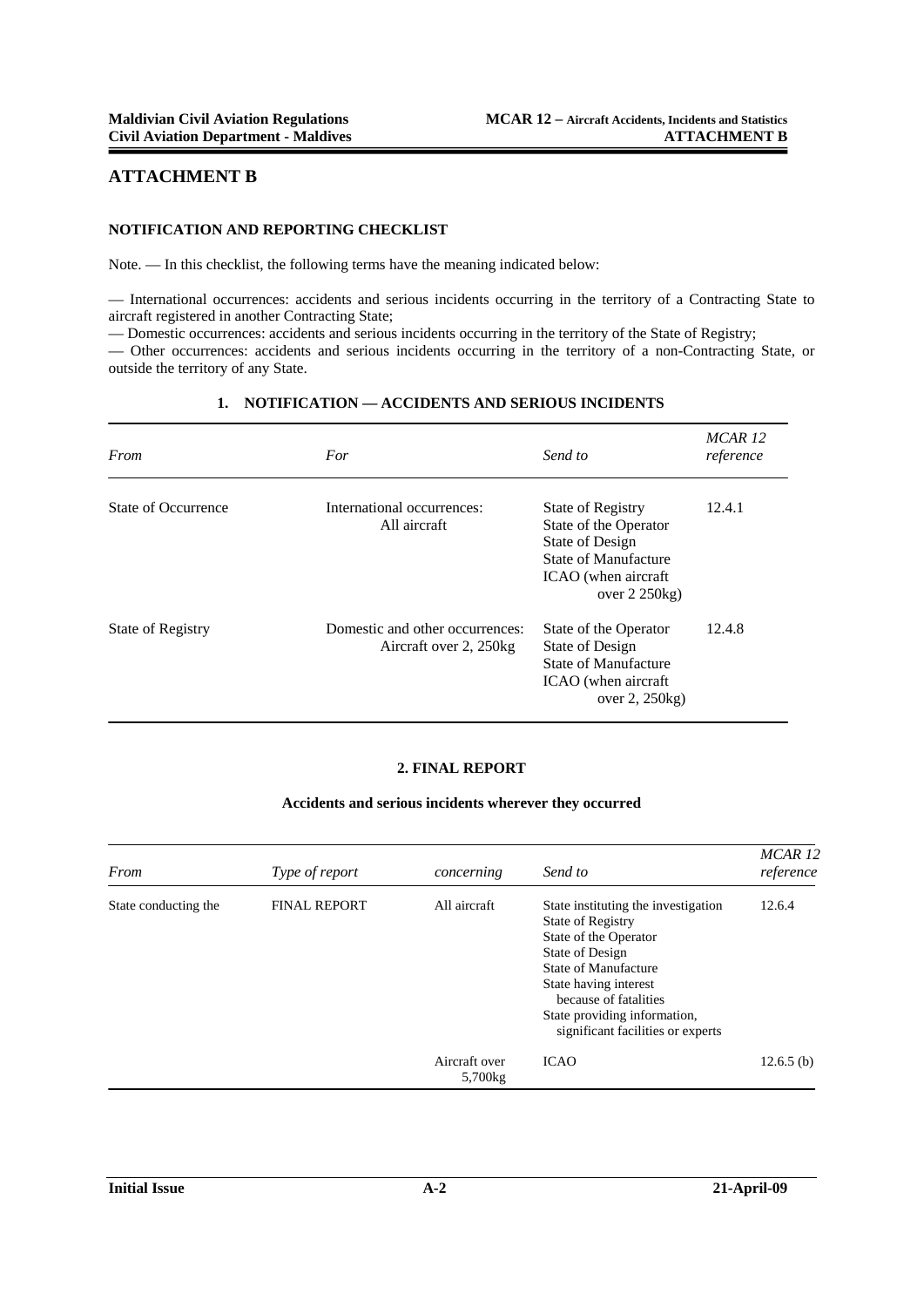# ATTACHMENT B

### NOTIFICATION AND REPORTING CHECKLIST

Note. — In this checklist, the following terms have the meaning indicated below:

— International occurrences: accidents and serious incidents occurring in the territory of a Contracting State to aircraft registered in another Contracting State;
— Domestic occurrences: accidents and serious incidents occurring in the territory of the State of Registry;
— Other occurrences: accidents and serious incidents occurring in the territory of a non-Contracting State, or outside the territory of any State.

### 1. NOTIFICATION — ACCIDENTS AND SERIOUS INCIDENTS

| *From* | *For* | *Send to* | *MCAR 12 reference* |
|---|---|---|---|
| State of Occurrence | International occurrences: All aircraft | State of Registry<br>State of the Operator<br>State of Design<br>State of Manufacture<br>ICAO (when aircraft over 2 250kg) | 12.4.1 |
| State of Registry | Domestic and other occurrences: Aircraft over 2, 250kg | State of the Operator<br>State of Design<br>State of Manufacture<br>ICAO (when aircraft over 2, 250kg) | 12.4.8 |

### 2. FINAL REPORT

**Accidents and serious incidents wherever they occurred**

| *From* | *Type of report* | *concerning* | *Send to* | *MCAR 12 reference* |
|---|---|---|---|---|
| State conducting the | FINAL REPORT | All aircraft | State instituting the investigation<br>State of Registry<br>State of the Operator<br>State of Design<br>State of Manufacture<br>State having interest because of fatalities<br>State providing information, significant facilities or experts | 12.6.4 |
| | | Aircraft over 5,700kg | ICAO | 12.6.5 (b) |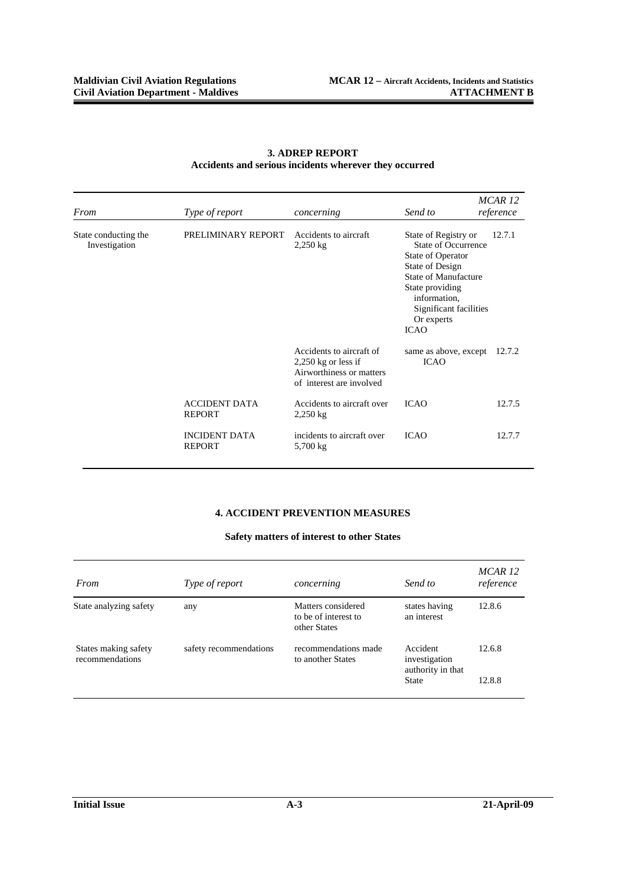### 3. ADREP REPORT

**Accidents and serious incidents wherever they occurred**

| *From* | *Type of report* | *concerning* | *Send to* | *MCAR 12 reference* |
|---|---|---|---|---|
| State conducting the Investigation | PRELIMINARY REPORT | Accidents to aircraft 2,250 kg | State of Registry or State of Occurrence<br>State of Operator<br>State of Design<br>State of Manufacture<br>State providing information, Significant facilities Or experts<br>ICAO | 12.7.1 |
| | | Accidents to aircraft of 2,250 kg or less if Airworthiness or matters of interest are involved | same as above, except ICAO | 12.7.2 |
| | ACCIDENT DATA REPORT | Accidents to aircraft over 2,250 kg | ICAO | 12.7.5 |
| | INCIDENT DATA REPORT | incidents to aircraft over 5,700 kg | ICAO | 12.7.7 |

### 4. ACCIDENT PREVENTION MEASURES

**Safety matters of interest to other States**

| *From* | *Type of report* | *concerning* | *Send to* | *MCAR 12 reference* |
|---|---|---|---|---|
| State analyzing safety | any | Matters considered to be of interest to other States | states having an interest | 12.8.6 |
| States making safety recommendations | safety recommendations | recommendations made to another States | Accident investigation authority in that State | 12.6.8<br>12.8.8 |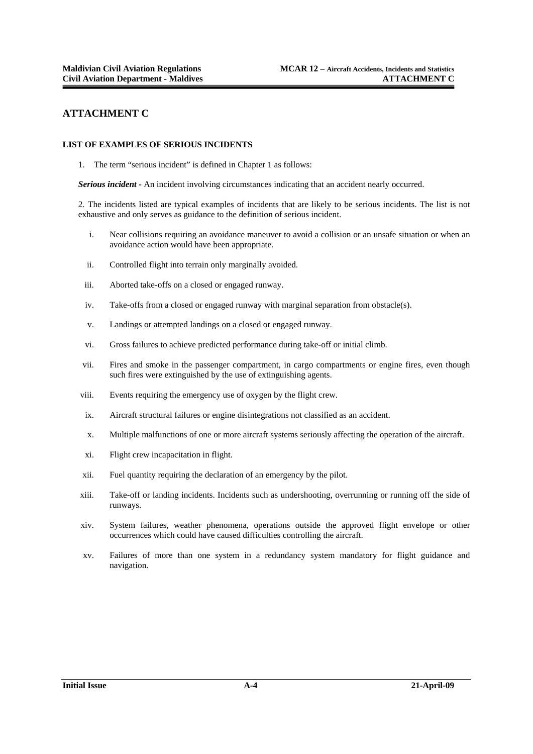# ATTACHMENT C

**LIST OF EXAMPLES OF SERIOUS INCIDENTS**

1. The term "serious incident" is defined in Chapter 1 as follows:

***Serious incident*** - An incident involving circumstances indicating that an accident nearly occurred.

2. The incidents listed are typical examples of incidents that are likely to be serious incidents. The list is not exhaustive and only serves as guidance to the definition of serious incident.

i. Near collisions requiring an avoidance maneuver to avoid a collision or an unsafe situation or when an avoidance action would have been appropriate.

ii. Controlled flight into terrain only marginally avoided.

iii. Aborted take-offs on a closed or engaged runway.

iv. Take-offs from a closed or engaged runway with marginal separation from obstacle(s).

v. Landings or attempted landings on a closed or engaged runway.

vi. Gross failures to achieve predicted performance during take-off or initial climb.

vii. Fires and smoke in the passenger compartment, in cargo compartments or engine fires, even though such fires were extinguished by the use of extinguishing agents.

viii. Events requiring the emergency use of oxygen by the flight crew.

ix. Aircraft structural failures or engine disintegrations not classified as an accident.

x. Multiple malfunctions of one or more aircraft systems seriously affecting the operation of the aircraft.

xi. Flight crew incapacitation in flight.

xii. Fuel quantity requiring the declaration of an emergency by the pilot.

xiii. Take-off or landing incidents. Incidents such as undershooting, overrunning or running off the side of runways.

xiv. System failures, weather phenomena, operations outside the approved flight envelope or other occurrences which could have caused difficulties controlling the aircraft.

xv. Failures of more than one system in a redundancy system mandatory for flight guidance and navigation.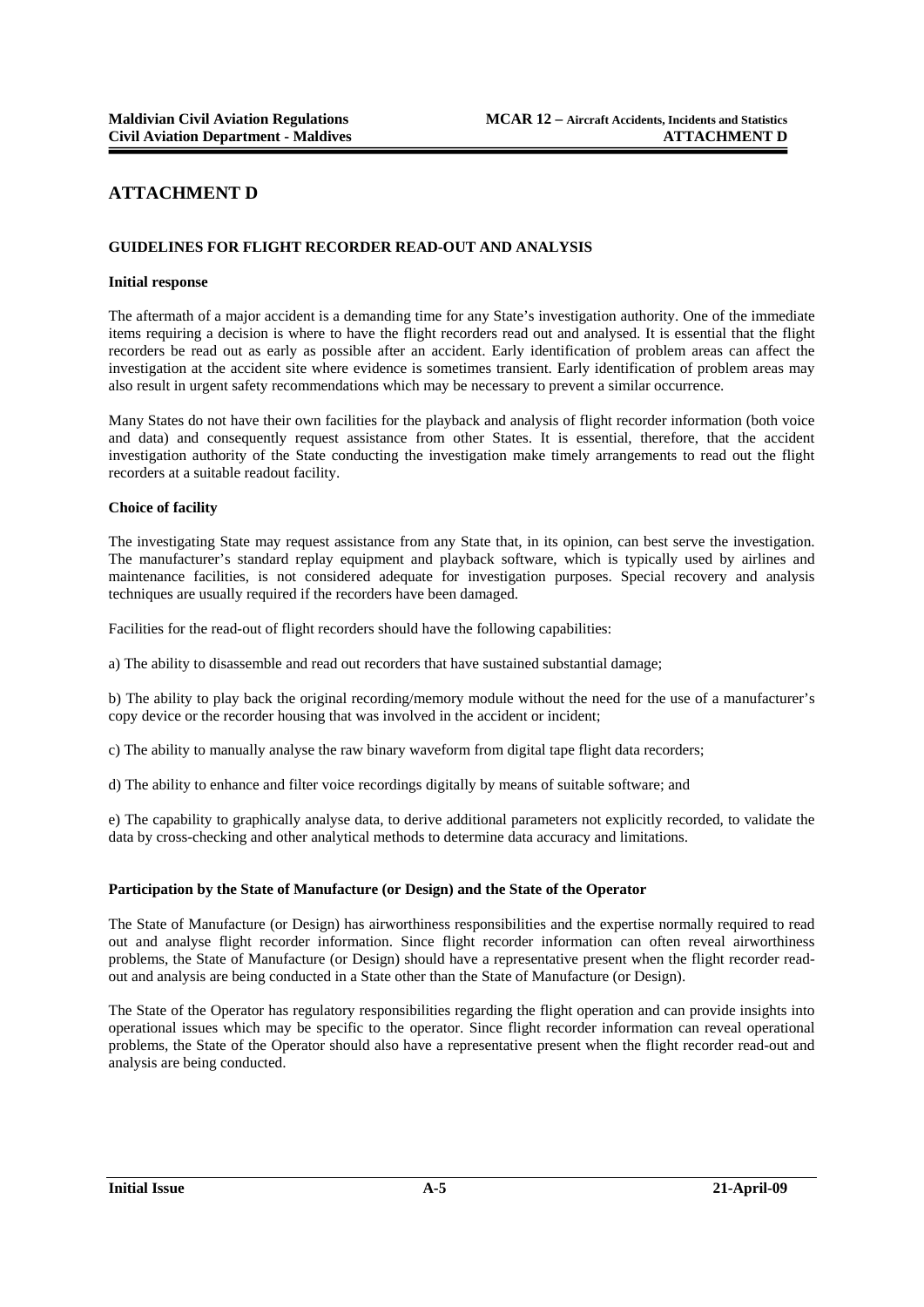# ATTACHMENT D

## GUIDELINES FOR FLIGHT RECORDER READ-OUT AND ANALYSIS

### Initial response

The aftermath of a major accident is a demanding time for any State's investigation authority. One of the immediate items requiring a decision is where to have the flight recorders read out and analysed. It is essential that the flight recorders be read out as early as possible after an accident. Early identification of problem areas can affect the investigation at the accident site where evidence is sometimes transient. Early identification of problem areas may also result in urgent safety recommendations which may be necessary to prevent a similar occurrence.

Many States do not have their own facilities for the playback and analysis of flight recorder information (both voice and data) and consequently request assistance from other States. It is essential, therefore, that the accident investigation authority of the State conducting the investigation make timely arrangements to read out the flight recorders at a suitable readout facility.

### Choice of facility

The investigating State may request assistance from any State that, in its opinion, can best serve the investigation. The manufacturer's standard replay equipment and playback software, which is typically used by airlines and maintenance facilities, is not considered adequate for investigation purposes. Special recovery and analysis techniques are usually required if the recorders have been damaged.

Facilities for the read-out of flight recorders should have the following capabilities:

a) The ability to disassemble and read out recorders that have sustained substantial damage;

b) The ability to play back the original recording/memory module without the need for the use of a manufacturer's copy device or the recorder housing that was involved in the accident or incident;

c) The ability to manually analyse the raw binary waveform from digital tape flight data recorders;

d) The ability to enhance and filter voice recordings digitally by means of suitable software; and

e) The capability to graphically analyse data, to derive additional parameters not explicitly recorded, to validate the data by cross-checking and other analytical methods to determine data accuracy and limitations.

### Participation by the State of Manufacture (or Design) and the State of the Operator

The State of Manufacture (or Design) has airworthiness responsibilities and the expertise normally required to read out and analyse flight recorder information. Since flight recorder information can often reveal airworthiness problems, the State of Manufacture (or Design) should have a representative present when the flight recorder read-out and analysis are being conducted in a State other than the State of Manufacture (or Design).

The State of the Operator has regulatory responsibilities regarding the flight operation and can provide insights into operational issues which may be specific to the operator. Since flight recorder information can reveal operational problems, the State of the Operator should also have a representative present when the flight recorder read-out and analysis are being conducted.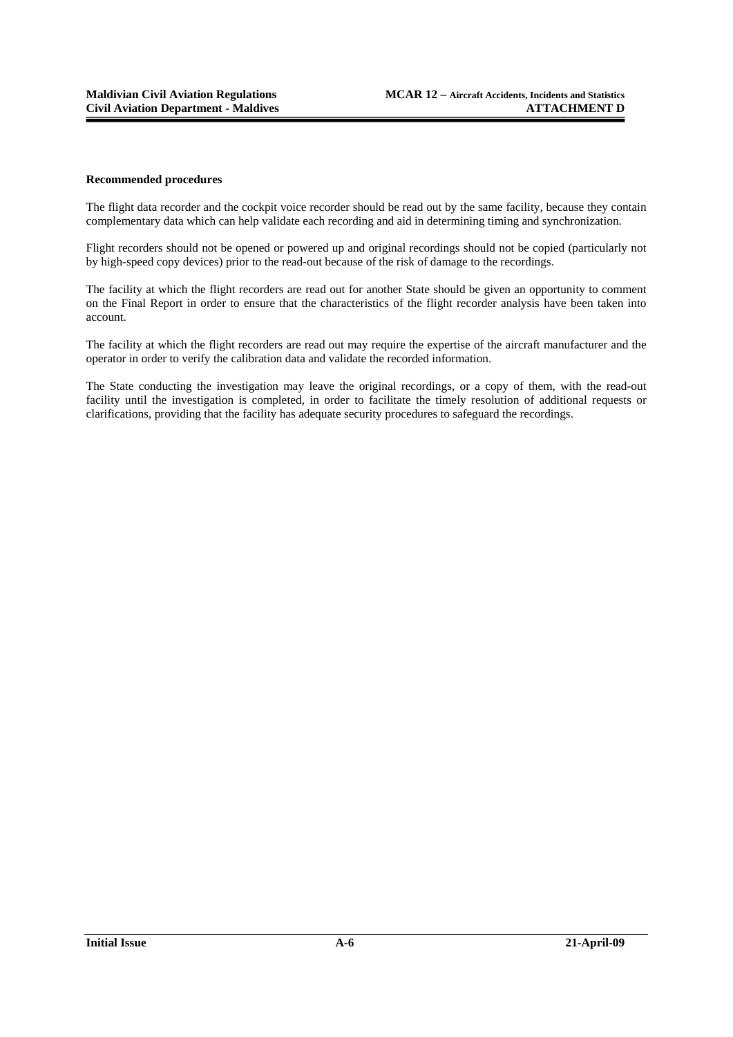**Recommended procedures**

The flight data recorder and the cockpit voice recorder should be read out by the same facility, because they contain complementary data which can help validate each recording and aid in determining timing and synchronization.

Flight recorders should not be opened or powered up and original recordings should not be copied (particularly not by high-speed copy devices) prior to the read-out because of the risk of damage to the recordings.

The facility at which the flight recorders are read out for another State should be given an opportunity to comment on the Final Report in order to ensure that the characteristics of the flight recorder analysis have been taken into account.

The facility at which the flight recorders are read out may require the expertise of the aircraft manufacturer and the operator in order to verify the calibration data and validate the recorded information.

The State conducting the investigation may leave the original recordings, or a copy of them, with the read-out facility until the investigation is completed, in order to facilitate the timely resolution of additional requests or clarifications, providing that the facility has adequate security procedures to safeguard the recordings.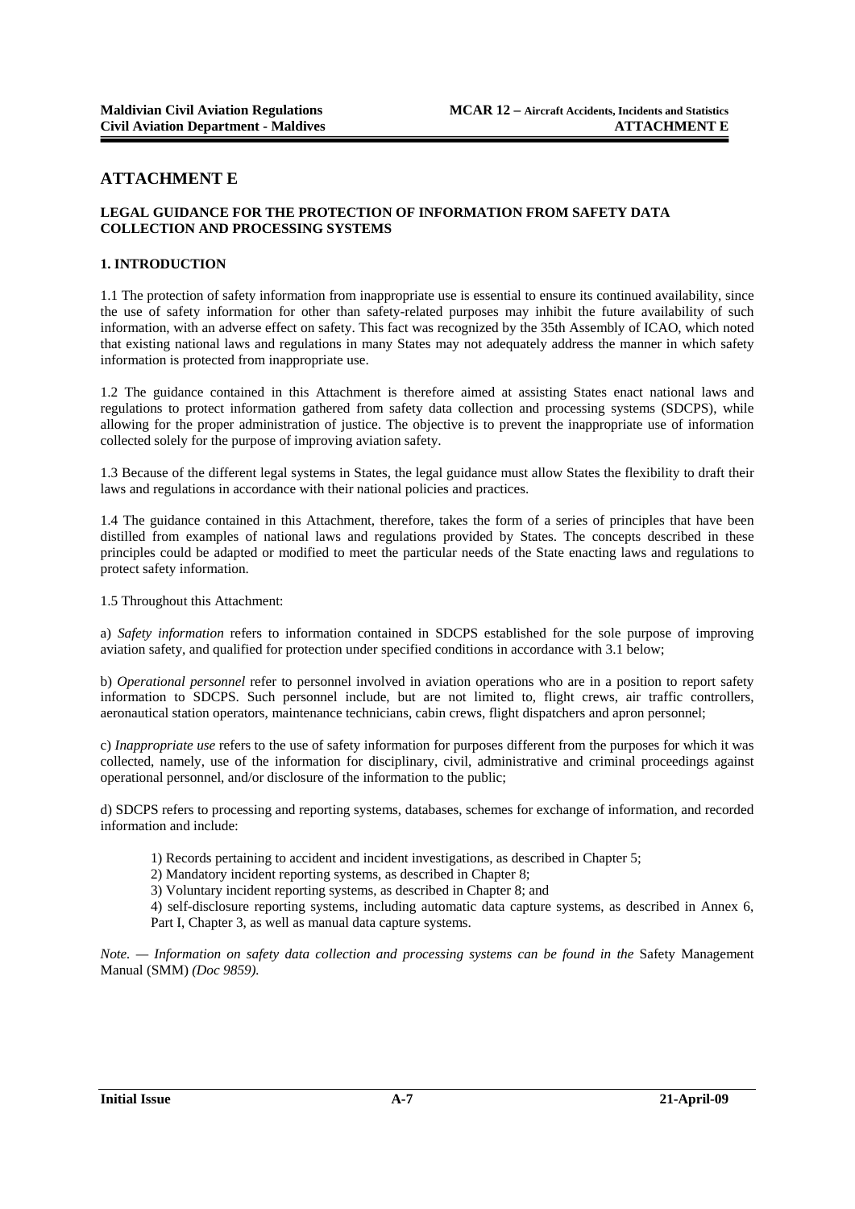# ATTACHMENT E

**LEGAL GUIDANCE FOR THE PROTECTION OF INFORMATION FROM SAFETY DATA COLLECTION AND PROCESSING SYSTEMS**

## 1. INTRODUCTION

1.1 The protection of safety information from inappropriate use is essential to ensure its continued availability, since the use of safety information for other than safety-related purposes may inhibit the future availability of such information, with an adverse effect on safety. This fact was recognized by the 35th Assembly of ICAO, which noted that existing national laws and regulations in many States may not adequately address the manner in which safety information is protected from inappropriate use.

1.2 The guidance contained in this Attachment is therefore aimed at assisting States enact national laws and regulations to protect information gathered from safety data collection and processing systems (SDCPS), while allowing for the proper administration of justice. The objective is to prevent the inappropriate use of information collected solely for the purpose of improving aviation safety.

1.3 Because of the different legal systems in States, the legal guidance must allow States the flexibility to draft their laws and regulations in accordance with their national policies and practices.

1.4 The guidance contained in this Attachment, therefore, takes the form of a series of principles that have been distilled from examples of national laws and regulations provided by States. The concepts described in these principles could be adapted or modified to meet the particular needs of the State enacting laws and regulations to protect safety information.

1.5 Throughout this Attachment:

a) *Safety information* refers to information contained in SDCPS established for the sole purpose of improving aviation safety, and qualified for protection under specified conditions in accordance with 3.1 below;

b) *Operational personnel* refer to personnel involved in aviation operations who are in a position to report safety information to SDCPS. Such personnel include, but are not limited to, flight crews, air traffic controllers, aeronautical station operators, maintenance technicians, cabin crews, flight dispatchers and apron personnel;

c) *Inappropriate use* refers to the use of safety information for purposes different from the purposes for which it was collected, namely, use of the information for disciplinary, civil, administrative and criminal proceedings against operational personnel, and/or disclosure of the information to the public;

d) SDCPS refers to processing and reporting systems, databases, schemes for exchange of information, and recorded information and include:

1) Records pertaining to accident and incident investigations, as described in Chapter 5;
2) Mandatory incident reporting systems, as described in Chapter 8;
3) Voluntary incident reporting systems, as described in Chapter 8; and
4) self-disclosure reporting systems, including automatic data capture systems, as described in Annex 6, Part I, Chapter 3, as well as manual data capture systems.

*Note. — Information on safety data collection and processing systems can be found in the* Safety Management Manual (SMM) *(Doc 9859).*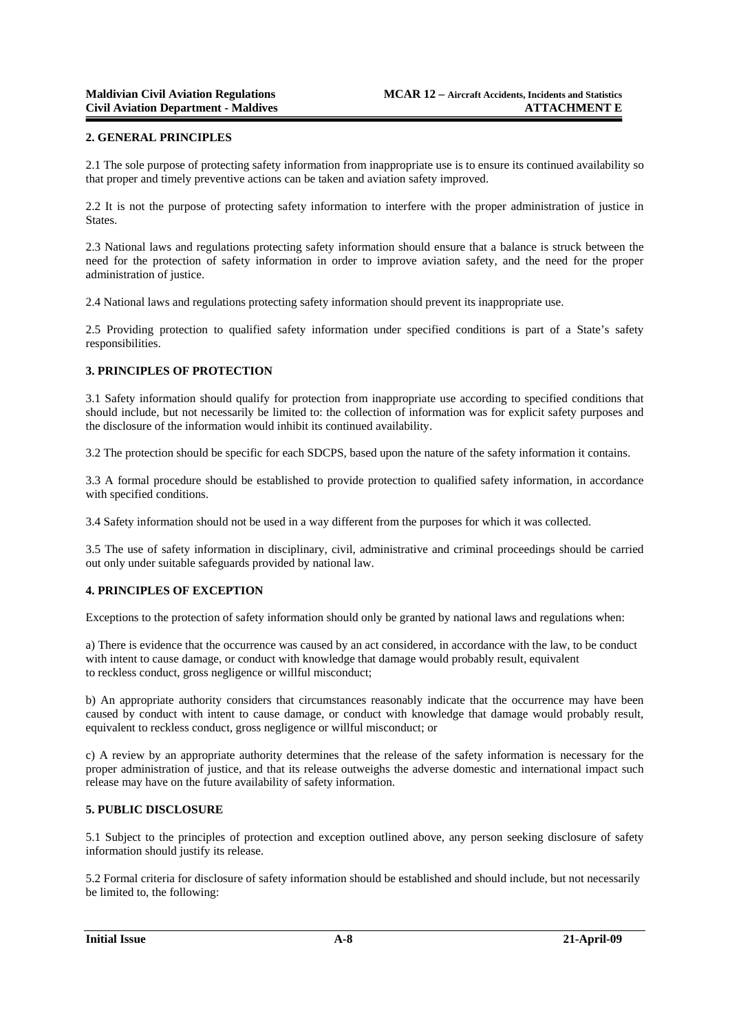## 2. GENERAL PRINCIPLES

2.1 The sole purpose of protecting safety information from inappropriate use is to ensure its continued availability so that proper and timely preventive actions can be taken and aviation safety improved.

2.2 It is not the purpose of protecting safety information to interfere with the proper administration of justice in States.

2.3 National laws and regulations protecting safety information should ensure that a balance is struck between the need for the protection of safety information in order to improve aviation safety, and the need for the proper administration of justice.

2.4 National laws and regulations protecting safety information should prevent its inappropriate use.

2.5 Providing protection to qualified safety information under specified conditions is part of a State's safety responsibilities.

## 3. PRINCIPLES OF PROTECTION

3.1 Safety information should qualify for protection from inappropriate use according to specified conditions that should include, but not necessarily be limited to: the collection of information was for explicit safety purposes and the disclosure of the information would inhibit its continued availability.

3.2 The protection should be specific for each SDCPS, based upon the nature of the safety information it contains.

3.3 A formal procedure should be established to provide protection to qualified safety information, in accordance with specified conditions.

3.4 Safety information should not be used in a way different from the purposes for which it was collected.

3.5 The use of safety information in disciplinary, civil, administrative and criminal proceedings should be carried out only under suitable safeguards provided by national law.

## 4. PRINCIPLES OF EXCEPTION

Exceptions to the protection of safety information should only be granted by national laws and regulations when:

a) There is evidence that the occurrence was caused by an act considered, in accordance with the law, to be conduct with intent to cause damage, or conduct with knowledge that damage would probably result, equivalent to reckless conduct, gross negligence or willful misconduct;

b) An appropriate authority considers that circumstances reasonably indicate that the occurrence may have been caused by conduct with intent to cause damage, or conduct with knowledge that damage would probably result, equivalent to reckless conduct, gross negligence or willful misconduct; or

c) A review by an appropriate authority determines that the release of the safety information is necessary for the proper administration of justice, and that its release outweighs the adverse domestic and international impact such release may have on the future availability of safety information.

## 5. PUBLIC DISCLOSURE

5.1 Subject to the principles of protection and exception outlined above, any person seeking disclosure of safety information should justify its release.

5.2 Formal criteria for disclosure of safety information should be established and should include, but not necessarily be limited to, the following: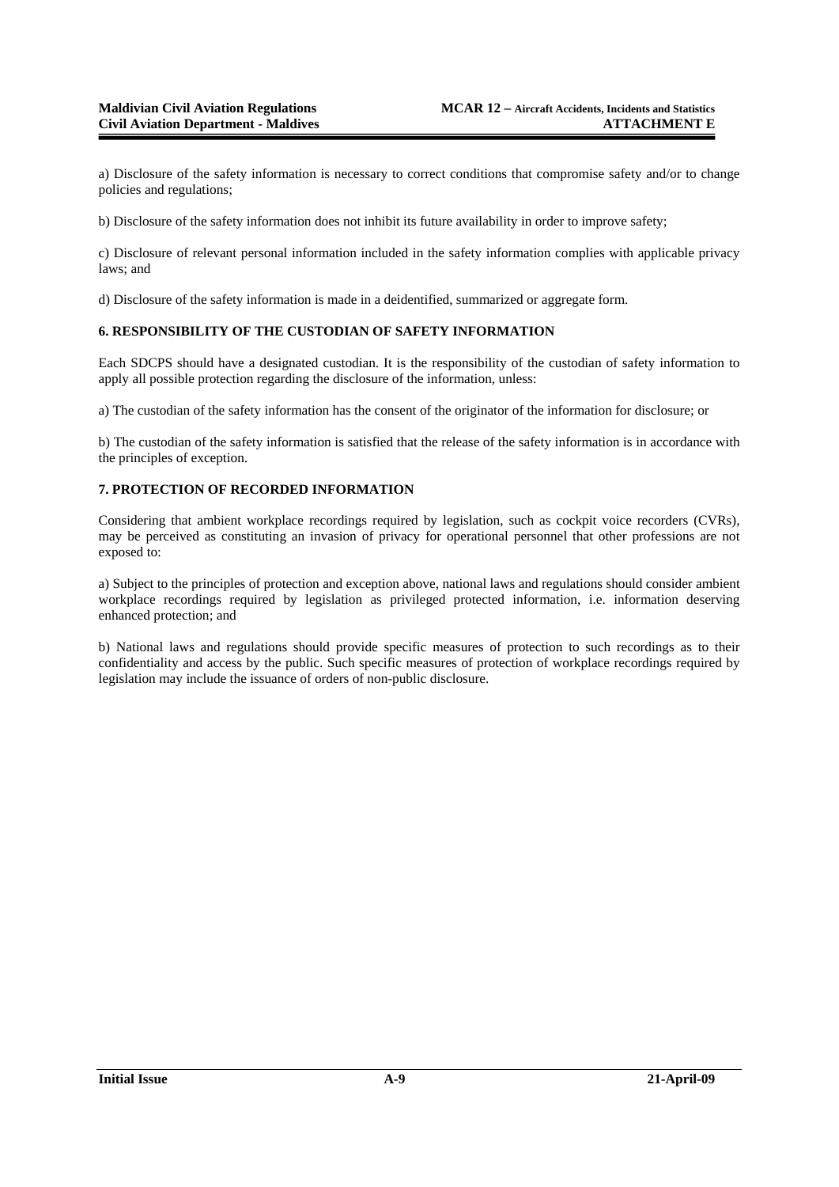a) Disclosure of the safety information is necessary to correct conditions that compromise safety and/or to change policies and regulations;

b) Disclosure of the safety information does not inhibit its future availability in order to improve safety;

c) Disclosure of relevant personal information included in the safety information complies with applicable privacy laws; and

d) Disclosure of the safety information is made in a deidentified, summarized or aggregate form.

## 6. RESPONSIBILITY OF THE CUSTODIAN OF SAFETY INFORMATION

Each SDCPS should have a designated custodian. It is the responsibility of the custodian of safety information to apply all possible protection regarding the disclosure of the information, unless:

a) The custodian of the safety information has the consent of the originator of the information for disclosure; or

b) The custodian of the safety information is satisfied that the release of the safety information is in accordance with the principles of exception.

## 7. PROTECTION OF RECORDED INFORMATION

Considering that ambient workplace recordings required by legislation, such as cockpit voice recorders (CVRs), may be perceived as constituting an invasion of privacy for operational personnel that other professions are not exposed to:

a) Subject to the principles of protection and exception above, national laws and regulations should consider ambient workplace recordings required by legislation as privileged protected information, i.e. information deserving enhanced protection; and

b) National laws and regulations should provide specific measures of protection to such recordings as to their confidentiality and access by the public. Such specific measures of protection of workplace recordings required by legislation may include the issuance of orders of non-public disclosure.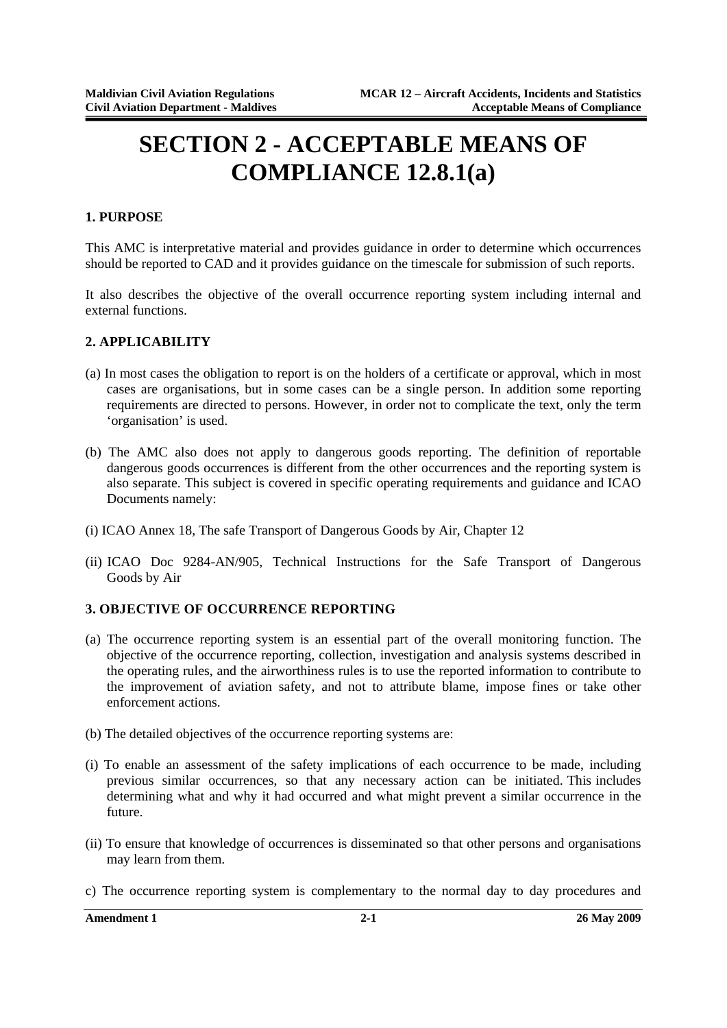# SECTION 2 - ACCEPTABLE MEANS OF COMPLIANCE 12.8.1(a)

### 1. PURPOSE

This AMC is interpretative material and provides guidance in order to determine which occurrences should be reported to CAD and it provides guidance on the timescale for submission of such reports.

It also describes the objective of the overall occurrence reporting system including internal and external functions.

### 2. APPLICABILITY

(a) In most cases the obligation to report is on the holders of a certificate or approval, which in most cases are organisations, but in some cases can be a single person. In addition some reporting requirements are directed to persons. However, in order not to complicate the text, only the term 'organisation' is used.

(b) The AMC also does not apply to dangerous goods reporting. The definition of reportable dangerous goods occurrences is different from the other occurrences and the reporting system is also separate. This subject is covered in specific operating requirements and guidance and ICAO Documents namely:

(i) ICAO Annex 18, The safe Transport of Dangerous Goods by Air, Chapter 12

(ii) ICAO Doc 9284-AN/905, Technical Instructions for the Safe Transport of Dangerous Goods by Air

### 3. OBJECTIVE OF OCCURRENCE REPORTING

(a) The occurrence reporting system is an essential part of the overall monitoring function. The objective of the occurrence reporting, collection, investigation and analysis systems described in the operating rules, and the airworthiness rules is to use the reported information to contribute to the improvement of aviation safety, and not to attribute blame, impose fines or take other enforcement actions.

(b) The detailed objectives of the occurrence reporting systems are:

(i) To enable an assessment of the safety implications of each occurrence to be made, including previous similar occurrences, so that any necessary action can be initiated. This includes determining what and why it had occurred and what might prevent a similar occurrence in the future.

(ii) To ensure that knowledge of occurrences is disseminated so that other persons and organisations may learn from them.

c) The occurrence reporting system is complementary to the normal day to day procedures and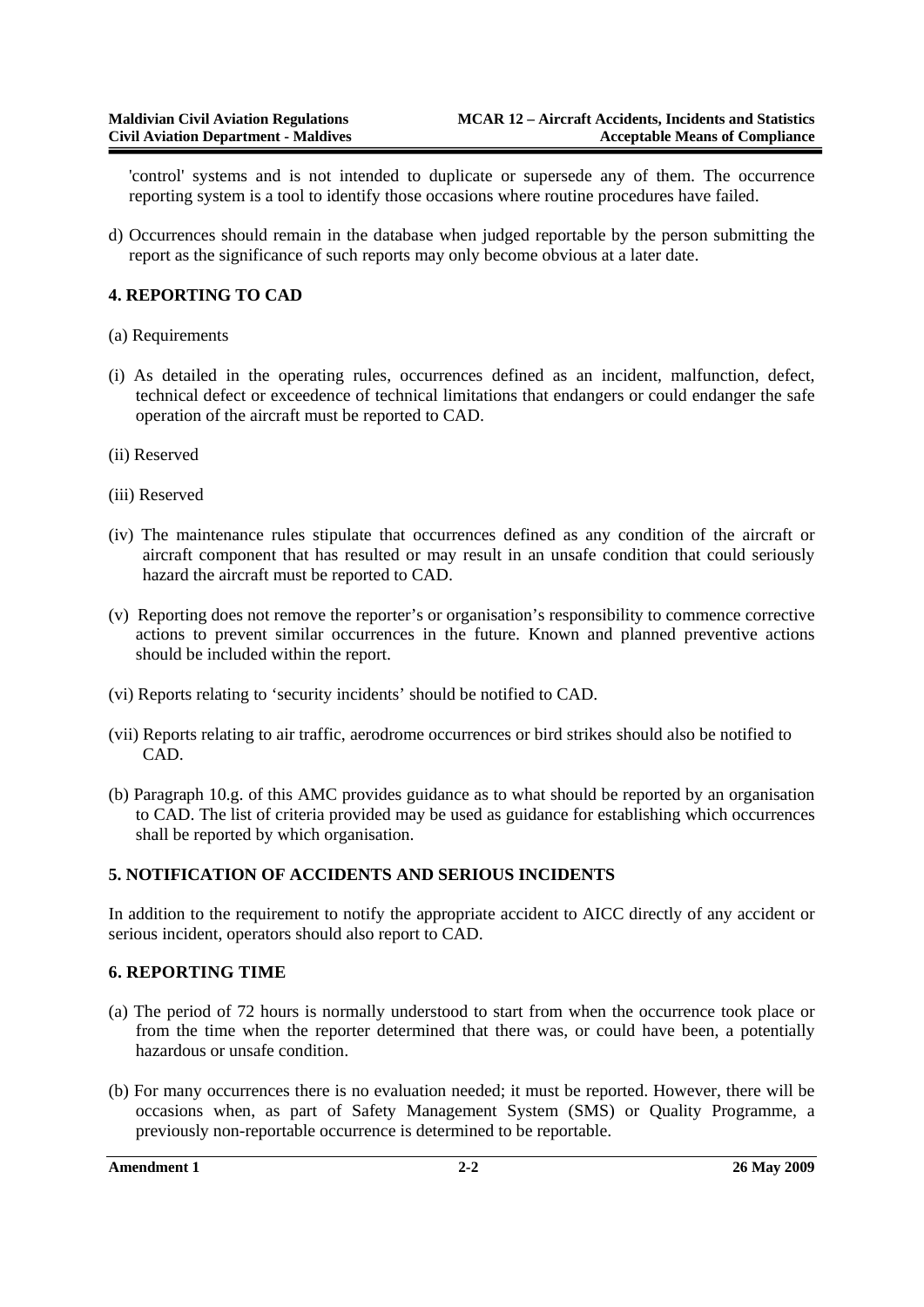'control' systems and is not intended to duplicate or supersede any of them. The occurrence reporting system is a tool to identify those occasions where routine procedures have failed.

d) Occurrences should remain in the database when judged reportable by the person submitting the report as the significance of such reports may only become obvious at a later date.

## 4. REPORTING TO CAD

(a) Requirements

(i) As detailed in the operating rules, occurrences defined as an incident, malfunction, defect, technical defect or exceedence of technical limitations that endangers or could endanger the safe operation of the aircraft must be reported to CAD.

(ii) Reserved

(iii) Reserved

(iv) The maintenance rules stipulate that occurrences defined as any condition of the aircraft or aircraft component that has resulted or may result in an unsafe condition that could seriously hazard the aircraft must be reported to CAD.

(v) Reporting does not remove the reporter's or organisation's responsibility to commence corrective actions to prevent similar occurrences in the future. Known and planned preventive actions should be included within the report.

(vi) Reports relating to 'security incidents' should be notified to CAD.

(vii) Reports relating to air traffic, aerodrome occurrences or bird strikes should also be notified to CAD.

(b) Paragraph 10.g. of this AMC provides guidance as to what should be reported by an organisation to CAD. The list of criteria provided may be used as guidance for establishing which occurrences shall be reported by which organisation.

## 5. NOTIFICATION OF ACCIDENTS AND SERIOUS INCIDENTS

In addition to the requirement to notify the appropriate accident to AICC directly of any accident or serious incident, operators should also report to CAD.

## 6. REPORTING TIME

(a) The period of 72 hours is normally understood to start from when the occurrence took place or from the time when the reporter determined that there was, or could have been, a potentially hazardous or unsafe condition.

(b) For many occurrences there is no evaluation needed; it must be reported. However, there will be occasions when, as part of Safety Management System (SMS) or Quality Programme, a previously non-reportable occurrence is determined to be reportable.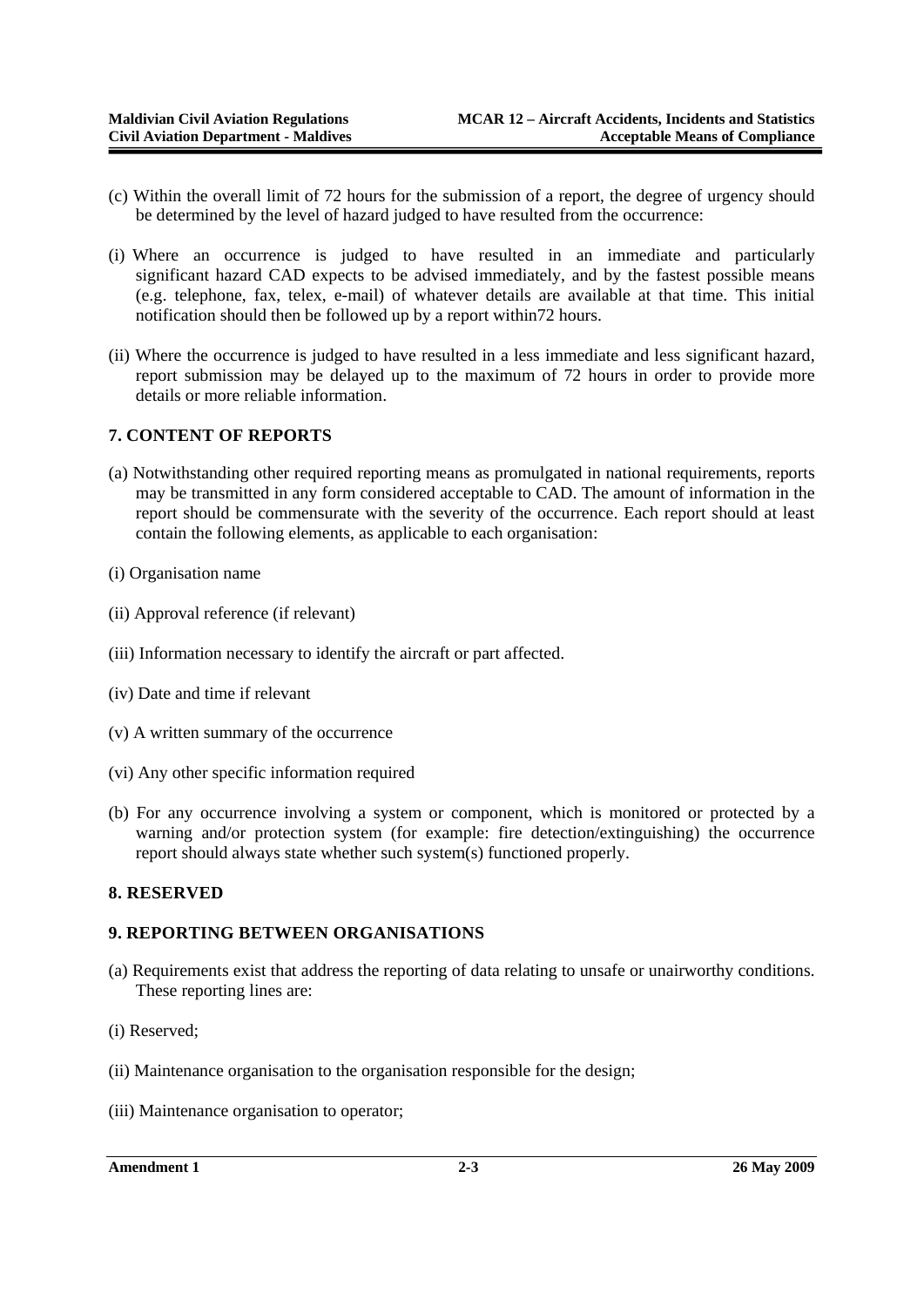(c) Within the overall limit of 72 hours for the submission of a report, the degree of urgency should be determined by the level of hazard judged to have resulted from the occurrence:

(i) Where an occurrence is judged to have resulted in an immediate and particularly significant hazard CAD expects to be advised immediately, and by the fastest possible means (e.g. telephone, fax, telex, e-mail) of whatever details are available at that time. This initial notification should then be followed up by a report within72 hours.

(ii) Where the occurrence is judged to have resulted in a less immediate and less significant hazard, report submission may be delayed up to the maximum of 72 hours in order to provide more details or more reliable information.

## 7. CONTENT OF REPORTS

(a) Notwithstanding other required reporting means as promulgated in national requirements, reports may be transmitted in any form considered acceptable to CAD. The amount of information in the report should be commensurate with the severity of the occurrence. Each report should at least contain the following elements, as applicable to each organisation:

(i) Organisation name

(ii) Approval reference (if relevant)

(iii) Information necessary to identify the aircraft or part affected.

(iv) Date and time if relevant

(v) A written summary of the occurrence

(vi) Any other specific information required

(b) For any occurrence involving a system or component, which is monitored or protected by a warning and/or protection system (for example: fire detection/extinguishing) the occurrence report should always state whether such system(s) functioned properly.

## 8. RESERVED

## 9. REPORTING BETWEEN ORGANISATIONS

(a) Requirements exist that address the reporting of data relating to unsafe or unairworthy conditions. These reporting lines are:

(i) Reserved;

(ii) Maintenance organisation to the organisation responsible for the design;

(iii) Maintenance organisation to operator;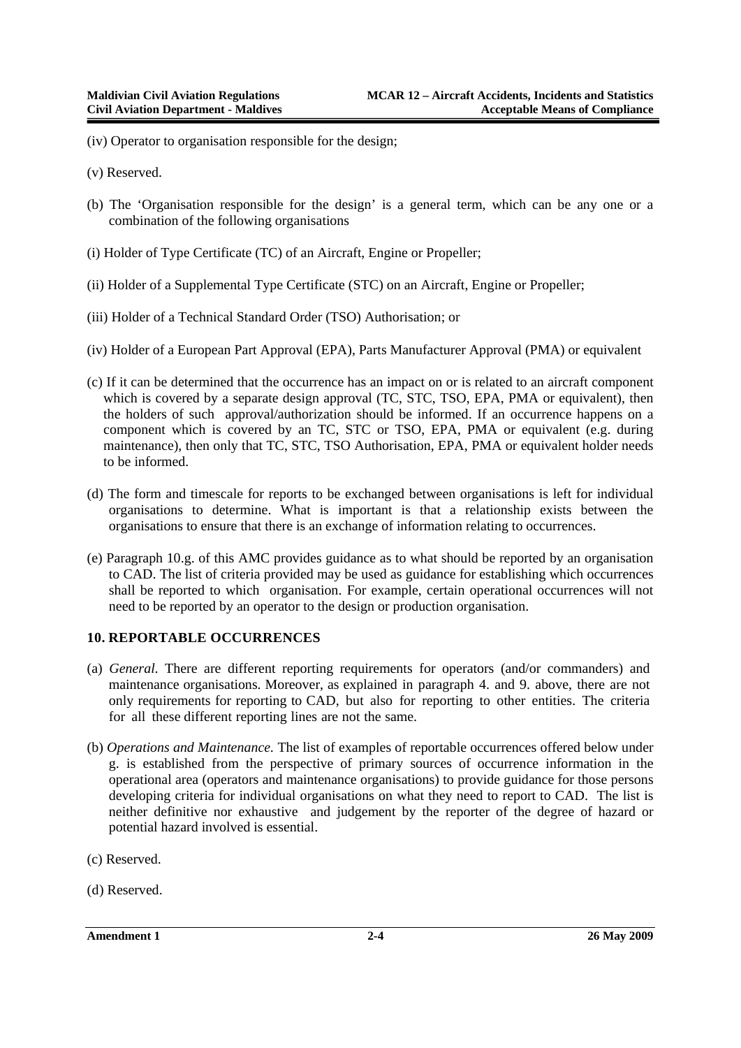(iv) Operator to organisation responsible for the design;

(v) Reserved.

(b) The 'Organisation responsible for the design' is a general term, which can be any one or a combination of the following organisations

(i) Holder of Type Certificate (TC) of an Aircraft, Engine or Propeller;

(ii) Holder of a Supplemental Type Certificate (STC) on an Aircraft, Engine or Propeller;

(iii) Holder of a Technical Standard Order (TSO) Authorisation; or

(iv) Holder of a European Part Approval (EPA), Parts Manufacturer Approval (PMA) or equivalent

(c) If it can be determined that the occurrence has an impact on or is related to an aircraft component which is covered by a separate design approval (TC, STC, TSO, EPA, PMA or equivalent), then the holders of such approval/authorization should be informed. If an occurrence happens on a component which is covered by an TC, STC or TSO, EPA, PMA or equivalent (e.g. during maintenance), then only that TC, STC, TSO Authorisation, EPA, PMA or equivalent holder needs to be informed.

(d) The form and timescale for reports to be exchanged between organisations is left for individual organisations to determine. What is important is that a relationship exists between the organisations to ensure that there is an exchange of information relating to occurrences.

(e) Paragraph 10.g. of this AMC provides guidance as to what should be reported by an organisation to CAD. The list of criteria provided may be used as guidance for establishing which occurrences shall be reported to which organisation. For example, certain operational occurrences will not need to be reported by an operator to the design or production organisation.

## 10. REPORTABLE OCCURRENCES

(a) *General.* There are different reporting requirements for operators (and/or commanders) and maintenance organisations. Moreover, as explained in paragraph 4. and 9. above, there are not only requirements for reporting to CAD, but also for reporting to other entities. The criteria for all these different reporting lines are not the same.

(b) *Operations and Maintenance.* The list of examples of reportable occurrences offered below under g. is established from the perspective of primary sources of occurrence information in the operational area (operators and maintenance organisations) to provide guidance for those persons developing criteria for individual organisations on what they need to report to CAD. The list is neither definitive nor exhaustive and judgement by the reporter of the degree of hazard or potential hazard involved is essential.

(c) Reserved.

(d) Reserved.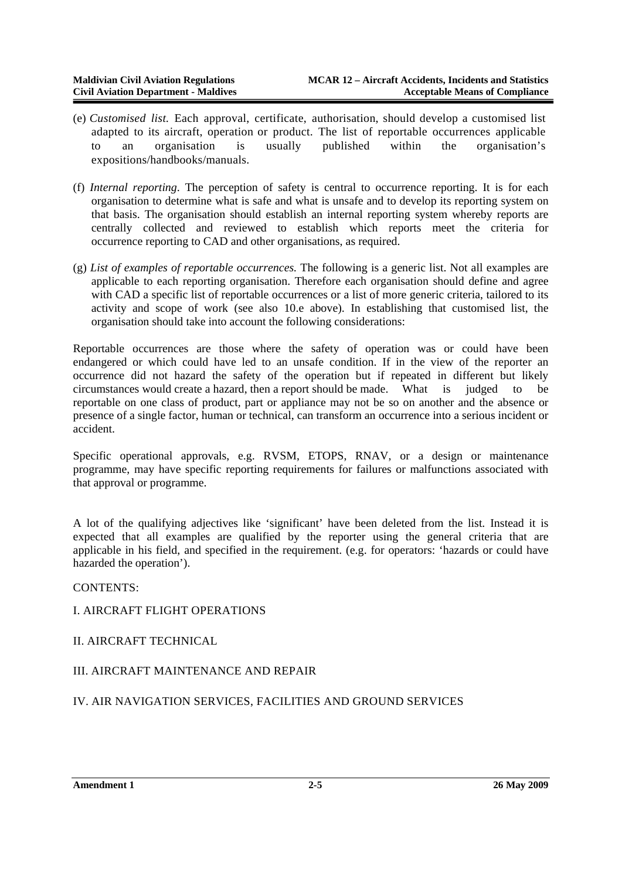(e) *Customised list.* Each approval, certificate, authorisation, should develop a customised list adapted to its aircraft, operation or product. The list of reportable occurrences applicable to an organisation is usually published within the organisation's expositions/handbooks/manuals.

(f) *Internal reporting*. The perception of safety is central to occurrence reporting. It is for each organisation to determine what is safe and what is unsafe and to develop its reporting system on that basis. The organisation should establish an internal reporting system whereby reports are centrally collected and reviewed to establish which reports meet the criteria for occurrence reporting to CAD and other organisations, as required.

(g) *List of examples of reportable occurrences.* The following is a generic list. Not all examples are applicable to each reporting organisation. Therefore each organisation should define and agree with CAD a specific list of reportable occurrences or a list of more generic criteria, tailored to its activity and scope of work (see also 10.e above). In establishing that customised list, the organisation should take into account the following considerations:

Reportable occurrences are those where the safety of operation was or could have been endangered or which could have led to an unsafe condition. If in the view of the reporter an occurrence did not hazard the safety of the operation but if repeated in different but likely circumstances would create a hazard, then a report should be made. What is judged to be reportable on one class of product, part or appliance may not be so on another and the absence or presence of a single factor, human or technical, can transform an occurrence into a serious incident or accident.

Specific operational approvals, e.g. RVSM, ETOPS, RNAV, or a design or maintenance programme, may have specific reporting requirements for failures or malfunctions associated with that approval or programme.

A lot of the qualifying adjectives like 'significant' have been deleted from the list. Instead it is expected that all examples are qualified by the reporter using the general criteria that are applicable in his field, and specified in the requirement. (e.g. for operators: 'hazards or could have hazarded the operation').

CONTENTS:

I. AIRCRAFT FLIGHT OPERATIONS

II. AIRCRAFT TECHNICAL

III. AIRCRAFT MAINTENANCE AND REPAIR

IV. AIR NAVIGATION SERVICES, FACILITIES AND GROUND SERVICES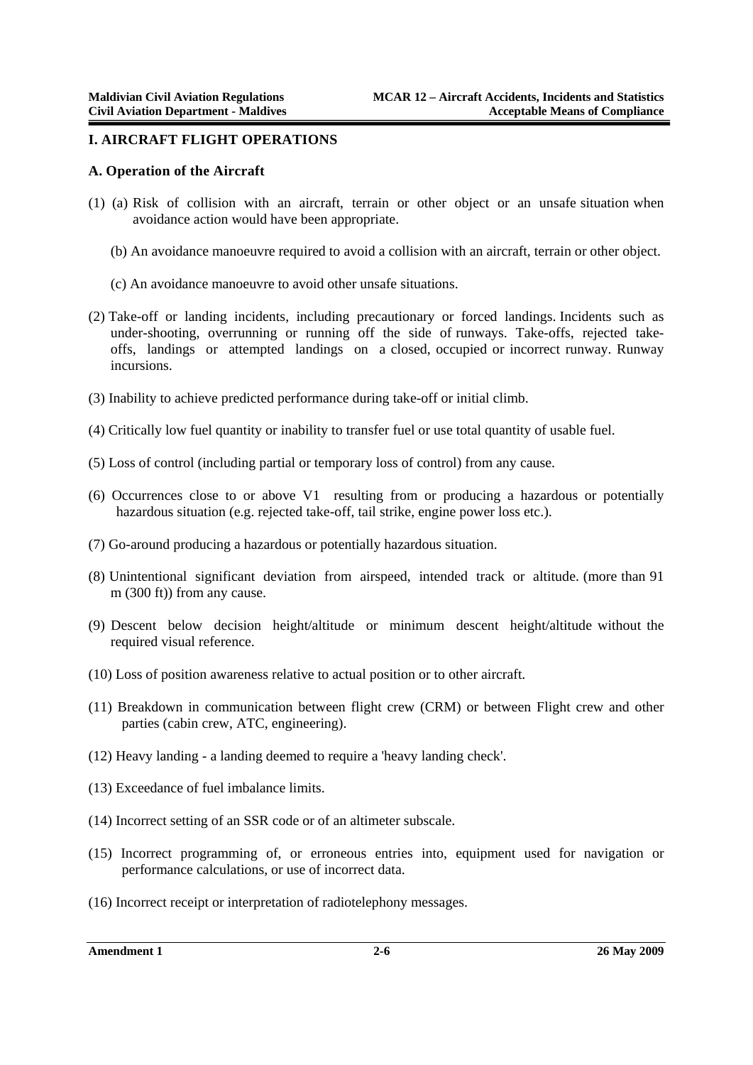## I. AIRCRAFT FLIGHT OPERATIONS

### A. Operation of the Aircraft

(1) (a) Risk of collision with an aircraft, terrain or other object or an unsafe situation when avoidance action would have been appropriate.

(b) An avoidance manoeuvre required to avoid a collision with an aircraft, terrain or other object.

(c) An avoidance manoeuvre to avoid other unsafe situations.

(2) Take-off or landing incidents, including precautionary or forced landings. Incidents such as under-shooting, overrunning or running off the side of runways. Take-offs, rejected take-offs, landings or attempted landings on a closed, occupied or incorrect runway. Runway incursions.

(3) Inability to achieve predicted performance during take-off or initial climb.

(4) Critically low fuel quantity or inability to transfer fuel or use total quantity of usable fuel.

(5) Loss of control (including partial or temporary loss of control) from any cause.

(6) Occurrences close to or above V1 resulting from or producing a hazardous or potentially hazardous situation (e.g. rejected take-off, tail strike, engine power loss etc.).

(7) Go-around producing a hazardous or potentially hazardous situation.

(8) Unintentional significant deviation from airspeed, intended track or altitude. (more than 91 m (300 ft)) from any cause.

(9) Descent below decision height/altitude or minimum descent height/altitude without the required visual reference.

(10) Loss of position awareness relative to actual position or to other aircraft.

(11) Breakdown in communication between flight crew (CRM) or between Flight crew and other parties (cabin crew, ATC, engineering).

(12) Heavy landing - a landing deemed to require a 'heavy landing check'.

(13) Exceedance of fuel imbalance limits.

(14) Incorrect setting of an SSR code or of an altimeter subscale.

(15) Incorrect programming of, or erroneous entries into, equipment used for navigation or performance calculations, or use of incorrect data.

(16) Incorrect receipt or interpretation of radiotelephony messages.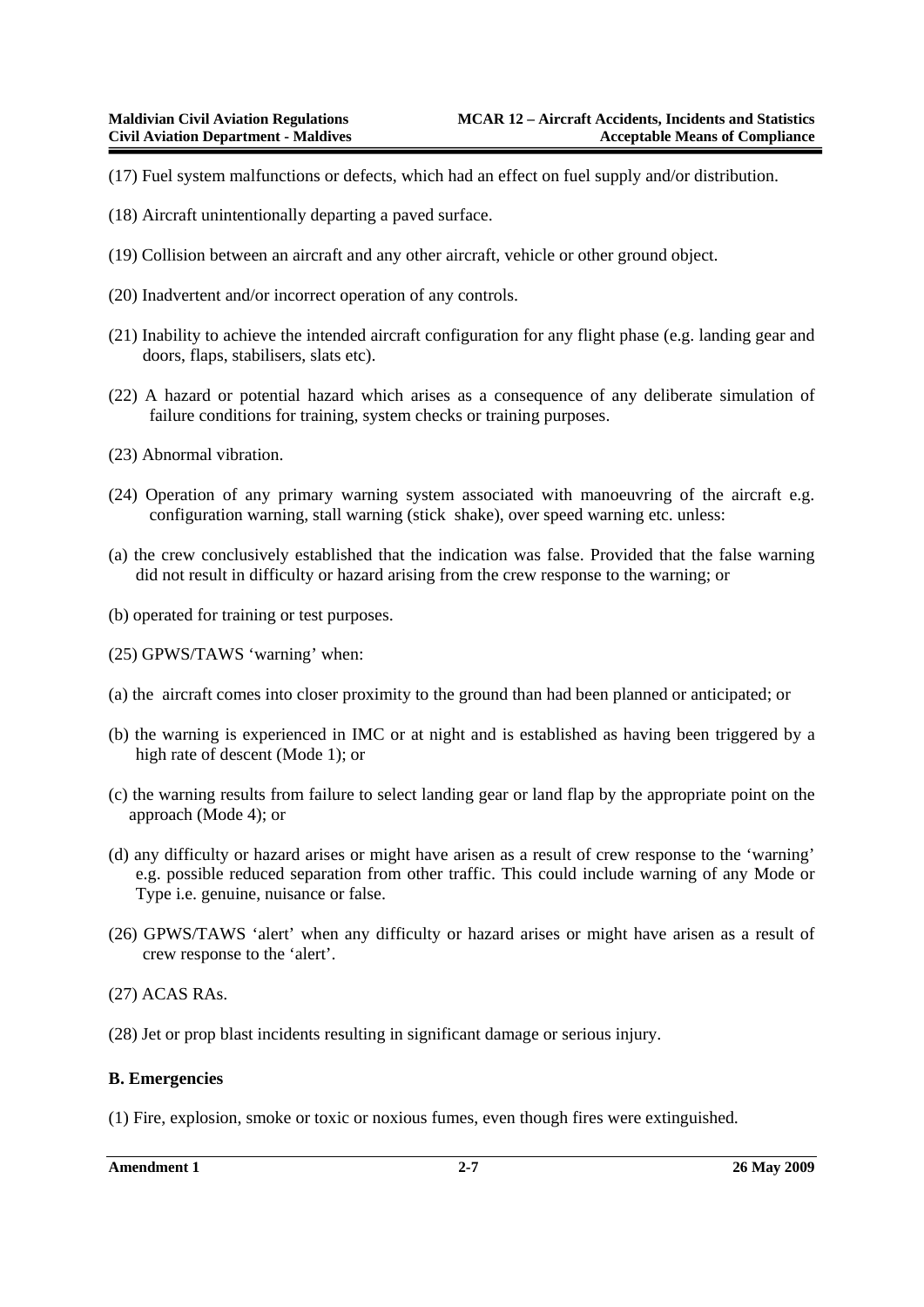(17) Fuel system malfunctions or defects, which had an effect on fuel supply and/or distribution.

(18) Aircraft unintentionally departing a paved surface.

(19) Collision between an aircraft and any other aircraft, vehicle or other ground object.

(20) Inadvertent and/or incorrect operation of any controls.

(21) Inability to achieve the intended aircraft configuration for any flight phase (e.g. landing gear and doors, flaps, stabilisers, slats etc).

(22) A hazard or potential hazard which arises as a consequence of any deliberate simulation of failure conditions for training, system checks or training purposes.

(23) Abnormal vibration.

(24) Operation of any primary warning system associated with manoeuvring of the aircraft e.g. configuration warning, stall warning (stick shake), over speed warning etc. unless:

(a) the crew conclusively established that the indication was false. Provided that the false warning did not result in difficulty or hazard arising from the crew response to the warning; or

(b) operated for training or test purposes.

(25) GPWS/TAWS 'warning' when:

(a) the aircraft comes into closer proximity to the ground than had been planned or anticipated; or

(b) the warning is experienced in IMC or at night and is established as having been triggered by a high rate of descent (Mode 1); or

(c) the warning results from failure to select landing gear or land flap by the appropriate point on the approach (Mode 4); or

(d) any difficulty or hazard arises or might have arisen as a result of crew response to the 'warning' e.g. possible reduced separation from other traffic. This could include warning of any Mode or Type i.e. genuine, nuisance or false.

(26) GPWS/TAWS 'alert' when any difficulty or hazard arises or might have arisen as a result of crew response to the 'alert'.

(27) ACAS RAs.

(28) Jet or prop blast incidents resulting in significant damage or serious injury.

**B. Emergencies**

(1) Fire, explosion, smoke or toxic or noxious fumes, even though fires were extinguished.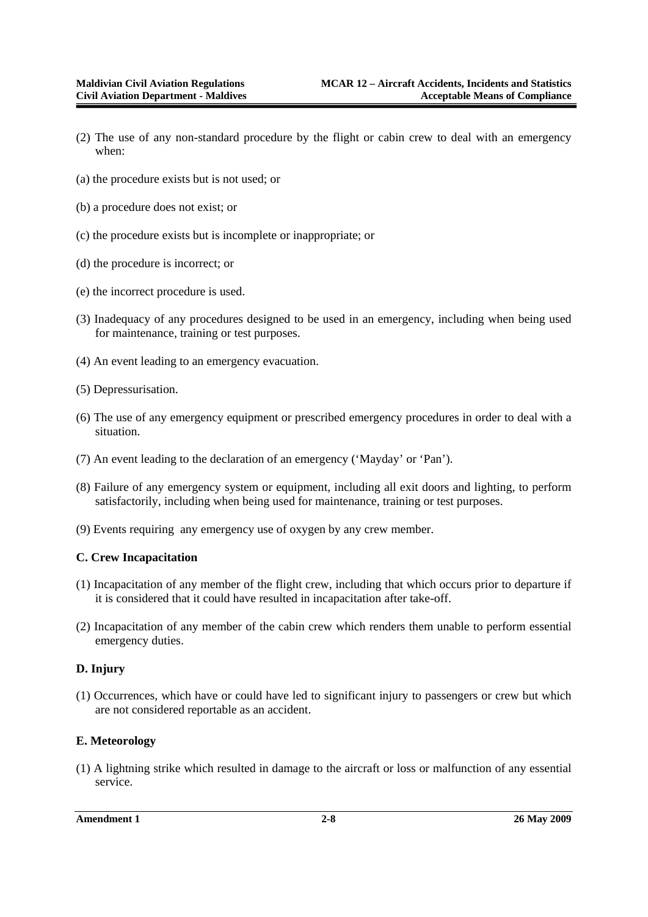(2) The use of any non-standard procedure by the flight or cabin crew to deal with an emergency when:

(a) the procedure exists but is not used; or

(b) a procedure does not exist; or

(c) the procedure exists but is incomplete or inappropriate; or

(d) the procedure is incorrect; or

(e) the incorrect procedure is used.

(3) Inadequacy of any procedures designed to be used in an emergency, including when being used for maintenance, training or test purposes.

(4) An event leading to an emergency evacuation.

(5) Depressurisation.

(6) The use of any emergency equipment or prescribed emergency procedures in order to deal with a situation.

(7) An event leading to the declaration of an emergency ('Mayday' or 'Pan').

(8) Failure of any emergency system or equipment, including all exit doors and lighting, to perform satisfactorily, including when being used for maintenance, training or test purposes.

(9) Events requiring any emergency use of oxygen by any crew member.

**C. Crew Incapacitation**

(1) Incapacitation of any member of the flight crew, including that which occurs prior to departure if it is considered that it could have resulted in incapacitation after take-off.

(2) Incapacitation of any member of the cabin crew which renders them unable to perform essential emergency duties.

**D. Injury**

(1) Occurrences, which have or could have led to significant injury to passengers or crew but which are not considered reportable as an accident.

**E. Meteorology**

(1) A lightning strike which resulted in damage to the aircraft or loss or malfunction of any essential service.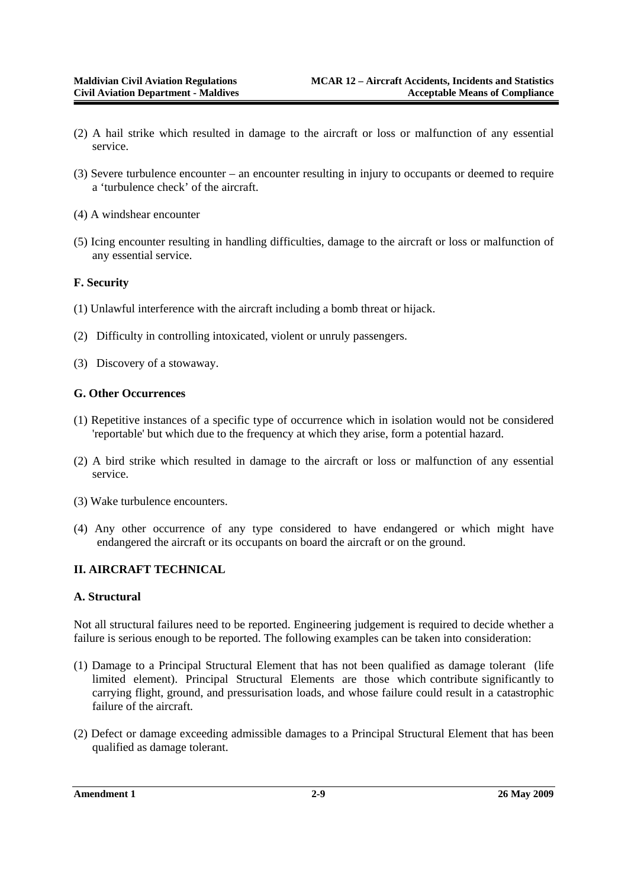(2) A hail strike which resulted in damage to the aircraft or loss or malfunction of any essential service.

(3) Severe turbulence encounter – an encounter resulting in injury to occupants or deemed to require a 'turbulence check' of the aircraft.

(4) A windshear encounter

(5) Icing encounter resulting in handling difficulties, damage to the aircraft or loss or malfunction of any essential service.

**F. Security**

(1) Unlawful interference with the aircraft including a bomb threat or hijack.

(2) Difficulty in controlling intoxicated, violent or unruly passengers.

(3) Discovery of a stowaway.

**G. Other Occurrences**

(1) Repetitive instances of a specific type of occurrence which in isolation would not be considered 'reportable' but which due to the frequency at which they arise, form a potential hazard.

(2) A bird strike which resulted in damage to the aircraft or loss or malfunction of any essential service.

(3) Wake turbulence encounters.

(4) Any other occurrence of any type considered to have endangered or which might have endangered the aircraft or its occupants on board the aircraft or on the ground.

## II. AIRCRAFT TECHNICAL

**A. Structural**

Not all structural failures need to be reported. Engineering judgement is required to decide whether a failure is serious enough to be reported. The following examples can be taken into consideration:

(1) Damage to a Principal Structural Element that has not been qualified as damage tolerant (life limited element). Principal Structural Elements are those which contribute significantly to carrying flight, ground, and pressurisation loads, and whose failure could result in a catastrophic failure of the aircraft.

(2) Defect or damage exceeding admissible damages to a Principal Structural Element that has been qualified as damage tolerant.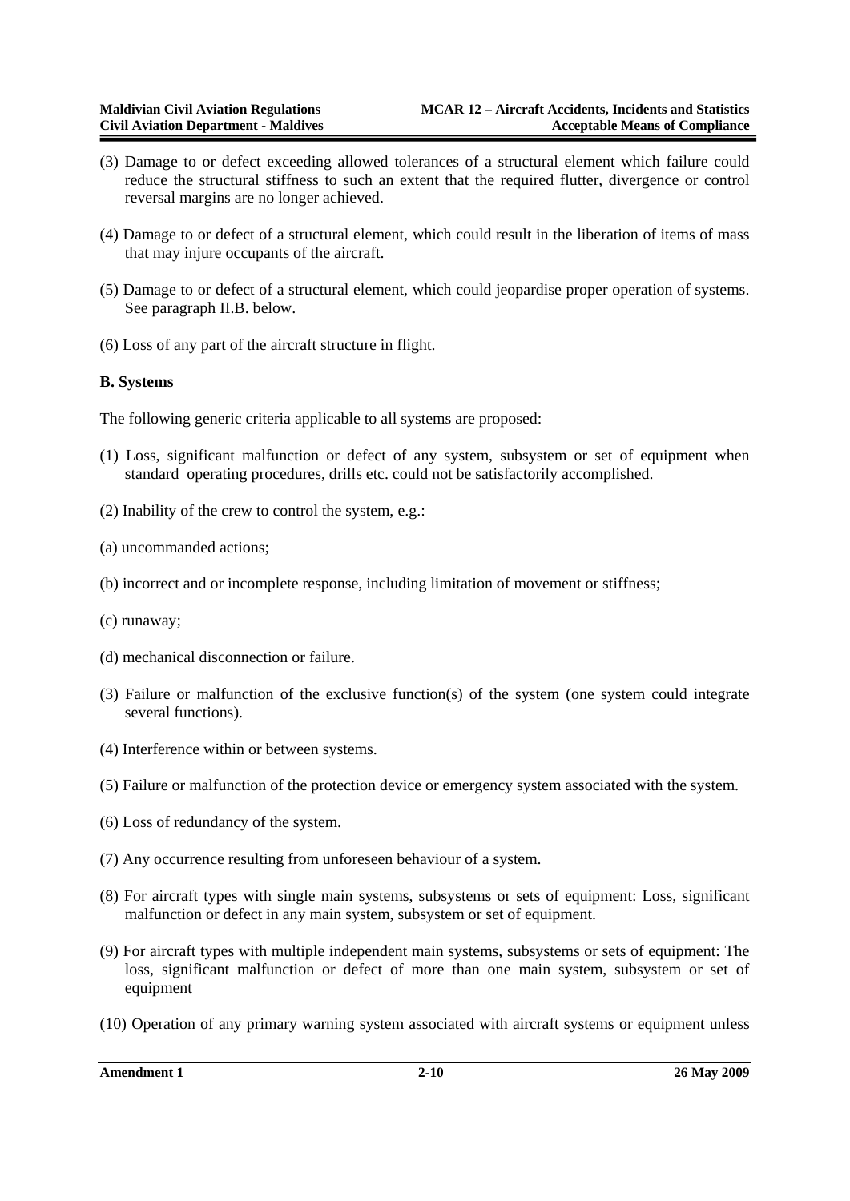(3) Damage to or defect exceeding allowed tolerances of a structural element which failure could reduce the structural stiffness to such an extent that the required flutter, divergence or control reversal margins are no longer achieved.

(4) Damage to or defect of a structural element, which could result in the liberation of items of mass that may injure occupants of the aircraft.

(5) Damage to or defect of a structural element, which could jeopardise proper operation of systems. See paragraph II.B. below.

(6) Loss of any part of the aircraft structure in flight.

**B. Systems**

The following generic criteria applicable to all systems are proposed:

(1) Loss, significant malfunction or defect of any system, subsystem or set of equipment when standard operating procedures, drills etc. could not be satisfactorily accomplished.

(2) Inability of the crew to control the system, e.g.:

(a) uncommanded actions;

(b) incorrect and or incomplete response, including limitation of movement or stiffness;

(c) runaway;

(d) mechanical disconnection or failure.

(3) Failure or malfunction of the exclusive function(s) of the system (one system could integrate several functions).

(4) Interference within or between systems.

(5) Failure or malfunction of the protection device or emergency system associated with the system.

(6) Loss of redundancy of the system.

(7) Any occurrence resulting from unforeseen behaviour of a system.

(8) For aircraft types with single main systems, subsystems or sets of equipment: Loss, significant malfunction or defect in any main system, subsystem or set of equipment.

(9) For aircraft types with multiple independent main systems, subsystems or sets of equipment: The loss, significant malfunction or defect of more than one main system, subsystem or set of equipment

(10) Operation of any primary warning system associated with aircraft systems or equipment unless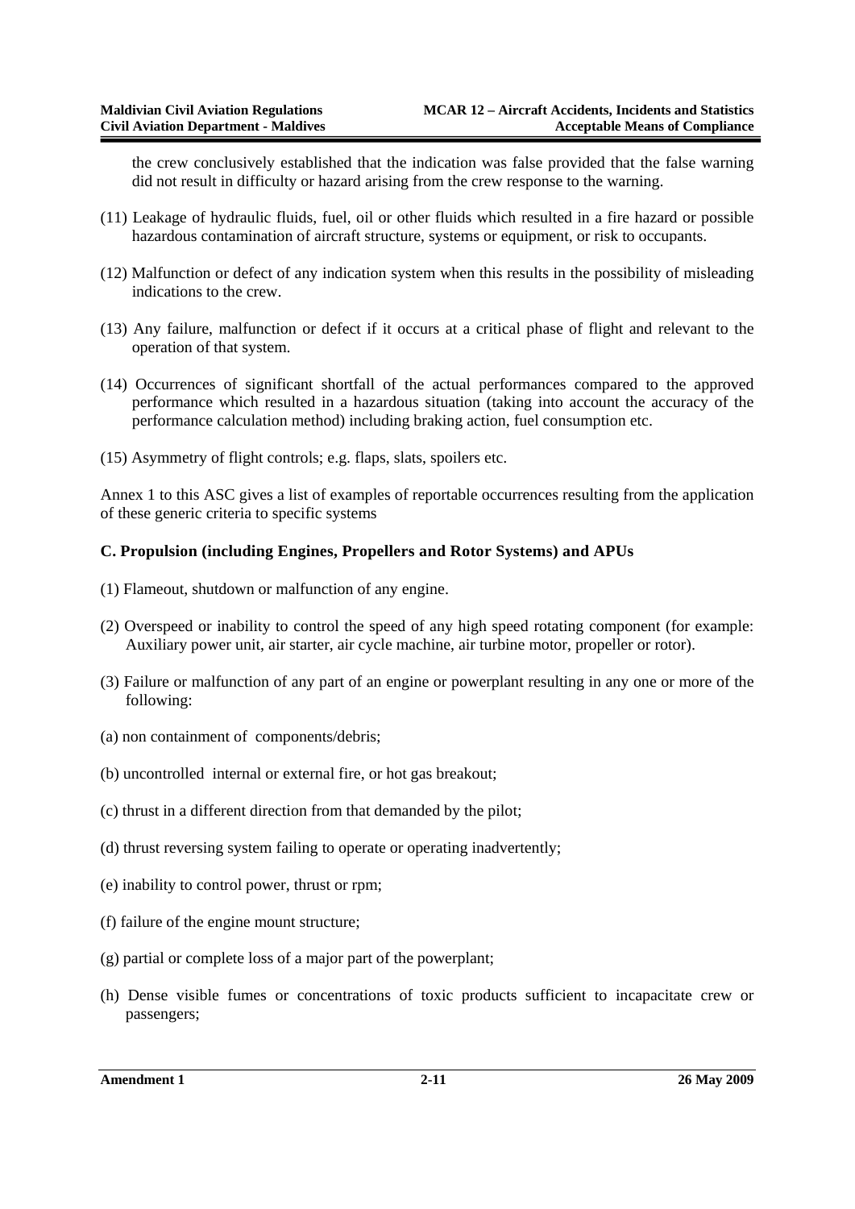the crew conclusively established that the indication was false provided that the false warning did not result in difficulty or hazard arising from the crew response to the warning.

(11) Leakage of hydraulic fluids, fuel, oil or other fluids which resulted in a fire hazard or possible hazardous contamination of aircraft structure, systems or equipment, or risk to occupants.

(12) Malfunction or defect of any indication system when this results in the possibility of misleading indications to the crew.

(13) Any failure, malfunction or defect if it occurs at a critical phase of flight and relevant to the operation of that system.

(14) Occurrences of significant shortfall of the actual performances compared to the approved performance which resulted in a hazardous situation (taking into account the accuracy of the performance calculation method) including braking action, fuel consumption etc.

(15) Asymmetry of flight controls; e.g. flaps, slats, spoilers etc.

Annex 1 to this ASC gives a list of examples of reportable occurrences resulting from the application of these generic criteria to specific systems

### C. Propulsion (including Engines, Propellers and Rotor Systems) and APUs

(1) Flameout, shutdown or malfunction of any engine.

(2) Overspeed or inability to control the speed of any high speed rotating component (for example: Auxiliary power unit, air starter, air cycle machine, air turbine motor, propeller or rotor).

(3) Failure or malfunction of any part of an engine or powerplant resulting in any one or more of the following:

(a) non containment of components/debris;

(b) uncontrolled internal or external fire, or hot gas breakout;

(c) thrust in a different direction from that demanded by the pilot;

(d) thrust reversing system failing to operate or operating inadvertently;

(e) inability to control power, thrust or rpm;

(f) failure of the engine mount structure;

(g) partial or complete loss of a major part of the powerplant;

(h) Dense visible fumes or concentrations of toxic products sufficient to incapacitate crew or passengers;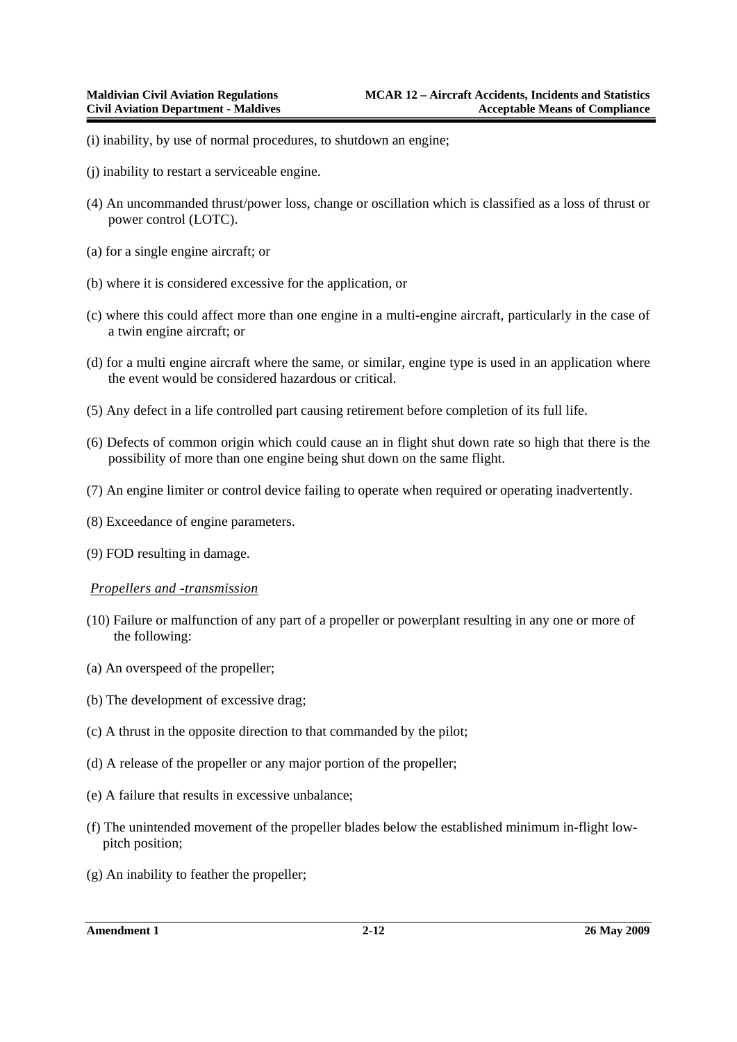(i) inability, by use of normal procedures, to shutdown an engine;

(j) inability to restart a serviceable engine.

(4) An uncommanded thrust/power loss, change or oscillation which is classified as a loss of thrust or power control (LOTC).

(a) for a single engine aircraft; or

(b) where it is considered excessive for the application, or

(c) where this could affect more than one engine in a multi-engine aircraft, particularly in the case of a twin engine aircraft; or

(d) for a multi engine aircraft where the same, or similar, engine type is used in an application where the event would be considered hazardous or critical.

(5) Any defect in a life controlled part causing retirement before completion of its full life.

(6) Defects of common origin which could cause an in flight shut down rate so high that there is the possibility of more than one engine being shut down on the same flight.

(7) An engine limiter or control device failing to operate when required or operating inadvertently.

(8) Exceedance of engine parameters.

(9) FOD resulting in damage.

*Propellers and -transmission*

(10) Failure or malfunction of any part of a propeller or powerplant resulting in any one or more of the following:

(a) An overspeed of the propeller;

(b) The development of excessive drag;

(c) A thrust in the opposite direction to that commanded by the pilot;

(d) A release of the propeller or any major portion of the propeller;

(e) A failure that results in excessive unbalance;

(f) The unintended movement of the propeller blades below the established minimum in-flight low-pitch position;

(g) An inability to feather the propeller;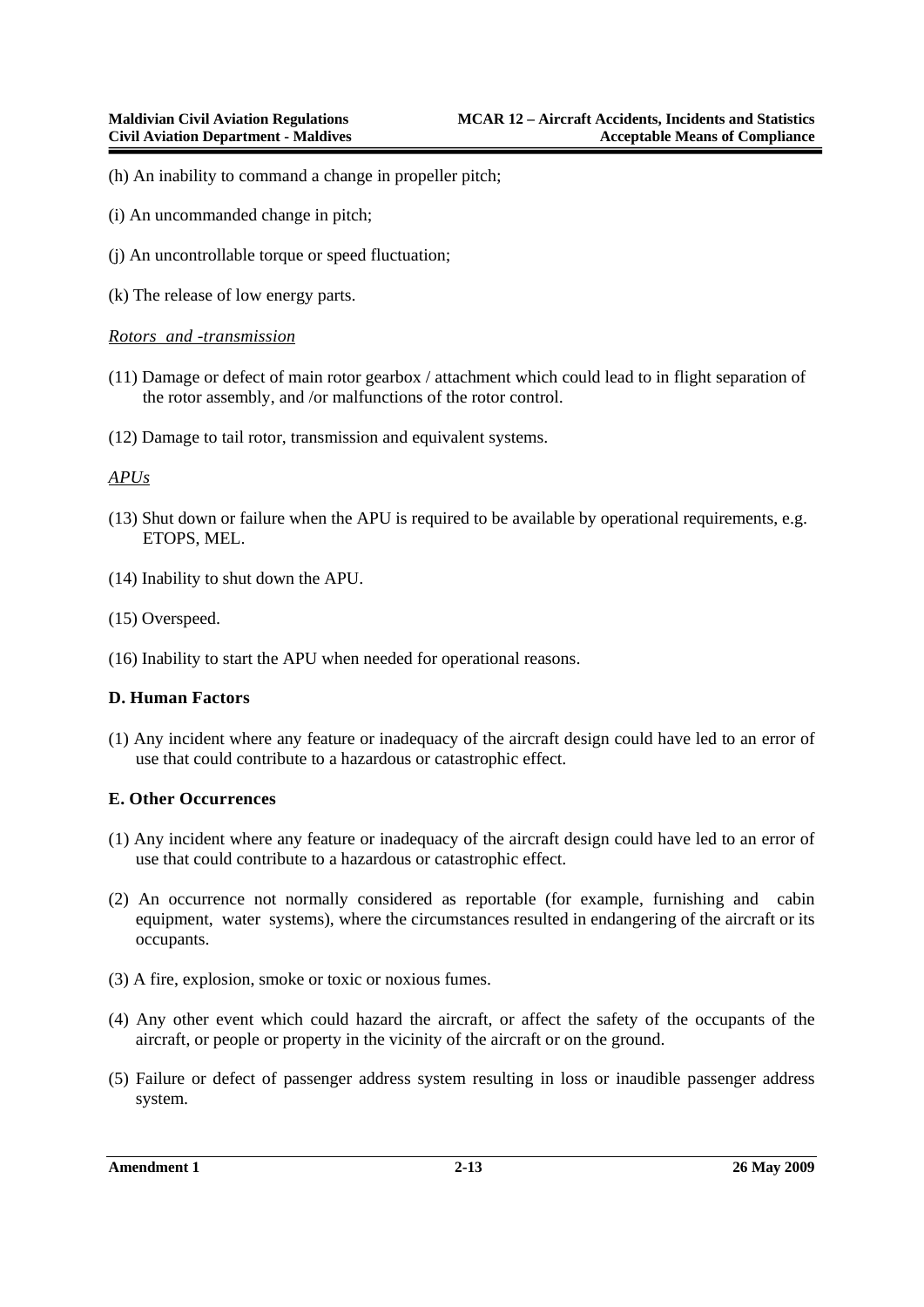(h) An inability to command a change in propeller pitch;

(i) An uncommanded change in pitch;

(j) An uncontrollable torque or speed fluctuation;

(k) The release of low energy parts.

*Rotors and -transmission*

(11) Damage or defect of main rotor gearbox / attachment which could lead to in flight separation of the rotor assembly, and /or malfunctions of the rotor control.

(12) Damage to tail rotor, transmission and equivalent systems.

*APUs*

(13) Shut down or failure when the APU is required to be available by operational requirements, e.g. ETOPS, MEL.

(14) Inability to shut down the APU.

(15) Overspeed.

(16) Inability to start the APU when needed for operational reasons.

**D. Human Factors**

(1) Any incident where any feature or inadequacy of the aircraft design could have led to an error of use that could contribute to a hazardous or catastrophic effect.

**E. Other Occurrences**

(1) Any incident where any feature or inadequacy of the aircraft design could have led to an error of use that could contribute to a hazardous or catastrophic effect.

(2) An occurrence not normally considered as reportable (for example, furnishing and cabin equipment, water systems), where the circumstances resulted in endangering of the aircraft or its occupants.

(3) A fire, explosion, smoke or toxic or noxious fumes.

(4) Any other event which could hazard the aircraft, or affect the safety of the occupants of the aircraft, or people or property in the vicinity of the aircraft or on the ground.

(5) Failure or defect of passenger address system resulting in loss or inaudible passenger address system.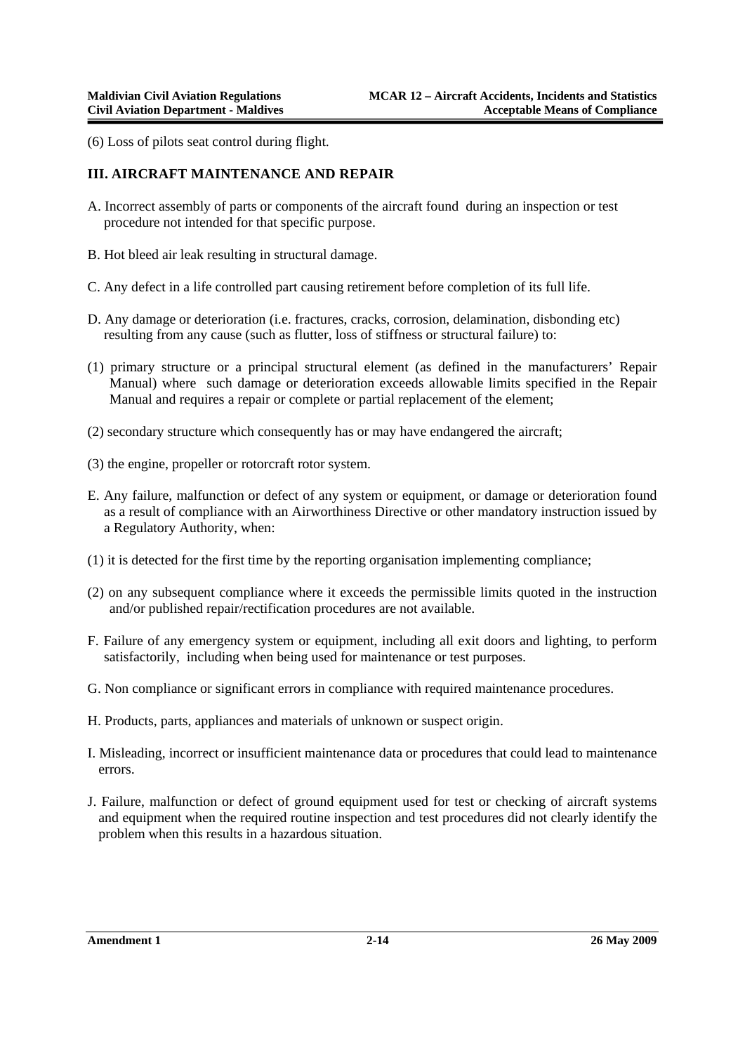(6) Loss of pilots seat control during flight.

### III. AIRCRAFT MAINTENANCE AND REPAIR

A. Incorrect assembly of parts or components of the aircraft found during an inspection or test procedure not intended for that specific purpose.

B. Hot bleed air leak resulting in structural damage.

C. Any defect in a life controlled part causing retirement before completion of its full life.

D. Any damage or deterioration (i.e. fractures, cracks, corrosion, delamination, disbonding etc) resulting from any cause (such as flutter, loss of stiffness or structural failure) to:

(1) primary structure or a principal structural element (as defined in the manufacturers' Repair Manual) where such damage or deterioration exceeds allowable limits specified in the Repair Manual and requires a repair or complete or partial replacement of the element;

(2) secondary structure which consequently has or may have endangered the aircraft;

(3) the engine, propeller or rotorcraft rotor system.

E. Any failure, malfunction or defect of any system or equipment, or damage or deterioration found as a result of compliance with an Airworthiness Directive or other mandatory instruction issued by a Regulatory Authority, when:

(1) it is detected for the first time by the reporting organisation implementing compliance;

(2) on any subsequent compliance where it exceeds the permissible limits quoted in the instruction and/or published repair/rectification procedures are not available.

F. Failure of any emergency system or equipment, including all exit doors and lighting, to perform satisfactorily, including when being used for maintenance or test purposes.

G. Non compliance or significant errors in compliance with required maintenance procedures.

H. Products, parts, appliances and materials of unknown or suspect origin.

I. Misleading, incorrect or insufficient maintenance data or procedures that could lead to maintenance errors.

J. Failure, malfunction or defect of ground equipment used for test or checking of aircraft systems and equipment when the required routine inspection and test procedures did not clearly identify the problem when this results in a hazardous situation.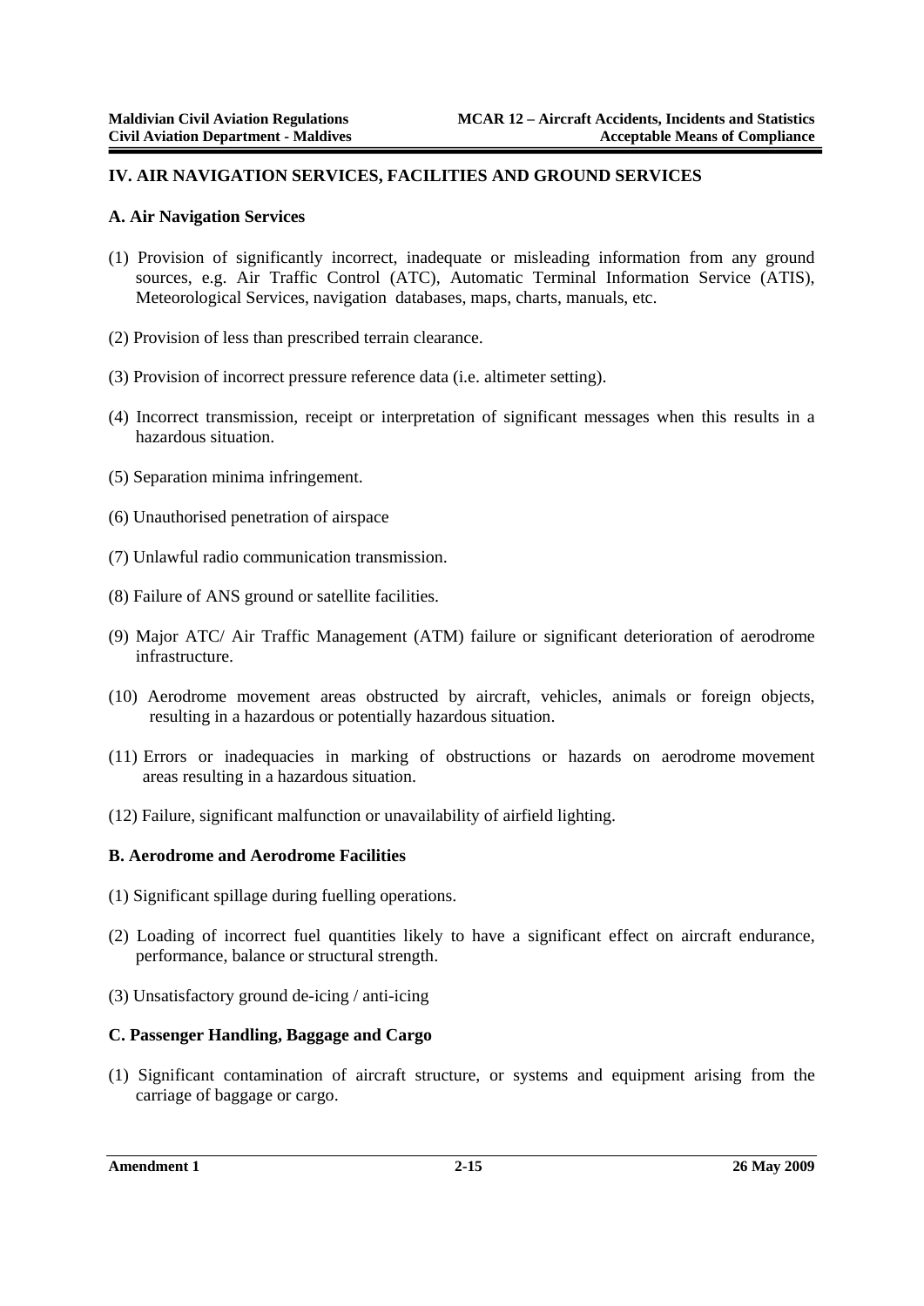## IV. AIR NAVIGATION SERVICES, FACILITIES AND GROUND SERVICES

### A. Air Navigation Services

(1) Provision of significantly incorrect, inadequate or misleading information from any ground sources, e.g. Air Traffic Control (ATC), Automatic Terminal Information Service (ATIS), Meteorological Services, navigation databases, maps, charts, manuals, etc.

(2) Provision of less than prescribed terrain clearance.

(3) Provision of incorrect pressure reference data (i.e. altimeter setting).

(4) Incorrect transmission, receipt or interpretation of significant messages when this results in a hazardous situation.

(5) Separation minima infringement.

(6) Unauthorised penetration of airspace

(7) Unlawful radio communication transmission.

(8) Failure of ANS ground or satellite facilities.

(9) Major ATC/ Air Traffic Management (ATM) failure or significant deterioration of aerodrome infrastructure.

(10) Aerodrome movement areas obstructed by aircraft, vehicles, animals or foreign objects, resulting in a hazardous or potentially hazardous situation.

(11) Errors or inadequacies in marking of obstructions or hazards on aerodrome movement areas resulting in a hazardous situation.

(12) Failure, significant malfunction or unavailability of airfield lighting.

### B. Aerodrome and Aerodrome Facilities

(1) Significant spillage during fuelling operations.

(2) Loading of incorrect fuel quantities likely to have a significant effect on aircraft endurance, performance, balance or structural strength.

(3) Unsatisfactory ground de-icing / anti-icing

### C. Passenger Handling, Baggage and Cargo

(1) Significant contamination of aircraft structure, or systems and equipment arising from the carriage of baggage or cargo.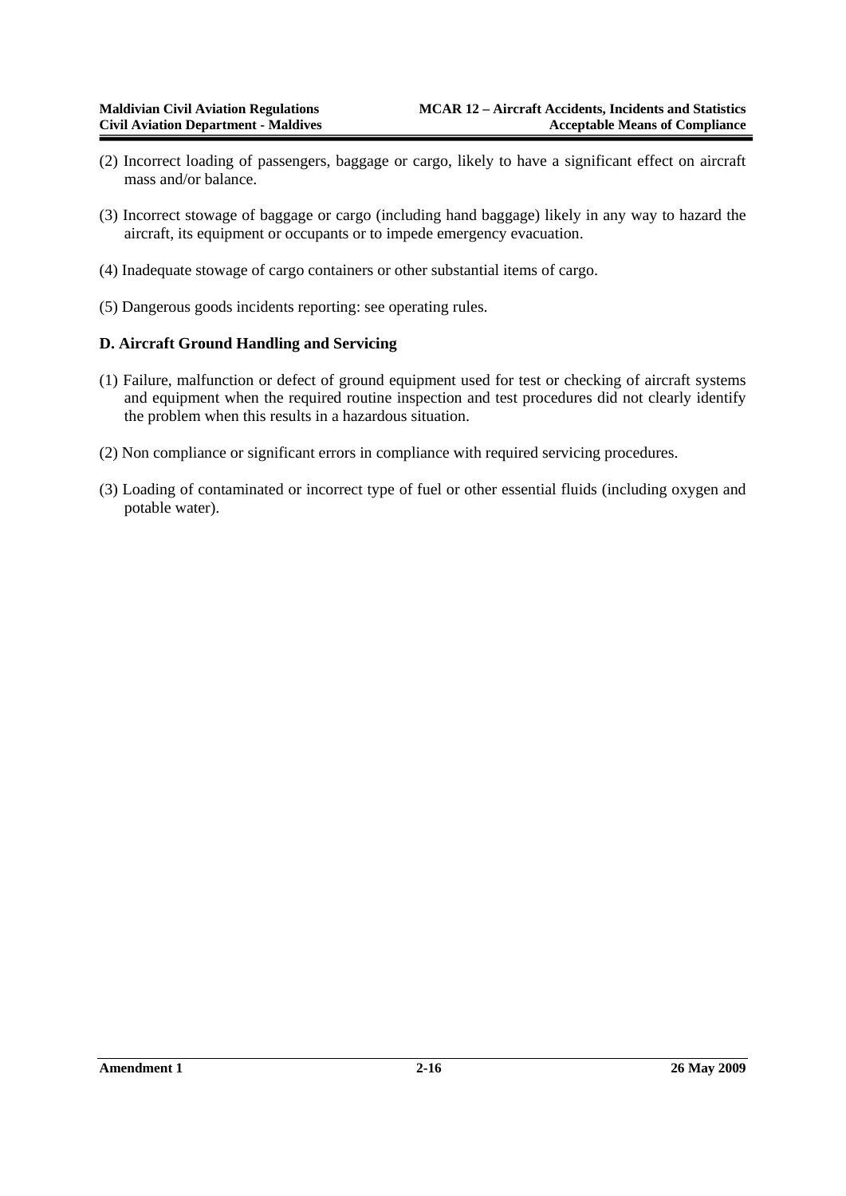(2) Incorrect loading of passengers, baggage or cargo, likely to have a significant effect on aircraft mass and/or balance.

(3) Incorrect stowage of baggage or cargo (including hand baggage) likely in any way to hazard the aircraft, its equipment or occupants or to impede emergency evacuation.

(4) Inadequate stowage of cargo containers or other substantial items of cargo.

(5) Dangerous goods incidents reporting: see operating rules.

**D. Aircraft Ground Handling and Servicing**

(1) Failure, malfunction or defect of ground equipment used for test or checking of aircraft systems and equipment when the required routine inspection and test procedures did not clearly identify the problem when this results in a hazardous situation.

(2) Non compliance or significant errors in compliance with required servicing procedures.

(3) Loading of contaminated or incorrect type of fuel or other essential fluids (including oxygen and potable water).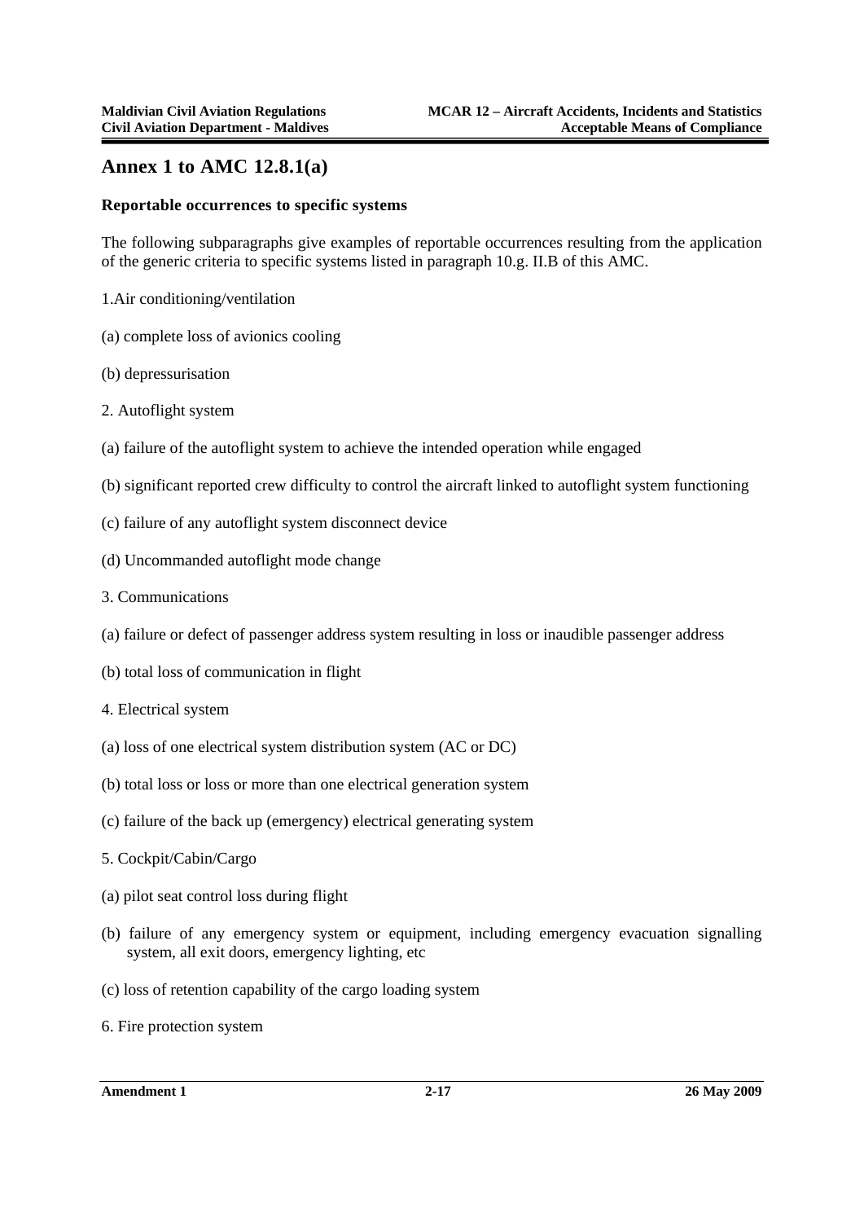# Annex 1 to AMC 12.8.1(a)

**Reportable occurrences to specific systems**

The following subparagraphs give examples of reportable occurrences resulting from the application of the generic criteria to specific systems listed in paragraph 10.g. II.B of this AMC.

1.Air conditioning/ventilation

(a) complete loss of avionics cooling

(b) depressurisation

2. Autoflight system

(a) failure of the autoflight system to achieve the intended operation while engaged

(b) significant reported crew difficulty to control the aircraft linked to autoflight system functioning

(c) failure of any autoflight system disconnect device

(d) Uncommanded autoflight mode change

3. Communications

(a) failure or defect of passenger address system resulting in loss or inaudible passenger address

(b) total loss of communication in flight

4. Electrical system

(a) loss of one electrical system distribution system (AC or DC)

(b) total loss or loss or more than one electrical generation system

(c) failure of the back up (emergency) electrical generating system

5. Cockpit/Cabin/Cargo

(a) pilot seat control loss during flight

(b) failure of any emergency system or equipment, including emergency evacuation signalling system, all exit doors, emergency lighting, etc

(c) loss of retention capability of the cargo loading system

6. Fire protection system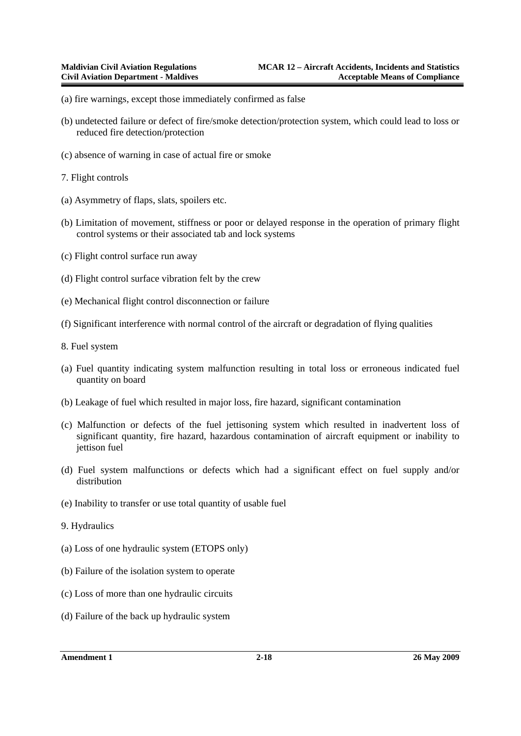(a) fire warnings, except those immediately confirmed as false

(b) undetected failure or defect of fire/smoke detection/protection system, which could lead to loss or reduced fire detection/protection

(c) absence of warning in case of actual fire or smoke

7. Flight controls

(a) Asymmetry of flaps, slats, spoilers etc.

(b) Limitation of movement, stiffness or poor or delayed response in the operation of primary flight control systems or their associated tab and lock systems

(c) Flight control surface run away

(d) Flight control surface vibration felt by the crew

(e) Mechanical flight control disconnection or failure

(f) Significant interference with normal control of the aircraft or degradation of flying qualities

8. Fuel system

(a) Fuel quantity indicating system malfunction resulting in total loss or erroneous indicated fuel quantity on board

(b) Leakage of fuel which resulted in major loss, fire hazard, significant contamination

(c) Malfunction or defects of the fuel jettisoning system which resulted in inadvertent loss of significant quantity, fire hazard, hazardous contamination of aircraft equipment or inability to jettison fuel

(d) Fuel system malfunctions or defects which had a significant effect on fuel supply and/or distribution

(e) Inability to transfer or use total quantity of usable fuel

9. Hydraulics

(a) Loss of one hydraulic system (ETOPS only)

(b) Failure of the isolation system to operate

(c) Loss of more than one hydraulic circuits

(d) Failure of the back up hydraulic system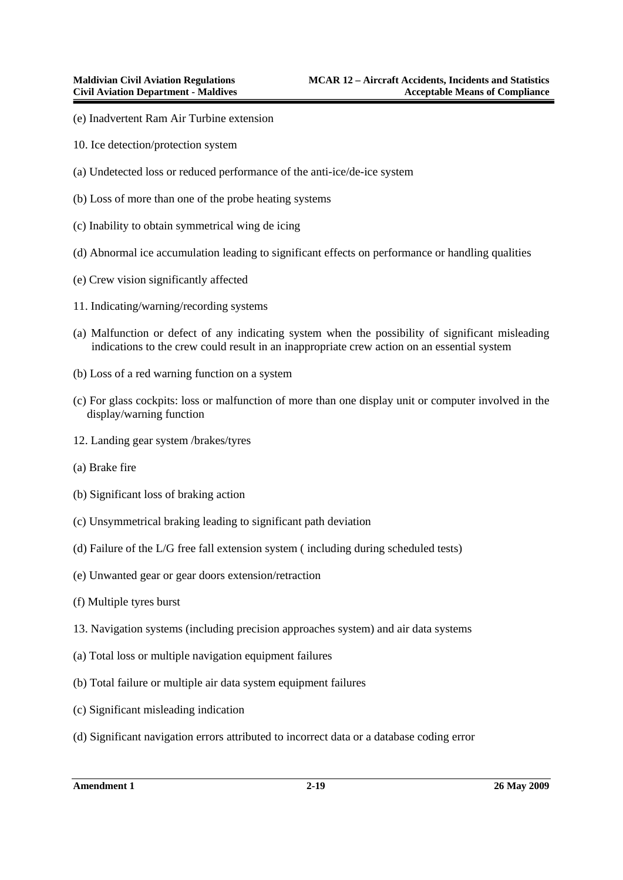(e) Inadvertent Ram Air Turbine extension

10. Ice detection/protection system

(a) Undetected loss or reduced performance of the anti-ice/de-ice system

(b) Loss of more than one of the probe heating systems

(c) Inability to obtain symmetrical wing de icing

(d) Abnormal ice accumulation leading to significant effects on performance or handling qualities

(e) Crew vision significantly affected

11. Indicating/warning/recording systems

(a) Malfunction or defect of any indicating system when the possibility of significant misleading indications to the crew could result in an inappropriate crew action on an essential system

(b) Loss of a red warning function on a system

(c) For glass cockpits: loss or malfunction of more than one display unit or computer involved in the display/warning function

12. Landing gear system /brakes/tyres

(a) Brake fire

(b) Significant loss of braking action

(c) Unsymmetrical braking leading to significant path deviation

(d) Failure of the L/G free fall extension system ( including during scheduled tests)

(e) Unwanted gear or gear doors extension/retraction

(f) Multiple tyres burst

13. Navigation systems (including precision approaches system) and air data systems

(a) Total loss or multiple navigation equipment failures

(b) Total failure or multiple air data system equipment failures

(c) Significant misleading indication

(d) Significant navigation errors attributed to incorrect data or a database coding error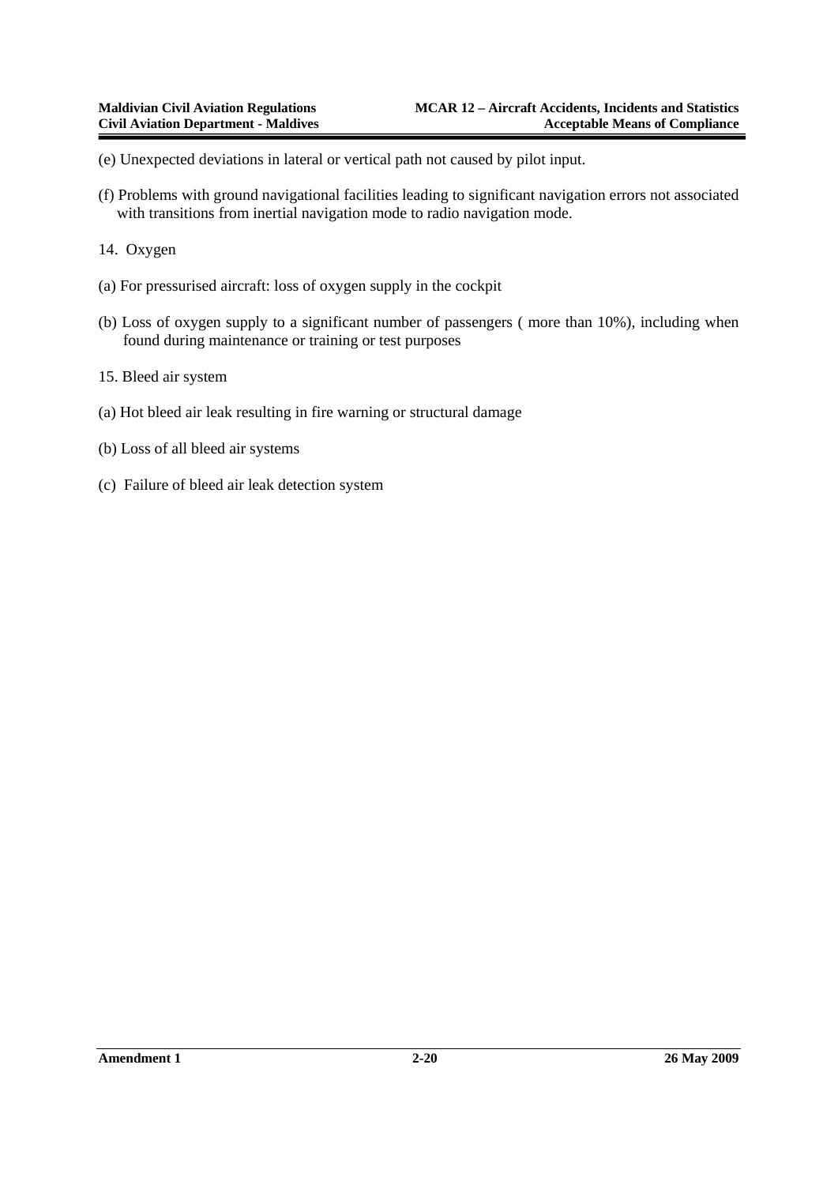(e) Unexpected deviations in lateral or vertical path not caused by pilot input.

(f) Problems with ground navigational facilities leading to significant navigation errors not associated with transitions from inertial navigation mode to radio navigation mode.

14. Oxygen

(a) For pressurised aircraft: loss of oxygen supply in the cockpit

(b) Loss of oxygen supply to a significant number of passengers ( more than 10%), including when found during maintenance or training or test purposes

15. Bleed air system

(a) Hot bleed air leak resulting in fire warning or structural damage

(b) Loss of all bleed air systems

(c) Failure of bleed air leak detection system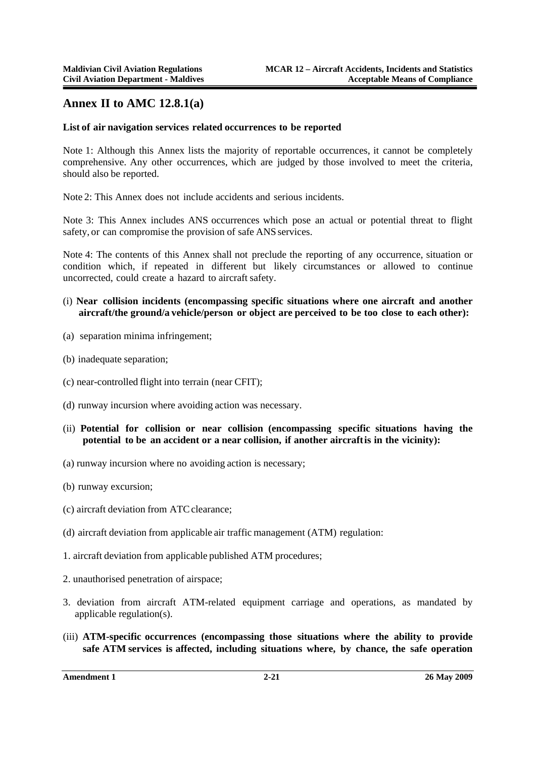## Annex II to AMC 12.8.1(a)

**List of air navigation services related occurrences to be reported**

Note 1: Although this Annex lists the majority of reportable occurrences, it cannot be completely comprehensive. Any other occurrences, which are judged by those involved to meet the criteria, should also be reported.

Note 2: This Annex does not include accidents and serious incidents.

Note 3: This Annex includes ANS occurrences which pose an actual or potential threat to flight safety, or can compromise the provision of safe ANS services.

Note 4: The contents of this Annex shall not preclude the reporting of any occurrence, situation or condition which, if repeated in different but likely circumstances or allowed to continue uncorrected, could create a hazard to aircraft safety.

(i) **Near collision incidents (encompassing specific situations where one aircraft and another aircraft/the ground/a vehicle/person or object are perceived to be too close to each other):**

(a) separation minima infringement;

(b) inadequate separation;

(c) near-controlled flight into terrain (near CFIT);

(d) runway incursion where avoiding action was necessary.

(ii) **Potential for collision or near collision (encompassing specific situations having the potential to be an accident or a near collision, if another aircraft is in the vicinity):**

(a) runway incursion where no avoiding action is necessary;

(b) runway excursion;

(c) aircraft deviation from ATC clearance;

(d) aircraft deviation from applicable air traffic management (ATM) regulation:

1. aircraft deviation from applicable published ATM procedures;

2. unauthorised penetration of airspace;

3. deviation from aircraft ATM-related equipment carriage and operations, as mandated by applicable regulation(s).

(iii) **ATM-specific occurrences (encompassing those situations where the ability to provide safe ATM services is affected, including situations where, by chance, the safe operation**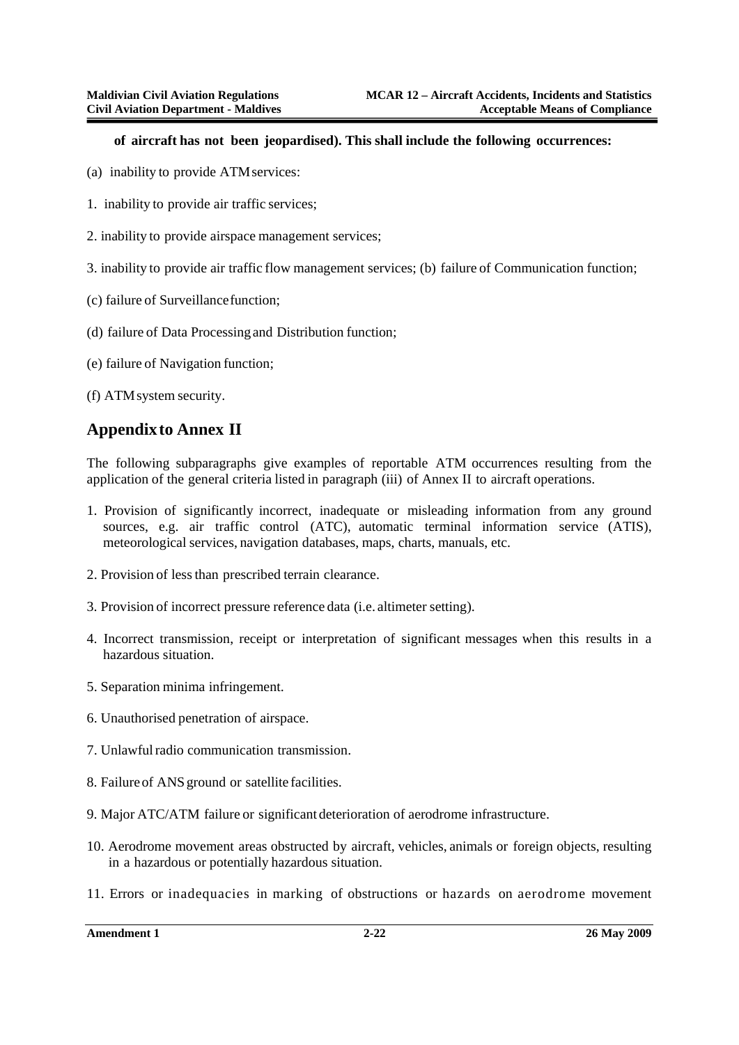**of aircraft has not been jeopardised). This shall include the following occurrences:**

(a) inability to provide ATM services:

1. inability to provide air traffic services;

2. inability to provide airspace management services;

3. inability to provide air traffic flow management services; (b) failure of Communication function;

(c) failure of Surveillance function;

(d) failure of Data Processing and Distribution function;

(e) failure of Navigation function;

(f) ATM system security.

## Appendix to Annex II

The following subparagraphs give examples of reportable ATM occurrences resulting from the application of the general criteria listed in paragraph (iii) of Annex II to aircraft operations.

1. Provision of significantly incorrect, inadequate or misleading information from any ground sources, e.g. air traffic control (ATC), automatic terminal information service (ATIS), meteorological services, navigation databases, maps, charts, manuals, etc.

2. Provision of less than prescribed terrain clearance.

3. Provision of incorrect pressure reference data (i.e. altimeter setting).

4. Incorrect transmission, receipt or interpretation of significant messages when this results in a hazardous situation.

5. Separation minima infringement.

6. Unauthorised penetration of airspace.

7. Unlawful radio communication transmission.

8. Failure of ANS ground or satellite facilities.

9. Major ATC/ATM failure or significant deterioration of aerodrome infrastructure.

10. Aerodrome movement areas obstructed by aircraft, vehicles, animals or foreign objects, resulting in a hazardous or potentially hazardous situation.

11. Errors or inadequacies in marking of obstructions or hazards on aerodrome movement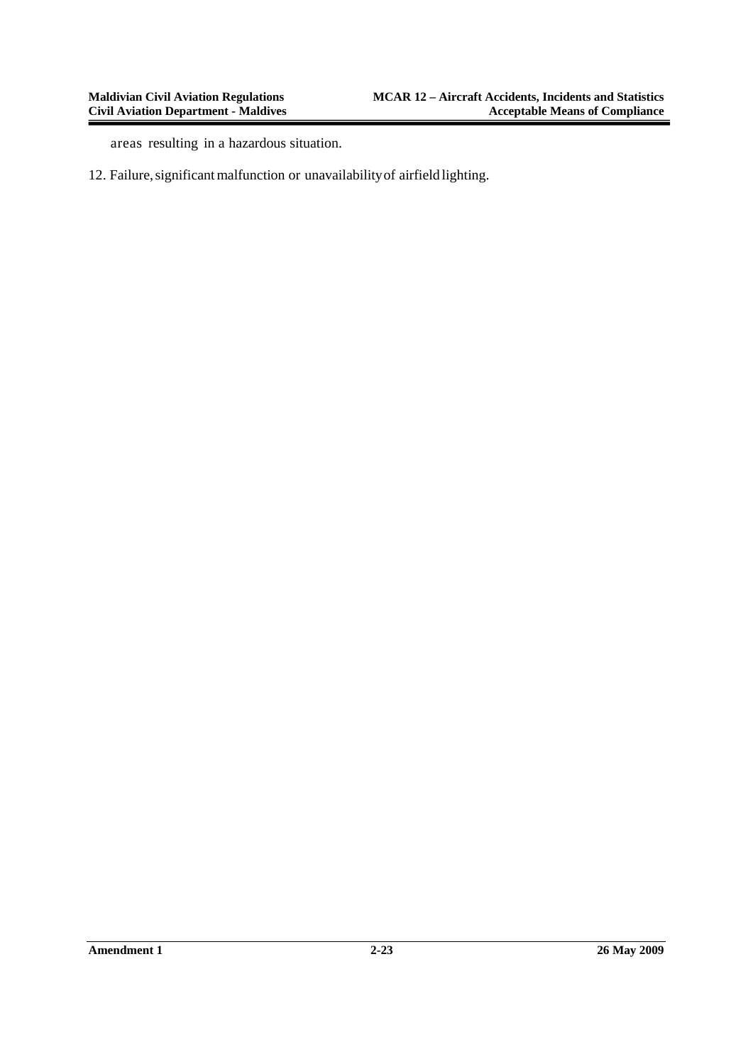areas resulting in a hazardous situation.

12. Failure, significant malfunction or unavailability of airfield lighting.